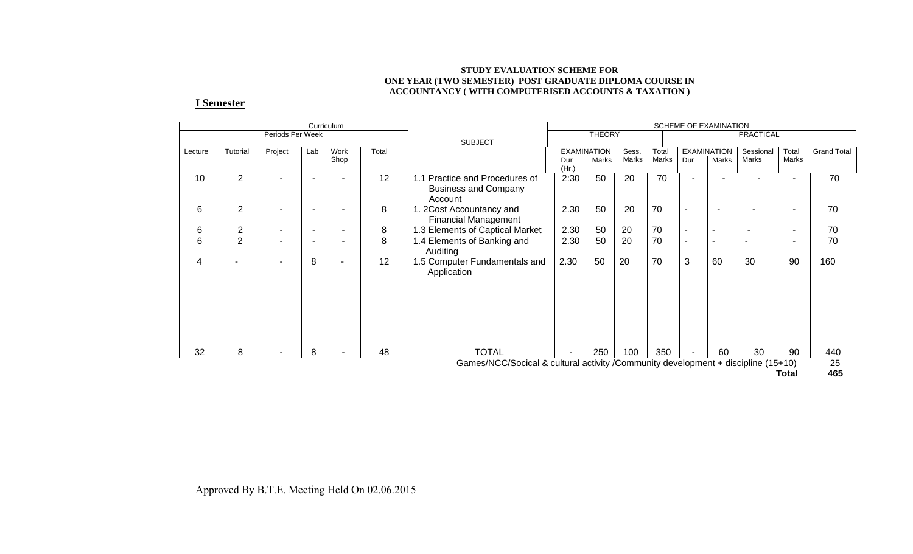**STUDY EVALUATION SCHEME FOR**
**ONE YEAR (TWO SEMESTER) POST GRADUATE DIPLOMA COURSE IN ACCOUNTANCY ( WITH COMPUTERISED ACCOUNTS & TAXATION )**

## I Semester

| Curriculum | | | | | | SUBJECT | SCHEME OF EXAMINATION | | | | | | | | | |
|---|---|---|---|---|---|---|---|---|---|---|---|---|---|---|---|
| Periods Per Week | | | | | | | THEORY | | | | PRACTICAL | | | | |
| Lecture | Tutorial | Project | Lab | Work Shop | Total | | EXAMINATION Dur (Hr.) | EXAMINATION Marks | Sess. Marks | Total Marks | EXAMINATION Dur | EXAMINATION Marks | Sessional Marks | Total Marks | Grand Total |
| 10 | 2 | - | - | - | 12 | 1.1 Practice and Procedures of Business and Company Account | 2:30 | 50 | 20 | 70 | - | - | - | - | 70 |
| 6 | 2 | - | - | - | 8 | 1. 2Cost Accountancy and Financial Management | 2.30 | 50 | 20 | 70 | - | - | - | - | 70 |
| 6 | 2 | - | - | - | 8 | 1.3 Elements of Captical Market | 2.30 | 50 | 20 | 70 | - | - | - | - | 70 |
| 6 | 2 | - | - | - | 8 | 1.4 Elements of Banking and Auditing | 2.30 | 50 | 20 | 70 | - | - | - | - | 70 |
| 4 | - | - | 8 | - | 12 | 1.5 Computer Fundamentals and Application | 2.30 | 50 | 20 | 70 | 3 | 60 | 30 | 90 | 160 |
| 32 | 8 | - | 8 | - | 48 | TOTAL | - | 250 | 100 | 350 | - | 60 | 30 | 90 | 440 |
| | | | | | | Games/NCC/Socical & cultural activity /Community development + discipline (15+10) | | | | | | | | | 25 |
| | | | | | | | | | | | | | | **Total** | **465** |

Approved By B.T.E. Meeting Held On 02.06.2015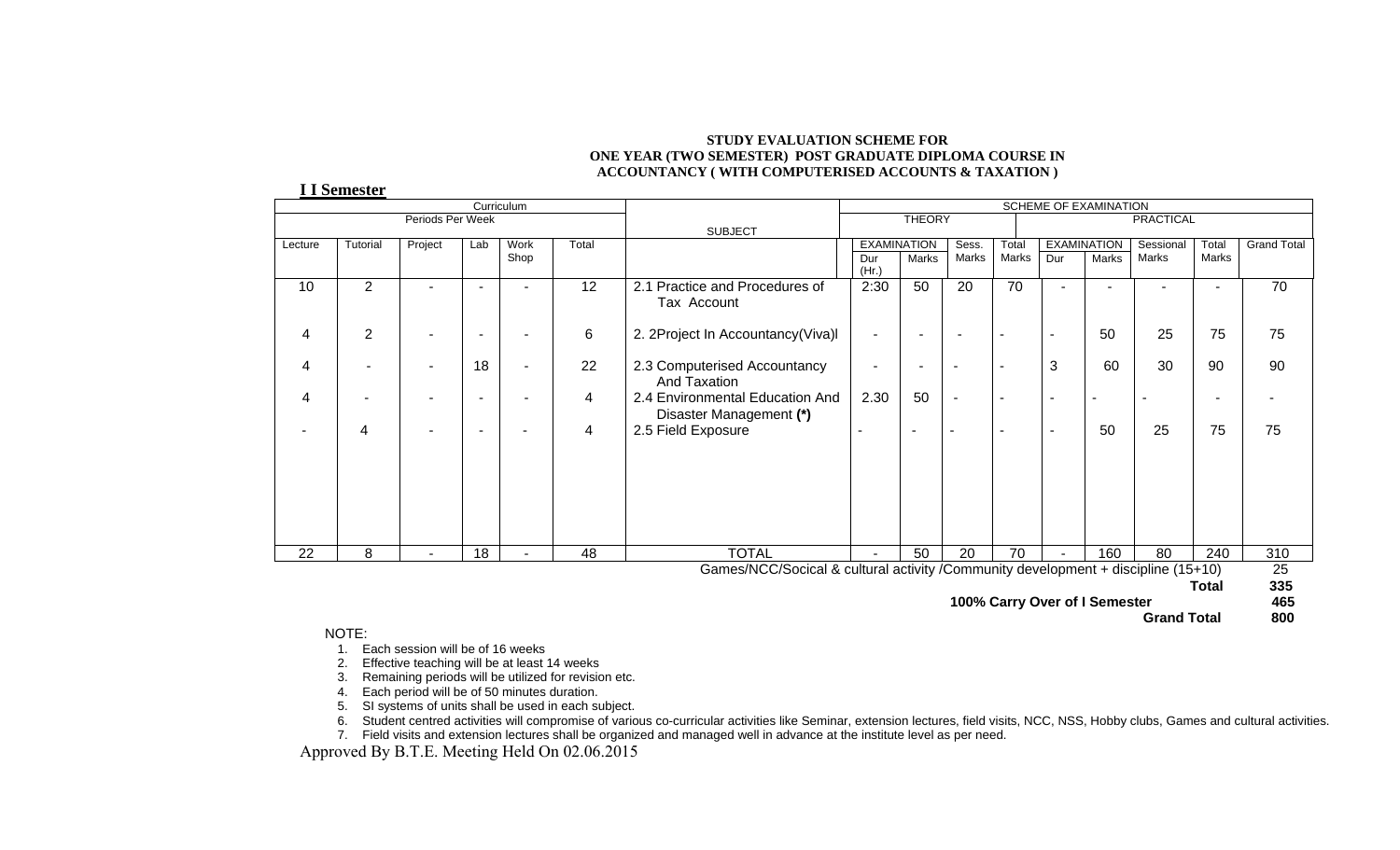**STUDY EVALUATION SCHEME FOR**
**ONE YEAR (TWO SEMESTER) POST GRADUATE DIPLOMA COURSE IN**
**ACCOUNTANCY ( WITH COMPUTERISED ACCOUNTS & TAXATION )**

**I I Semester**

| Curriculum | | | | | | SUBJECT | SCHEME OF EXAMINATION | | | | | | | | | |
|---|---|---|---|---|---|---|---|---|---|---|---|---|---|---|---|---|
| Periods Per Week | | | | | | | THEORY | | | | PRACTICAL | | | | | |
| Lecture | Tutorial | Project | Lab | Work Shop | Total | | EXAMINATION | | Sess. Marks | Total Marks | EXAMINATION | | Sessional Marks | Total Marks | Grand Total |
| | | | | | | | Dur (Hr.) | Marks | | | Dur | Marks | | | |
| 10 | 2 | - | - | - | 12 | 2.1 Practice and Procedures of Tax Account | 2:30 | 50 | 20 | 70 | - | - | - | - | 70 |
| 4 | 2 | - | - | - | 6 | 2. 2Project In Accountancy(Viva)l | - | - | - | - | - | 50 | 25 | 75 | 75 |
| 4 | - | - | 18 | - | 22 | 2.3 Computerised Accountancy And Taxation | - | - | - | - | 3 | 60 | 30 | 90 | 90 |
| 4 | - | - | - | - | 4 | 2.4 Environmental Education And Disaster Management **(*)** | 2.30 | 50 | - | - | - | - | - | - | - |
| - | 4 | - | - | - | 4 | 2.5 Field Exposure | - | - | - | - | - | 50 | 25 | 75 | 75 |
| 22 | 8 | - | 18 | - | 48 | TOTAL | - | 50 | 20 | 70 | - | 160 | 80 | 240 | 310 |

Games/NCC/Socical & cultural activity /Community development + discipline (15+10) 25

**Total** **335**

**100% Carry Over of I Semester** **465**

**Grand Total** **800**

NOTE:

1. Each session will be of 16 weeks
2. Effective teaching will be at least 14 weeks
3. Remaining periods will be utilized for revision etc.
4. Each period will be of 50 minutes duration.
5. SI systems of units shall be used in each subject.
6. Student centred activities will compromise of various co-curricular activities like Seminar, extension lectures, field visits, NCC, NSS, Hobby clubs, Games and cultural activities.
7. Field visits and extension lectures shall be organized and managed well in advance at the institute level as per need.

Approved By B.T.E. Meeting Held On 02.06.2015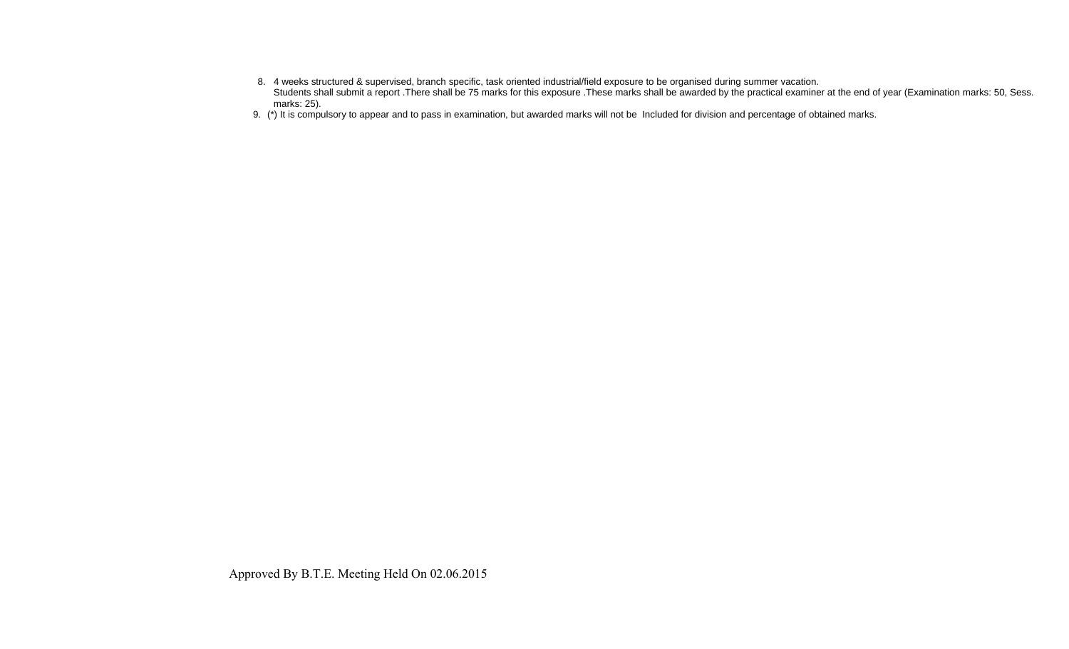8. 4 weeks structured & supervised, branch specific, task oriented industrial/field exposure to be organised during summer vacation.
   Students shall submit a report .There shall be 75 marks for this exposure .These marks shall be awarded by the practical examiner at the end of year (Examination marks: 50, Sess. marks: 25).
9. (*) It is compulsory to appear and to pass in examination, but awarded marks will not be Included for division and percentage of obtained marks.

Approved By B.T.E. Meeting Held On 02.06.2015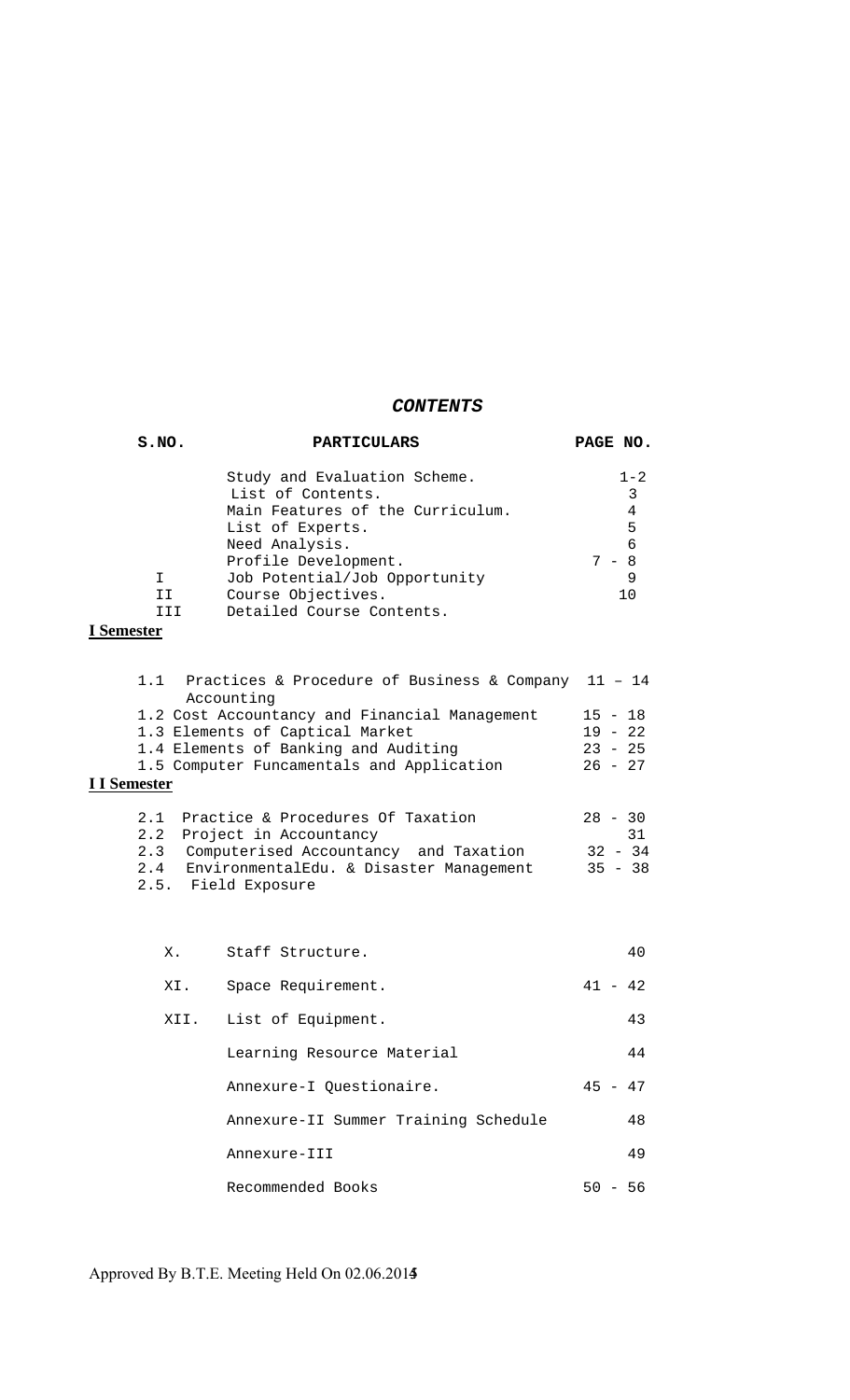# *CONTENTS*

| S.NO. | PARTICULARS | PAGE NO. |
|---|---|---|
| | Study and Evaluation Scheme. | 1-2 |
| | List of Contents. | 3 |
| | Main Features of the Curriculum. | 4 |
| | List of Experts. | 5 |
| | Need Analysis. | 6 |
| | Profile Development. | 7 - 8 |
| I | Job Potential/Job Opportunity | 9 |
| II | Course Objectives. | 10 |
| III | Detailed Course Contents. | |
| **I Semester** | | |
| 1.1 | Practices & Procedure of Business & Company Accounting | 11 – 14 |
| 1.2 | Cost Accountancy and Financial Management | 15 - 18 |
| 1.3 | Elements of Captical Market | 19 - 22 |
| 1.4 | Elements of Banking and Auditing | 23 - 25 |
| 1.5 | Computer Funcamentals and Application | 26 - 27 |
| **I I Semester** | | |
| 2.1 | Practice & Procedures Of Taxation | 28 - 30 |
| 2.2 | Project in Accountancy | 31 |
| 2.3 | Computerised Accountancy and Taxation | 32 - 34 |
| 2.4 | EnvironmentalEdu. & Disaster Management | 35 - 38 |
| 2.5. | Field Exposure | |
| X. | Staff Structure. | 40 |
| XI. | Space Requirement. | 41 - 42 |
| XII. | List of Equipment. | 43 |
| | Learning Resource Material | 44 |
| | Annexure-I Questionaire. | 45 - 47 |
| | Annexure-II Summer Training Schedule | 48 |
| | Annexure-III | 49 |
| | Recommended Books | 50 - 56 |

Approved By B.T.E. Meeting Held On 02.06.2015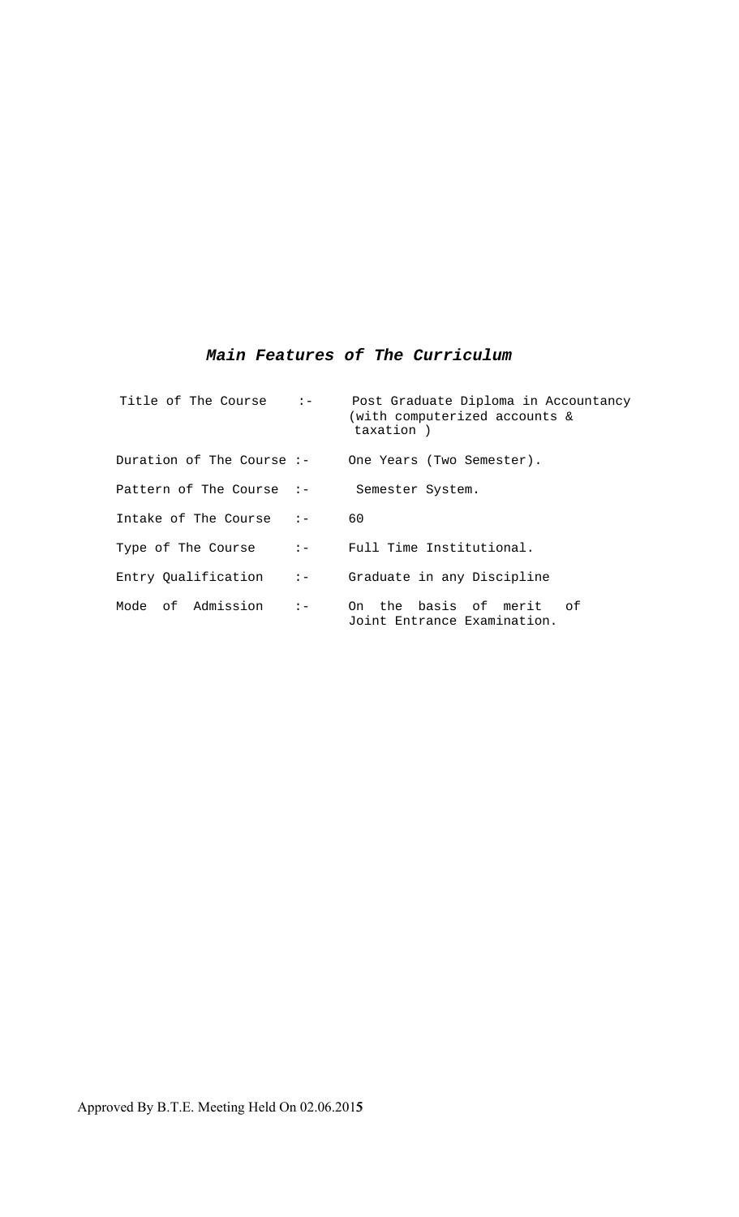## ***Main Features of The Curriculum***

| | | |
|---|---|---|
| Title of The Course | :- | Post Graduate Diploma in Accountancy (with computerized accounts & taxation ) |
| Duration of The Course | :- | One Years (Two Semester). |
| Pattern of The Course | :- | Semester System. |
| Intake of The Course | :- | 60 |
| Type of The Course | :- | Full Time Institutional. |
| Entry Qualification | :- | Graduate in any Discipline |
| Mode of Admission | :- | On the basis of merit of Joint Entrance Examination. |

Approved By B.T.E. Meeting Held On 02.06.201**5**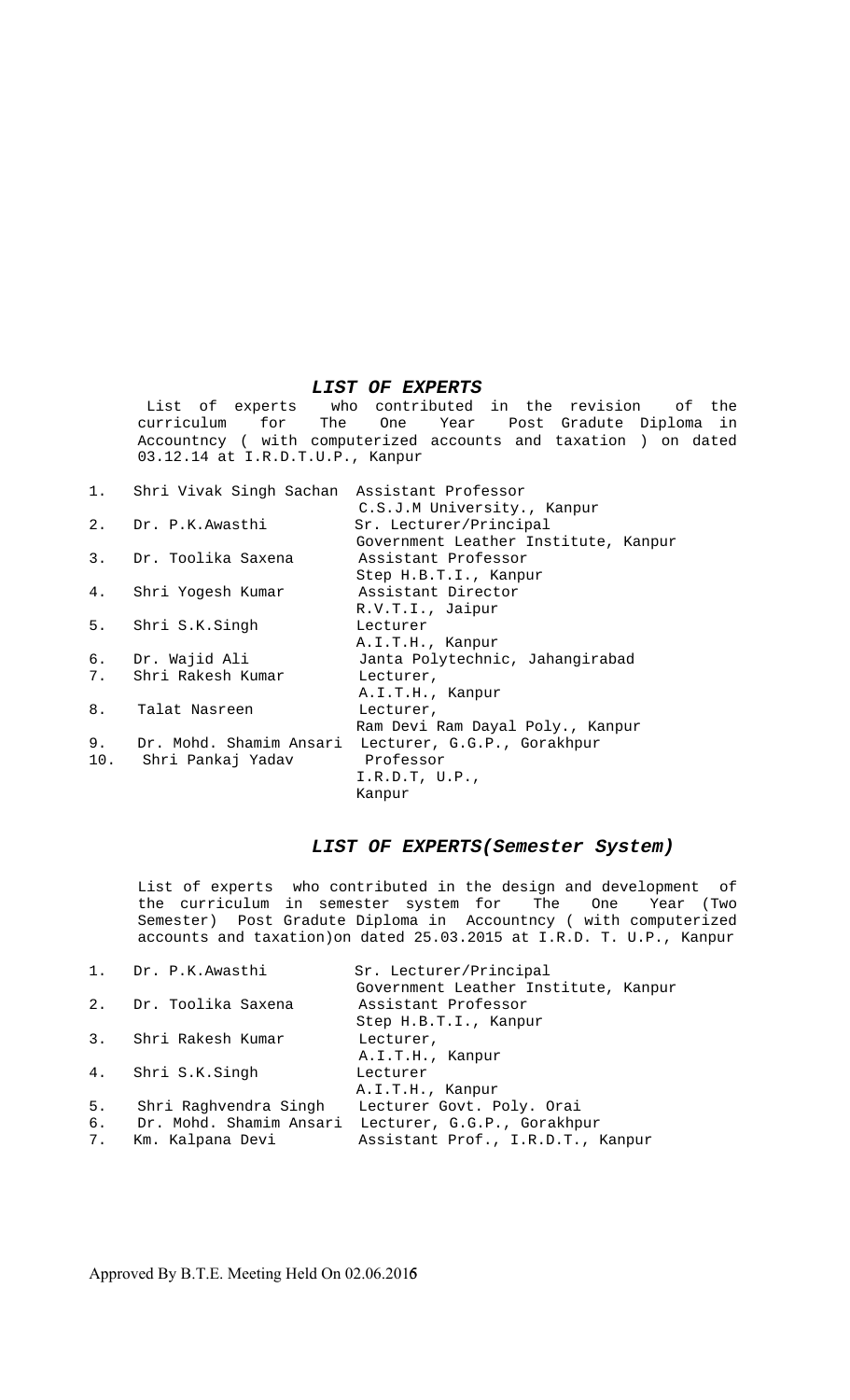## *LIST OF EXPERTS*

List of experts who contributed in the revision of the curriculum for The One Year Post Gradute Diploma in Accountncy ( with computerized accounts and taxation ) on dated 03.12.14 at I.R.D.T.U.P., Kanpur

| No. | Name | Designation / Institution |
|---|---|---|
| 1. | Shri Vivak Singh Sachan | Assistant Professor<br>C.S.J.M University., Kanpur |
| 2. | Dr. P.K.Awasthi | Sr. Lecturer/Principal<br>Government Leather Institute, Kanpur |
| 3. | Dr. Toolika Saxena | Assistant Professor<br>Step H.B.T.I., Kanpur |
| 4. | Shri Yogesh Kumar | Assistant Director<br>R.V.T.I., Jaipur |
| 5. | Shri S.K.Singh | Lecturer<br>A.I.T.H., Kanpur |
| 6. | Dr. Wajid Ali | Janta Polytechnic, Jahangirabad |
| 7. | Shri Rakesh Kumar | Lecturer,<br>A.I.T.H., Kanpur |
| 8. | Talat Nasreen | Lecturer,<br>Ram Devi Ram Dayal Poly., Kanpur |
| 9. | Dr. Mohd. Shamim Ansari | Lecturer, G.G.P., Gorakhpur |
| 10. | Shri Pankaj Yadav | Professor<br>I.R.D.T, U.P.,<br>Kanpur |

## *LIST OF EXPERTS(Semester System)*

List of experts who contributed in the design and development of the curriculum in semester system for The One Year (Two Semester) Post Gradute Diploma in Accountncy ( with computerized accounts and taxation)on dated 25.03.2015 at I.R.D. T. U.P., Kanpur

| No. | Name | Designation / Institution |
|---|---|---|
| 1. | Dr. P.K.Awasthi | Sr. Lecturer/Principal<br>Government Leather Institute, Kanpur |
| 2. | Dr. Toolika Saxena | Assistant Professor<br>Step H.B.T.I., Kanpur |
| 3. | Shri Rakesh Kumar | Lecturer,<br>A.I.T.H., Kanpur |
| 4. | Shri S.K.Singh | Lecturer<br>A.I.T.H., Kanpur |
| 5. | Shri Raghvendra Singh | Lecturer Govt. Poly. Orai |
| 6. | Dr. Mohd. Shamim Ansari | Lecturer, G.G.P., Gorakhpur |
| 7. | Km. Kalpana Devi | Assistant Prof., I.R.D.T., Kanpur |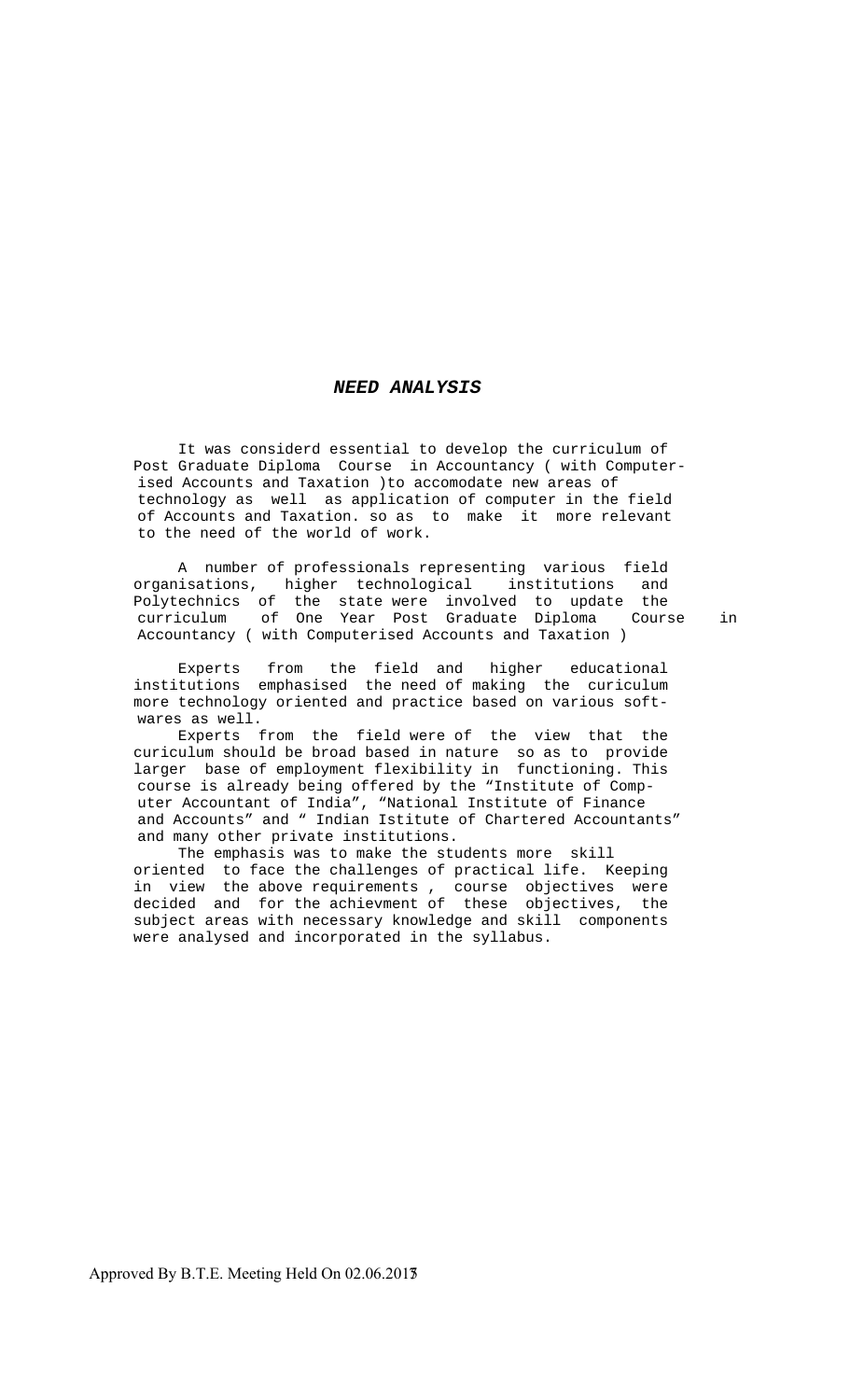## *NEED ANALYSIS*

It was considerd essential to develop the curriculum of Post Graduate Diploma Course in Accountancy ( with Computerised Accounts and Taxation )to accomodate new areas of technology as well as application of computer in the field of Accounts and Taxation. so as to make it more relevant to the need of the world of work.

A number of professionals representing various field organisations, higher technological institutions and Polytechnics of the state were involved to update the curriculum of One Year Post Graduate Diploma Course in Accountancy ( with Computerised Accounts and Taxation )

Experts from the field and higher educational institutions emphasised the need of making the curiculum more technology oriented and practice based on various softwares as well.

Experts from the field were of the view that the curiculum should be broad based in nature so as to provide larger base of employment flexibility in functioning. This course is already being offered by the "Institute of Computer Accountant of India", "National Institute of Finance and Accounts" and " Indian Istitute of Chartered Accountants" and many other private institutions.

The emphasis was to make the students more skill oriented to face the challenges of practical life. Keeping in view the above requirements , course objectives were decided and for the achievment of these objectives, the subject areas with necessary knowledge and skill components were analysed and incorporated in the syllabus.

Approved By B.T.E. Meeting Held On 02.06.2013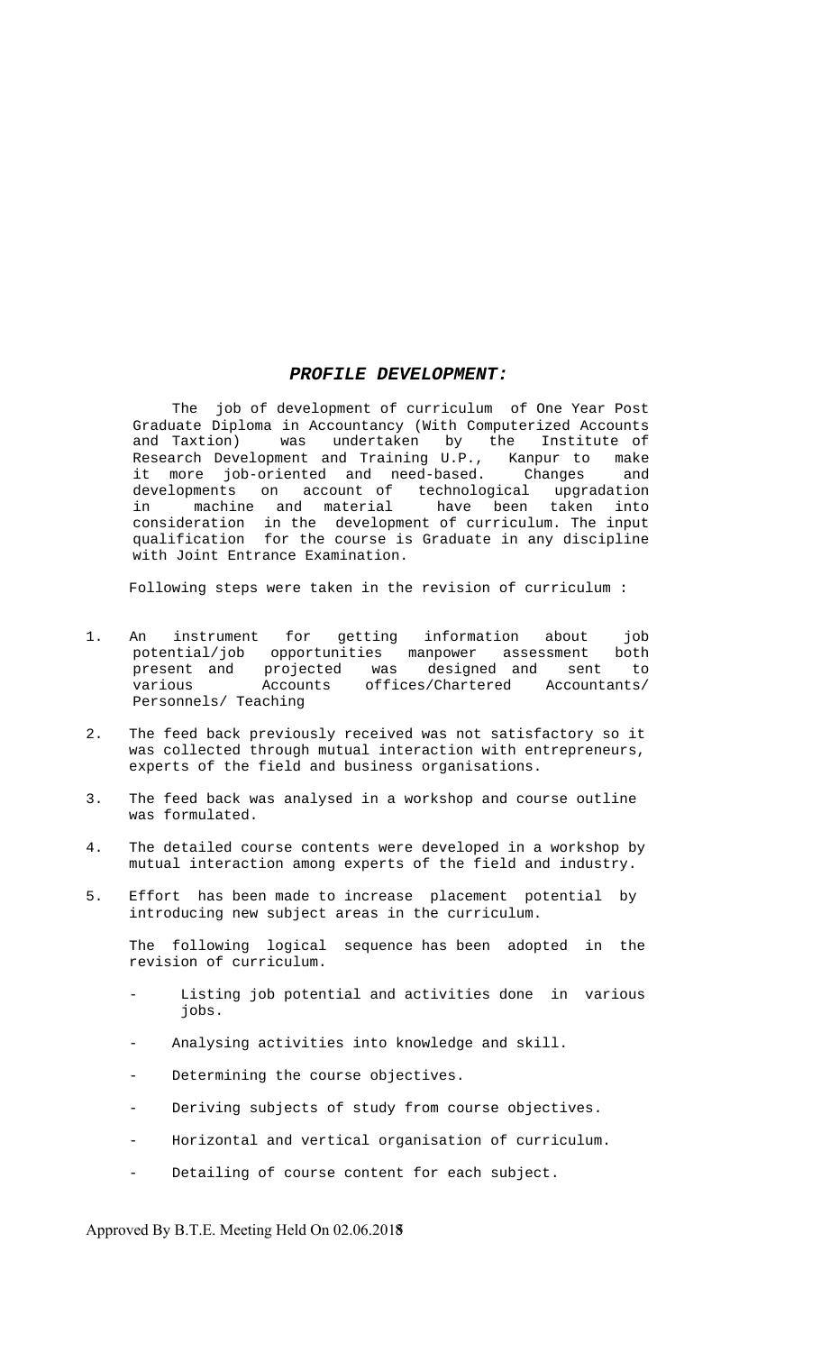## ***PROFILE DEVELOPMENT:***

The job of development of curriculum of One Year Post Graduate Diploma in Accountancy (With Computerized Accounts and Taxtion) was undertaken by the Institute of Research Development and Training U.P., Kanpur to make it more job-oriented and need-based. Changes and developments on account of technological upgradation in machine and material have been taken into consideration in the development of curriculum. The input qualification for the course is Graduate in any discipline with Joint Entrance Examination.

Following steps were taken in the revision of curriculum :

1. An instrument for getting information about job potential/job opportunities manpower assessment both present and projected was designed and sent to various Accounts offices/Chartered Accountants/ Personnels/ Teaching

2. The feed back previously received was not satisfactory so it was collected through mutual interaction with entrepreneurs, experts of the field and business organisations.

3. The feed back was analysed in a workshop and course outline was formulated.

4. The detailed course contents were developed in a workshop by mutual interaction among experts of the field and industry.

5. Effort has been made to increase placement potential by introducing new subject areas in the curriculum.

   The following logical sequence has been adopted in the revision of curriculum.

   - Listing job potential and activities done in various jobs.
   - Analysing activities into knowledge and skill.
   - Determining the course objectives.
   - Deriving subjects of study from course objectives.
   - Horizontal and vertical organisation of curriculum.
   - Detailing of course content for each subject.

Approved By B.T.E. Meeting Held On 02.06.2018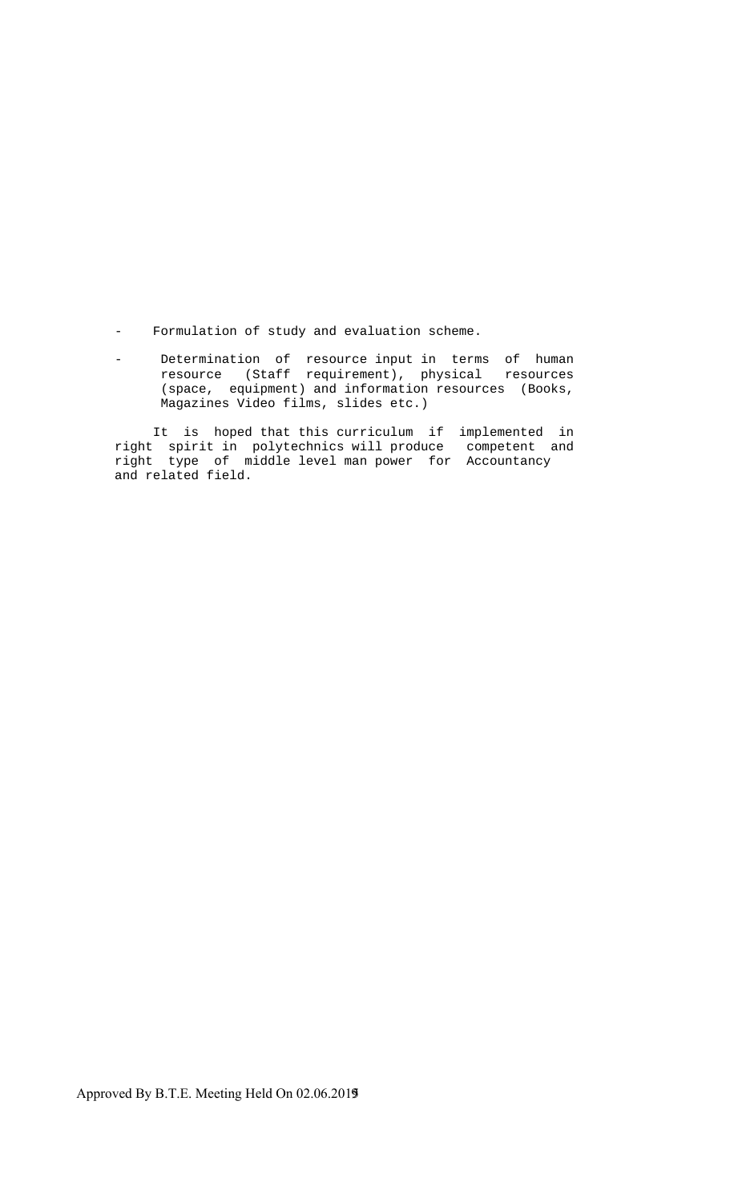- Formulation of study and evaluation scheme.
- Determination of resource input in terms of human resource (Staff requirement), physical resources (space, equipment) and information resources (Books, Magazines Video films, slides etc.)

It is hoped that this curriculum if implemented in right spirit in polytechnics will produce competent and right type of middle level man power for Accountancy and related field.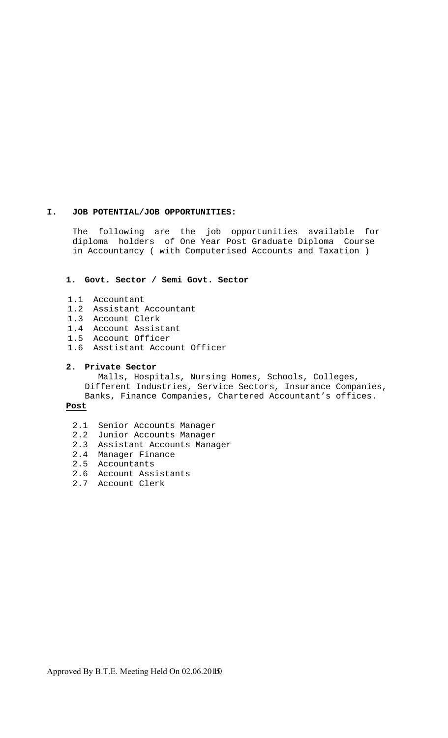## I. JOB POTENTIAL/JOB OPPORTUNITIES:

The following are the job opportunities available for diploma holders of One Year Post Graduate Diploma Course in Accountancy ( with Computerised Accounts and Taxation )

### 1. Govt. Sector / Semi Govt. Sector

1.1 Accountant
1.2 Assistant Accountant
1.3 Account Clerk
1.4 Account Assistant
1.5 Account Officer
1.6 Asststant Account Officer

### 2. Private Sector

Malls, Hospitals, Nursing Homes, Schools, Colleges, Different Industries, Service Sectors, Insurance Companies, Banks, Finance Companies, Chartered Accountant's offices.

**Post**

2.1 Senior Accounts Manager
2.2 Junior Accounts Manager
2.3 Assistant Accounts Manager
2.4 Manager Finance
2.5 Accountants
2.6 Account Assistants
2.7 Account Clerk

Approved By B.T.E. Meeting Held On 02.06.2011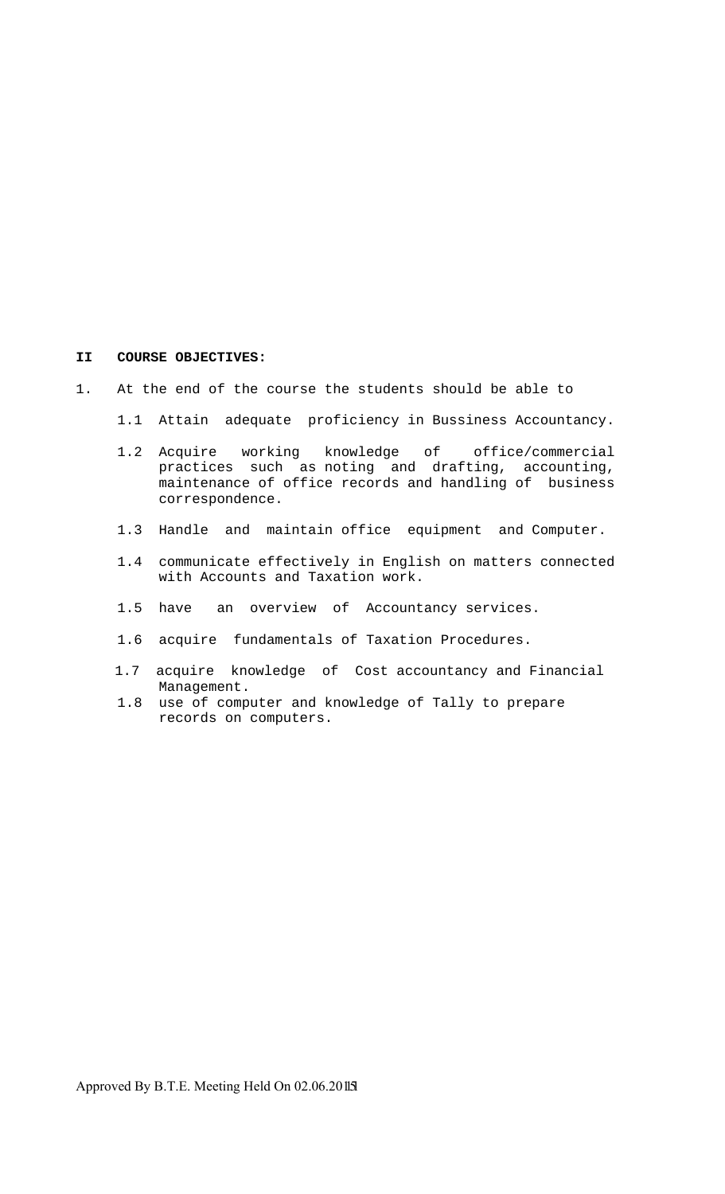**II COURSE OBJECTIVES:**

1. At the end of the course the students should be able to

   1.1 Attain adequate proficiency in Bussiness Accountancy.

   1.2 Acquire working knowledge of office/commercial practices such as noting and drafting, accounting, maintenance of office records and handling of business correspondence.

   1.3 Handle and maintain office equipment and Computer.

   1.4 communicate effectively in English on matters connected with Accounts and Taxation work.

   1.5 have an overview of Accountancy services.

   1.6 acquire fundamentals of Taxation Procedures.

   1.7 acquire knowledge of Cost accountancy and Financial Management.

   1.8 use of computer and knowledge of Tally to prepare records on computers.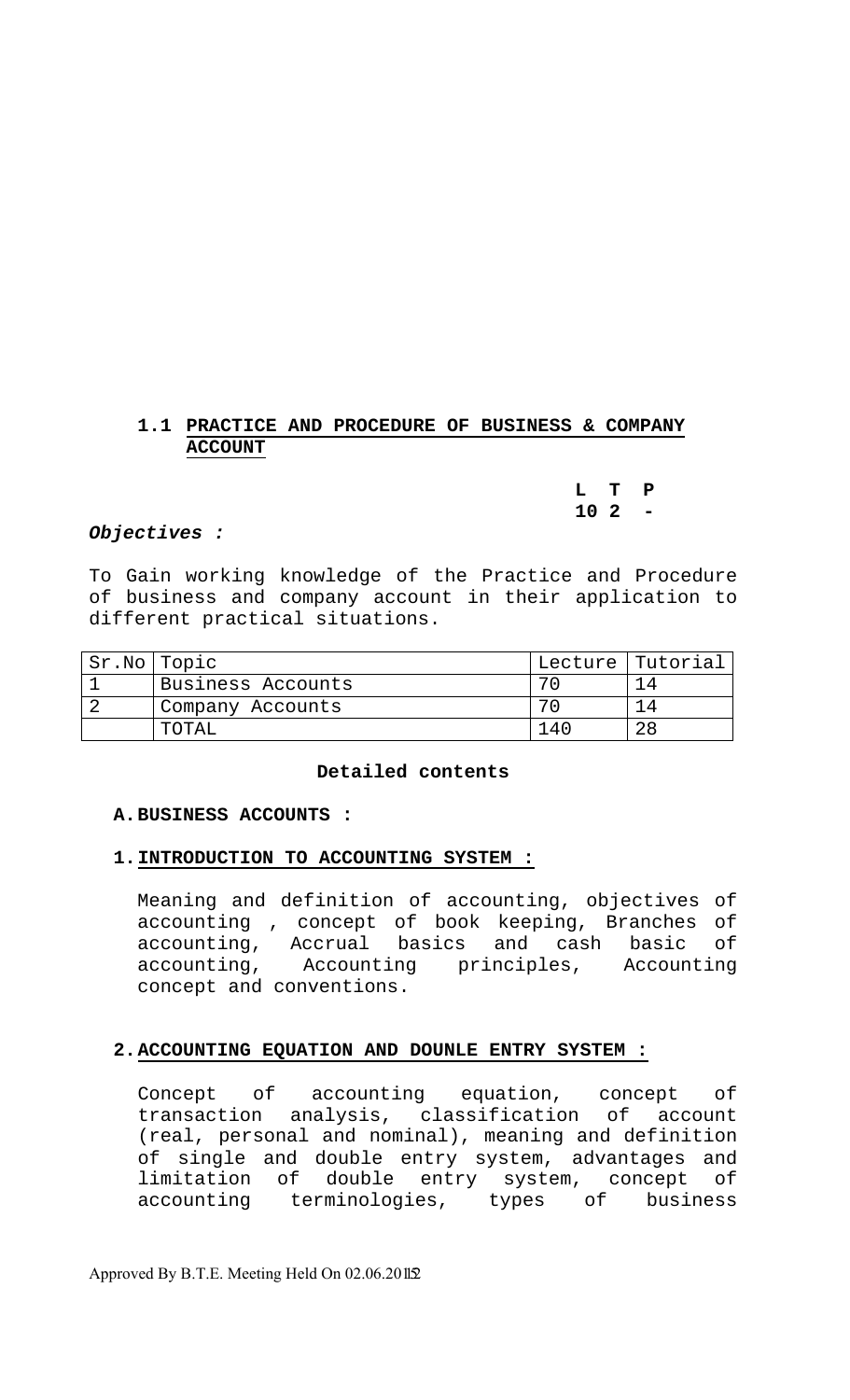## 1.1 PRACTICE AND PROCEDURE OF BUSINESS & COMPANY ACCOUNT

| L | T | P |
|---|---|---|
| 10 | 2 | - |

***Objectives :***

To Gain working knowledge of the Practice and Procedure of business and company account in their application to different practical situations.

| Sr.No | Topic | Lecture | Tutorial |
|---|---|---|---|
| 1 | Business Accounts | 70 | 14 |
| 2 | Company Accounts | 70 | 14 |
| | TOTAL | 140 | 28 |

**Detailed contents**

### A. BUSINESS ACCOUNTS :

#### 1. INTRODUCTION TO ACCOUNTING SYSTEM :

Meaning and definition of accounting, objectives of accounting , concept of book keeping, Branches of accounting, Accrual basics and cash basic of accounting, Accounting principles, Accounting concept and conventions.

#### 2. ACCOUNTING EQUATION AND DOUNLE ENTRY SYSTEM :

Concept of accounting equation, concept of transaction analysis, classification of account (real, personal and nominal), meaning and definition of single and double entry system, advantages and limitation of double entry system, concept of accounting terminologies, types of business

Approved By B.T.E. Meeting Held On 02.06.2011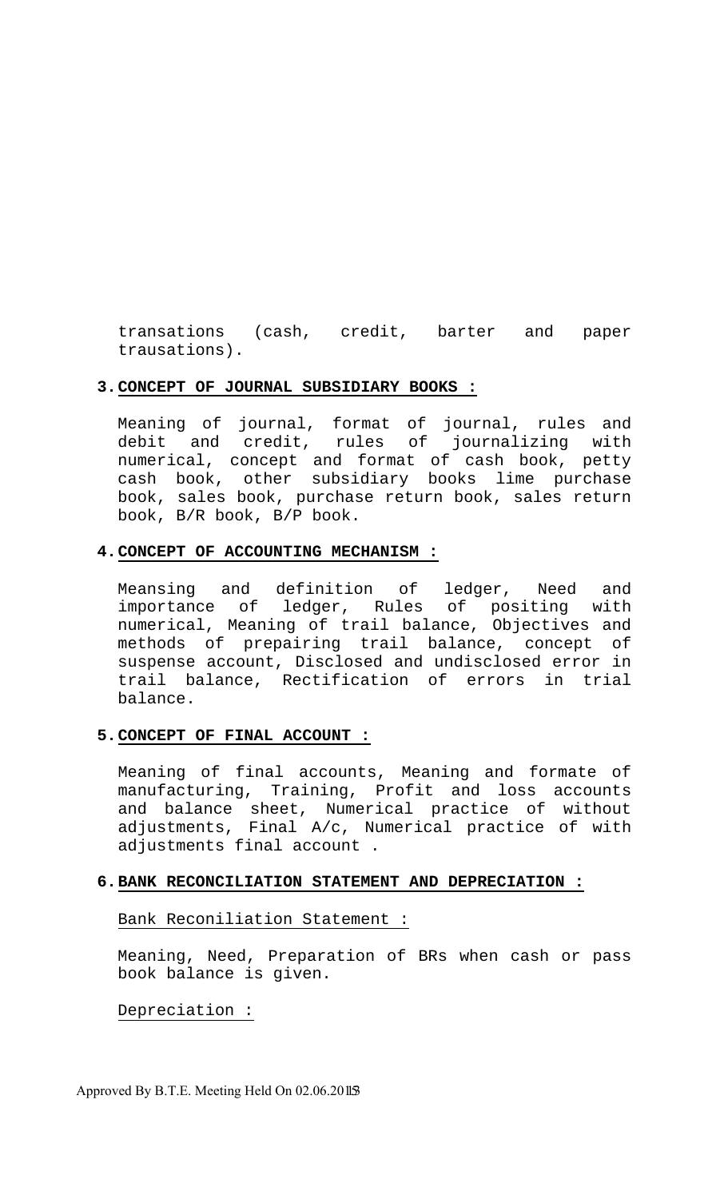transations (cash, credit, barter and paper trausations).

**3. CONCEPT OF JOURNAL SUBSIDIARY BOOKS :**

Meaning of journal, format of journal, rules and debit and credit, rules of journalizing with numerical, concept and format of cash book, petty cash book, other subsidiary books lime purchase book, sales book, purchase return book, sales return book, B/R book, B/P book.

**4. CONCEPT OF ACCOUNTING MECHANISM :**

Meansing and definition of ledger, Need and importance of ledger, Rules of positing with numerical, Meaning of trail balance, Objectives and methods of prepairing trail balance, concept of suspense account, Disclosed and undisclosed error in trail balance, Rectification of errors in trial balance.

**5. CONCEPT OF FINAL ACCOUNT :**

Meaning of final accounts, Meaning and formate of manufacturing, Training, Profit and loss accounts and balance sheet, Numerical practice of without adjustments, Final A/c, Numerical practice of with adjustments final account .

**6. BANK RECONCILIATION STATEMENT AND DEPRECIATION :**

Bank Reconiliation Statement :

Meaning, Need, Preparation of BRs when cash or pass book balance is given.

Depreciation :

Approved By B.T.E. Meeting Held On 02.06.2013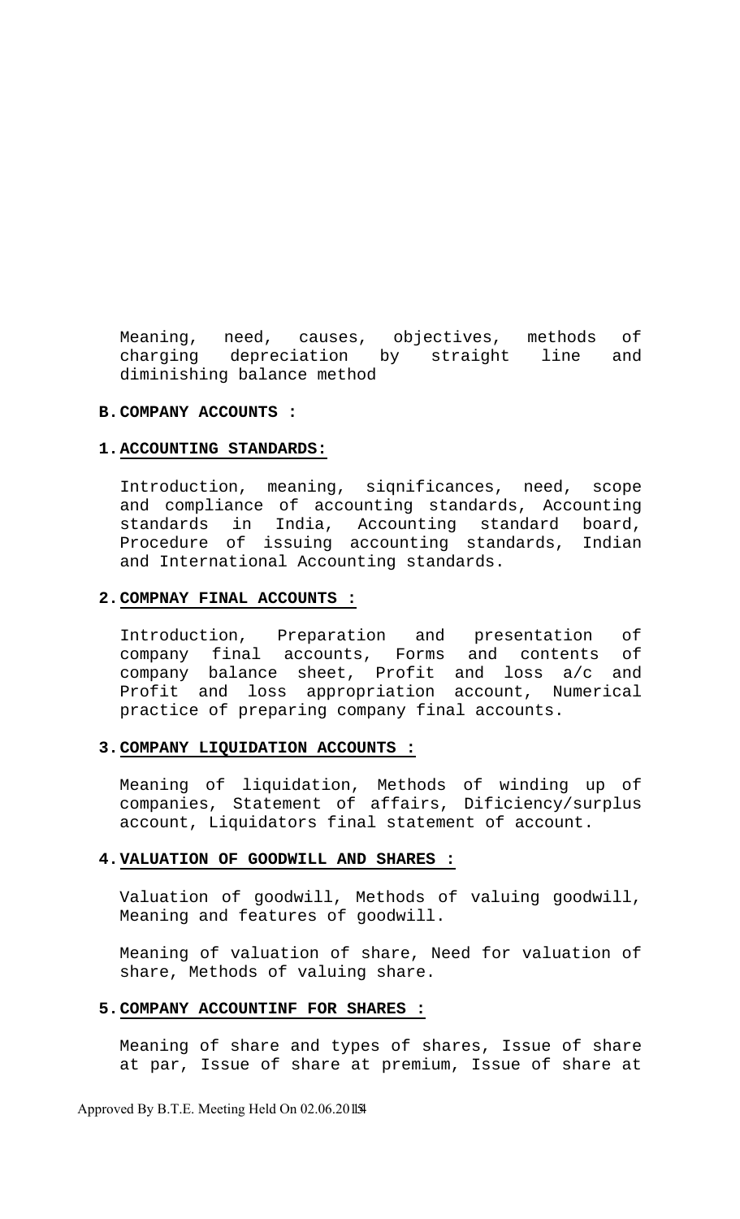Meaning, need, causes, objectives, methods of charging depreciation by straight line and diminishing balance method

**B. COMPANY ACCOUNTS :**

**1. ACCOUNTING STANDARDS:**

Introduction, meaning, siqnificances, need, scope and compliance of accounting standards, Accounting standards in India, Accounting standard board, Procedure of issuing accounting standards, Indian and International Accounting standards.

**2. COMPNAY FINAL ACCOUNTS :**

Introduction, Preparation and presentation of company final accounts, Forms and contents of company balance sheet, Profit and loss a/c and Profit and loss appropriation account, Numerical practice of preparing company final accounts.

**3. COMPANY LIQUIDATION ACCOUNTS :**

Meaning of liquidation, Methods of winding up of companies, Statement of affairs, Dificiency/surplus account, Liquidators final statement of account.

**4. VALUATION OF GOODWILL AND SHARES :**

Valuation of goodwill, Methods of valuing goodwill, Meaning and features of goodwill.

Meaning of valuation of share, Need for valuation of share, Methods of valuing share.

**5. COMPANY ACCOUNTINF FOR SHARES :**

Meaning of share and types of shares, Issue of share at par, Issue of share at premium, Issue of share at

Approved By B.T.E. Meeting Held On 02.06.2014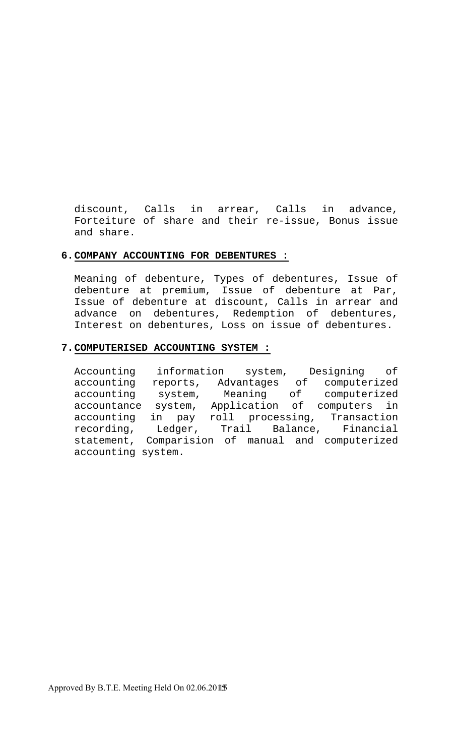discount, Calls in arrear, Calls in advance, Forteiture of share and their re-issue, Bonus issue and share.

**6. COMPANY ACCOUNTING FOR DEBENTURES :**

Meaning of debenture, Types of debentures, Issue of debenture at premium, Issue of debenture at Par, Issue of debenture at discount, Calls in arrear and advance on debentures, Redemption of debentures, Interest on debentures, Loss on issue of debentures.

**7. COMPUTERISED ACCOUNTING SYSTEM :**

Accounting information system, Designing of accounting reports, Advantages of computerized accounting system, Meaning of computerized accountance system, Application of computers in accounting in pay roll processing, Transaction recording, Ledger, Trail Balance, Financial statement, Comparision of manual and computerized accounting system.

Approved By B.T.E. Meeting Held On 02.06.2015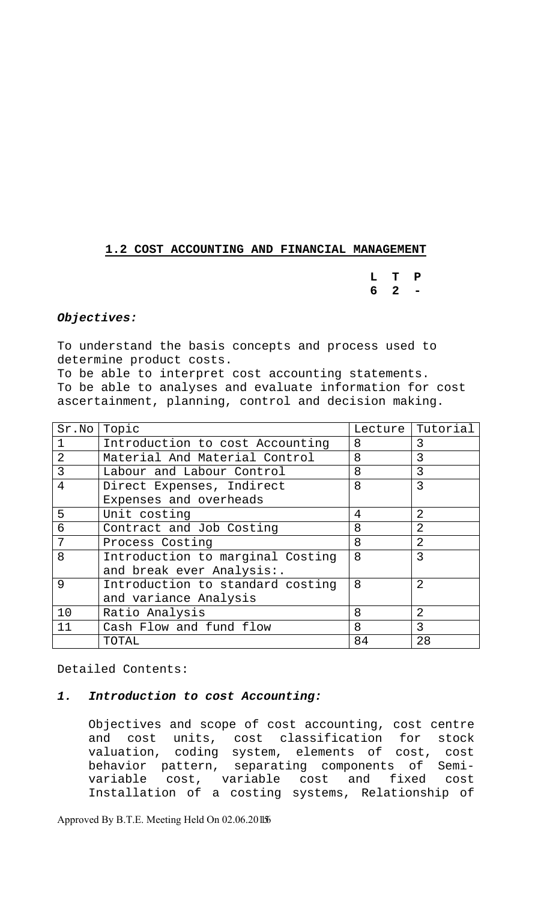## 1.2 COST ACCOUNTING AND FINANCIAL MANAGEMENT

**L T P**
**6 2 -**

***Objectives:***

To understand the basis concepts and process used to determine product costs.
To be able to interpret cost accounting statements.
To be able to analyses and evaluate information for cost ascertainment, planning, control and decision making.

| Sr.No | Topic | Lecture | Tutorial |
|---|---|---|---|
| 1 | Introduction to cost Accounting | 8 | 3 |
| 2 | Material And Material Control | 8 | 3 |
| 3 | Labour and Labour Control | 8 | 3 |
| 4 | Direct Expenses, Indirect Expenses and overheads | 8 | 3 |
| 5 | Unit costing | 4 | 2 |
| 6 | Contract and Job Costing | 8 | 2 |
| 7 | Process Costing | 8 | 2 |
| 8 | Introduction to marginal Costing and break ever Analysis:. | 8 | 3 |
| 9 | Introduction to standard costing and variance Analysis | 8 | 2 |
| 10 | Ratio Analysis | 8 | 2 |
| 11 | Cash Flow and fund flow | 8 | 3 |
| | TOTAL | 84 | 28 |

Detailed Contents:

### *1. Introduction to cost Accounting:*

Objectives and scope of cost accounting, cost centre and cost units, cost classification for stock valuation, coding system, elements of cost, cost behavior pattern, separating components of Semi-variable cost, variable cost and fixed cost Installation of a costing systems, Relationship of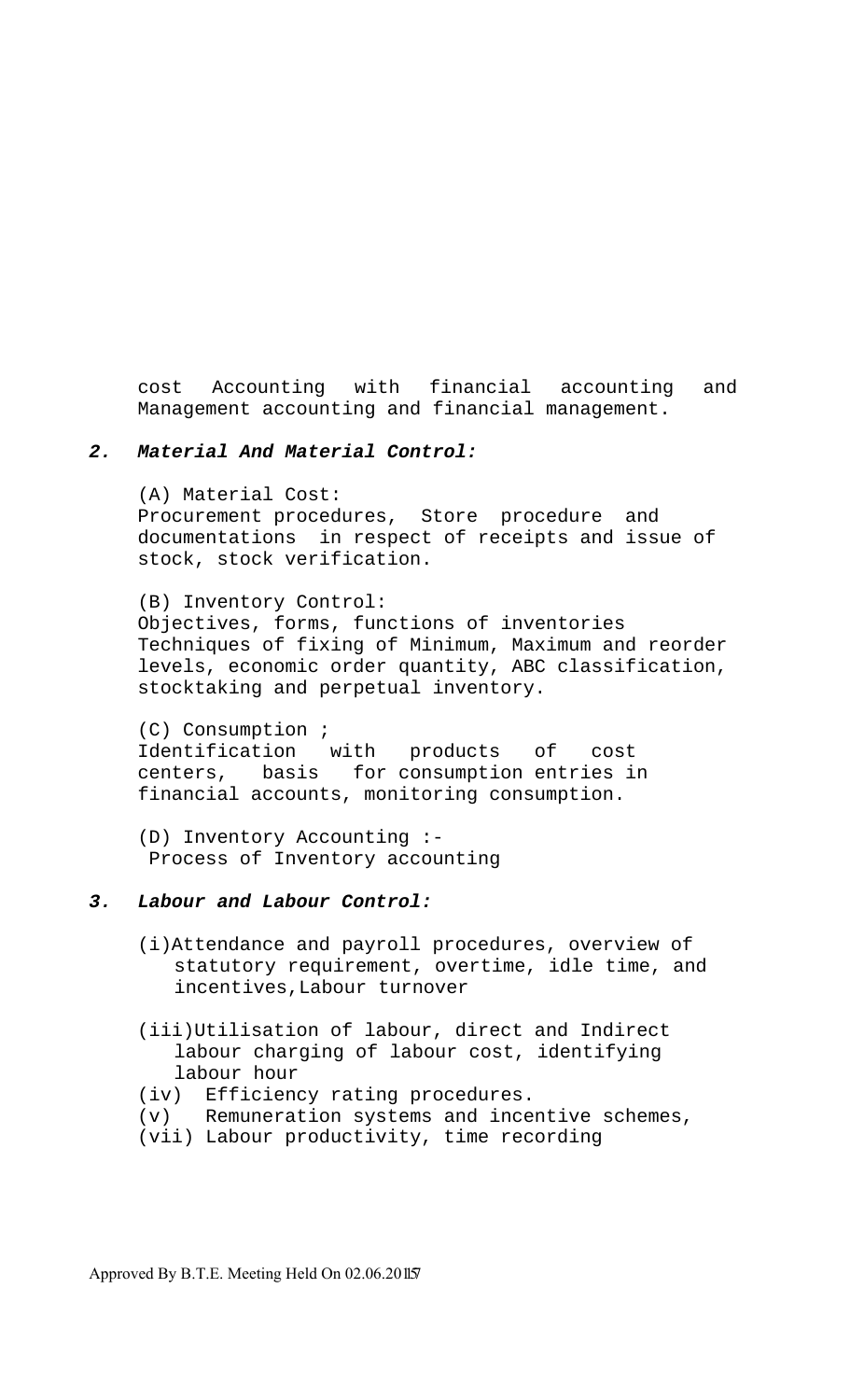cost Accounting with financial accounting and Management accounting and financial management.

## ***2. Material And Material Control:***

(A) Material Cost:
Procurement procedures, Store procedure and documentations in respect of receipts and issue of stock, stock verification.

(B) Inventory Control:
Objectives, forms, functions of inventories
Techniques of fixing of Minimum, Maximum and reorder levels, economic order quantity, ABC classification, stocktaking and perpetual inventory.

(C) Consumption ;
Identification with products of cost centers, basis for consumption entries in financial accounts, monitoring consumption.

(D) Inventory Accounting :-
Process of Inventory accounting

## ***3. Labour and Labour Control:***

(i)Attendance and payroll procedures, overview of statutory requirement, overtime, idle time, and incentives,Labour turnover

(iii)Utilisation of labour, direct and Indirect labour charging of labour cost, identifying labour hour
(iv) Efficiency rating procedures.
(v) Remuneration systems and incentive schemes,
(vii) Labour productivity, time recording

Approved By B.T.E. Meeting Held On 02.06.2015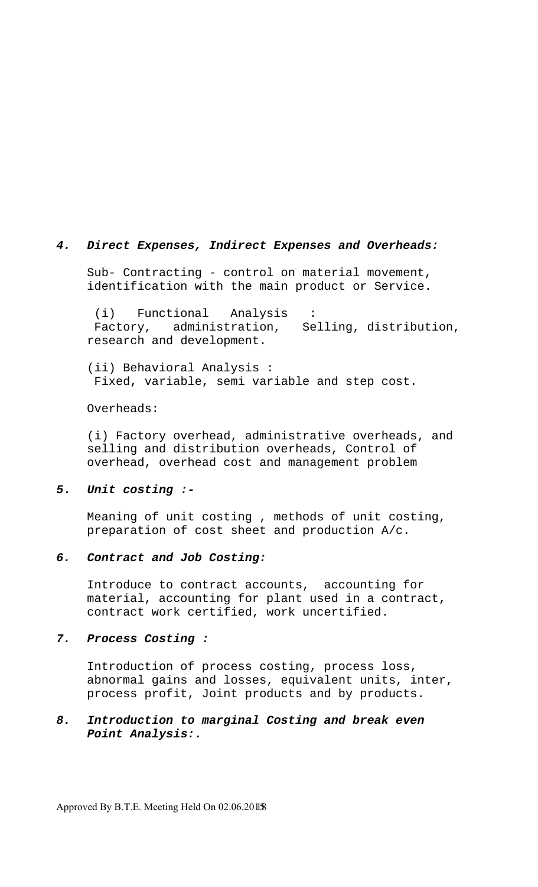### 4. *Direct Expenses, Indirect Expenses and Overheads:*

Sub- Contracting - control on material movement, identification with the main product or Service.

(i) Functional Analysis :
Factory, administration, Selling, distribution, research and development.

(ii) Behavioral Analysis :
Fixed, variable, semi variable and step cost.

Overheads:

(i) Factory overhead, administrative overheads, and selling and distribution overheads, Control of overhead, overhead cost and management problem

### 5. *Unit costing :-*

Meaning of unit costing , methods of unit costing, preparation of cost sheet and production A/c.

### 6. *Contract and Job Costing:*

Introduce to contract accounts, accounting for material, accounting for plant used in a contract, contract work certified, work uncertified.

### 7. *Process Costing :*

Introduction of process costing, process loss, abnormal gains and losses, equivalent units, inter, process profit, Joint products and by products.

### 8. *Introduction to marginal Costing and break even Point Analysis:.*

Approved By B.T.E. Meeting Held On 02.06.2018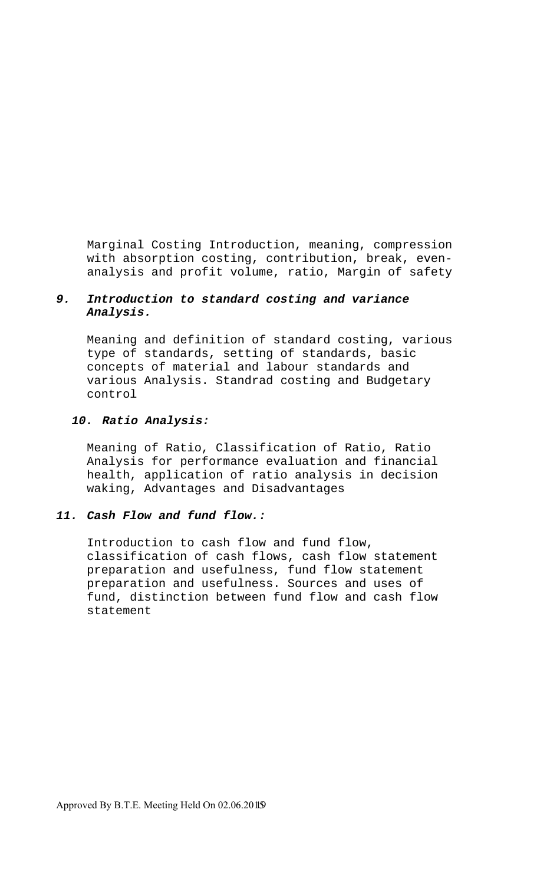Marginal Costing Introduction, meaning, compression with absorption costing, contribution, break, even-analysis and profit volume, ratio, Margin of safety

### *9. Introduction to standard costing and variance Analysis.*

Meaning and definition of standard costing, various type of standards, setting of standards, basic concepts of material and labour standards and various Analysis. Standrad costing and Budgetary control

### *10. Ratio Analysis:*

Meaning of Ratio, Classification of Ratio, Ratio Analysis for performance evaluation and financial health, application of ratio analysis in decision waking, Advantages and Disadvantages

### *11. Cash Flow and fund flow.:*

Introduction to cash flow and fund flow, classification of cash flows, cash flow statement preparation and usefulness, fund flow statement preparation and usefulness. Sources and uses of fund, distinction between fund flow and cash flow statement

Approved By B.T.E. Meeting Held On 02.06.2015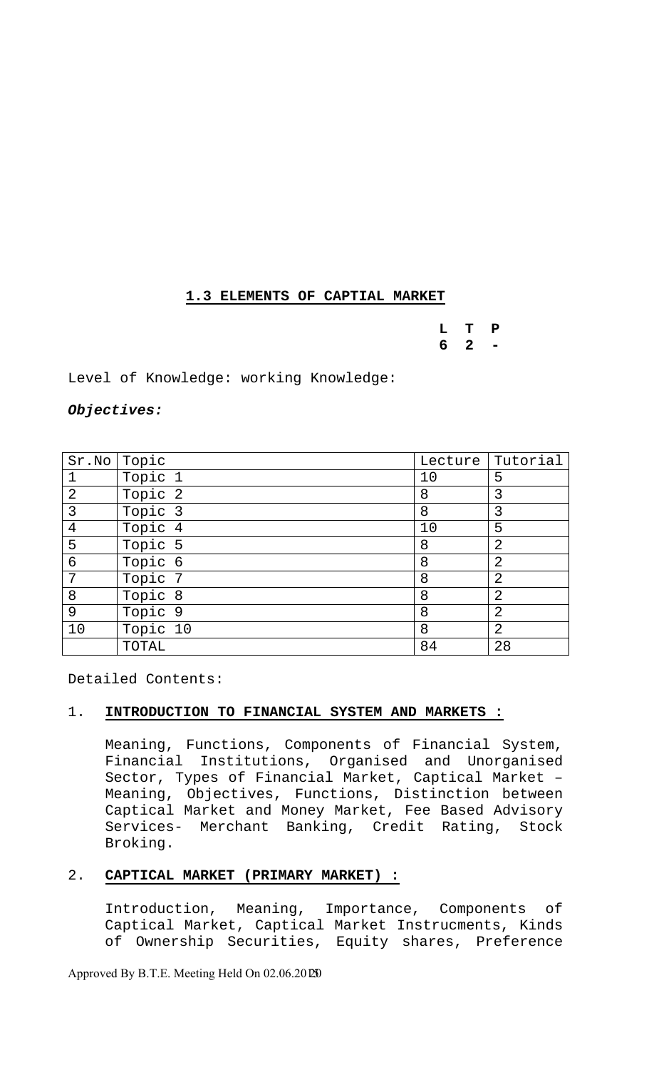## 1.3 ELEMENTS OF CAPTIAL MARKET

**L T P**
**6 2 -**

Level of Knowledge: working Knowledge:

***Objectives:***

| Sr.No | Topic | Lecture | Tutorial |
|---|---|---|---|
| 1 | Topic 1 | 10 | 5 |
| 2 | Topic 2 | 8 | 3 |
| 3 | Topic 3 | 8 | 3 |
| 4 | Topic 4 | 10 | 5 |
| 5 | Topic 5 | 8 | 2 |
| 6 | Topic 6 | 8 | 2 |
| 7 | Topic 7 | 8 | 2 |
| 8 | Topic 8 | 8 | 2 |
| 9 | Topic 9 | 8 | 2 |
| 10 | Topic 10 | 8 | 2 |
| | TOTAL | 84 | 28 |

Detailed Contents:

1. **INTRODUCTION TO FINANCIAL SYSTEM AND MARKETS :**

   Meaning, Functions, Components of Financial System, Financial Institutions, Organised and Unorganised Sector, Types of Financial Market, Captical Market – Meaning, Objectives, Functions, Distinction between Captical Market and Money Market, Fee Based Advisory Services- Merchant Banking, Credit Rating, Stock Broking.

2. **CAPTICAL MARKET (PRIMARY MARKET) :**

   Introduction, Meaning, Importance, Components of Captical Market, Captical Market Instrucments, Kinds of Ownership Securities, Equity shares, Preference

Approved By B.T.E. Meeting Held On 02.06.2010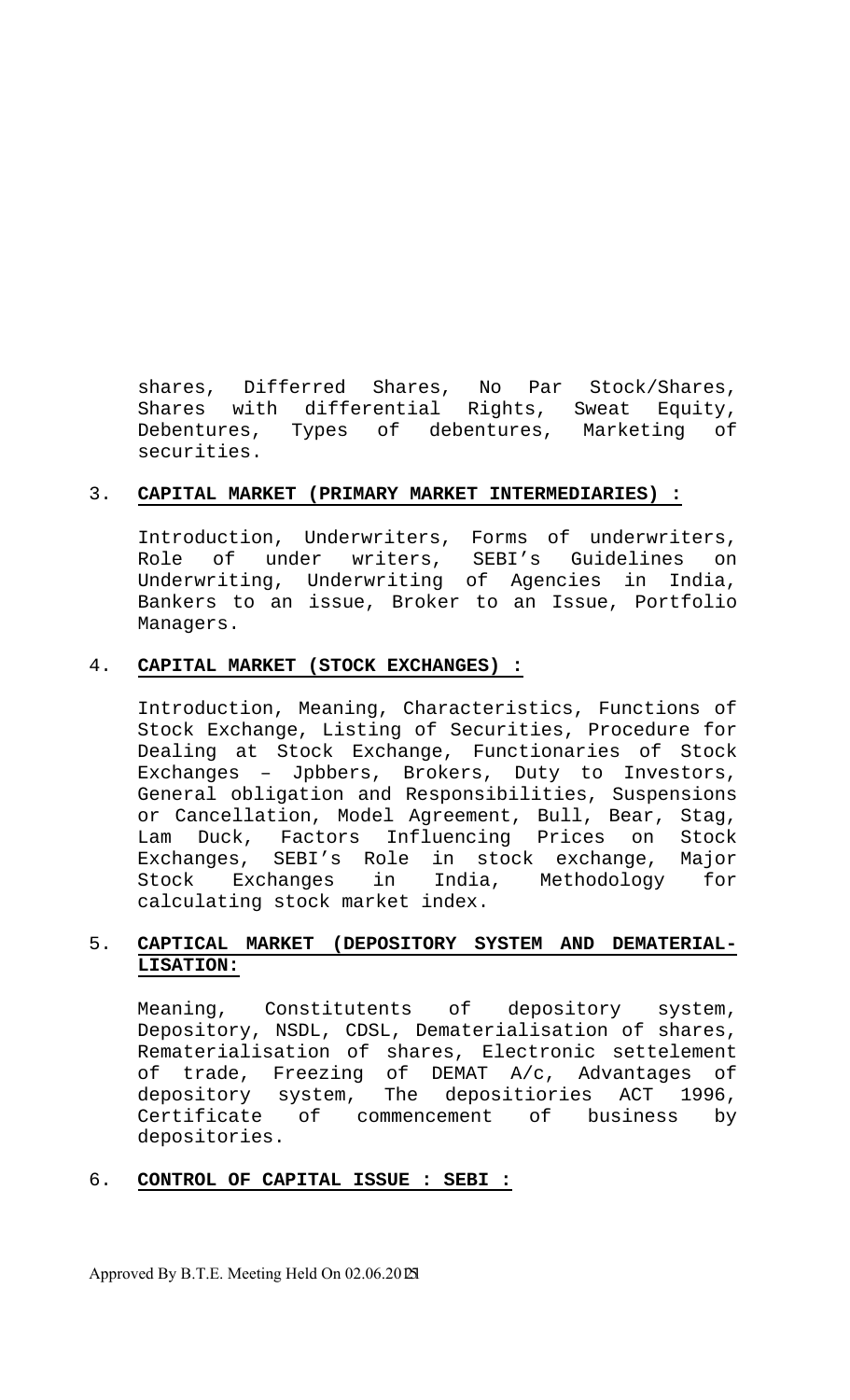shares, Differred Shares, No Par Stock/Shares, Shares with differential Rights, Sweat Equity, Debentures, Types of debentures, Marketing of securities.

3. **CAPITAL MARKET (PRIMARY MARKET INTERMEDIARIES) :**

   Introduction, Underwriters, Forms of underwriters, Role of under writers, SEBI's Guidelines on Underwriting, Underwriting of Agencies in India, Bankers to an issue, Broker to an Issue, Portfolio Managers.

4. **CAPITAL MARKET (STOCK EXCHANGES) :**

   Introduction, Meaning, Characteristics, Functions of Stock Exchange, Listing of Securities, Procedure for Dealing at Stock Exchange, Functionaries of Stock Exchanges – Jpbbers, Brokers, Duty to Investors, General obligation and Responsibilities, Suspensions or Cancellation, Model Agreement, Bull, Bear, Stag, Lam Duck, Factors Influencing Prices on Stock Exchanges, SEBI's Role in stock exchange, Major Stock Exchanges in India, Methodology for calculating stock market index.

5. **CAPTICAL MARKET (DEPOSITORY SYSTEM AND DEMATERIAL-LISATION:**

   Meaning, Constitutents of depository system, Depository, NSDL, CDSL, Dematerialisation of shares, Rematerialisation of shares, Electronic settelement of trade, Freezing of DEMAT A/c, Advantages of depository system, The depositiories ACT 1996, Certificate of commencement of business by depositories.

6. **CONTROL OF CAPITAL ISSUE : SEBI :**

Approved By B.T.E. Meeting Held On 02.06.2021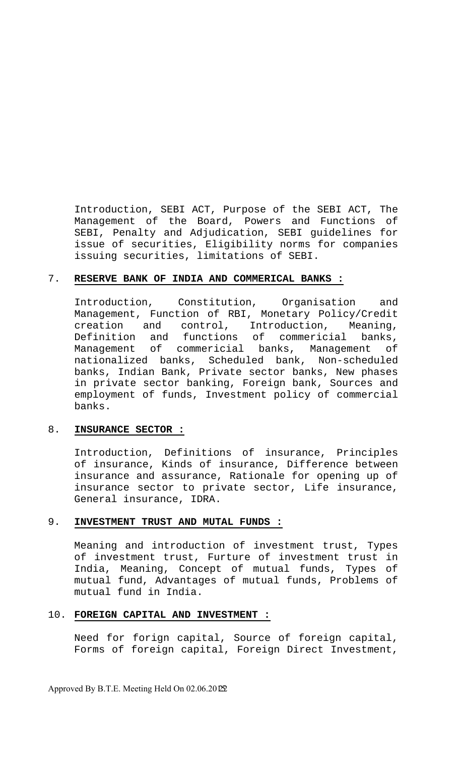Introduction, SEBI ACT, Purpose of the SEBI ACT, The Management of the Board, Powers and Functions of SEBI, Penalty and Adjudication, SEBI guidelines for issue of securities, Eligibility norms for companies issuing securities, limitations of SEBI.

7. **RESERVE BANK OF INDIA AND COMMERICAL BANKS :**

Introduction, Constitution, Organisation and Management, Function of RBI, Monetary Policy/Credit creation and control, Introduction, Meaning, Definition and functions of commericial banks, Management of commericial banks, Management of nationalized banks, Scheduled bank, Non-scheduled banks, Indian Bank, Private sector banks, New phases in private sector banking, Foreign bank, Sources and employment of funds, Investment policy of commercial banks.

8. **INSURANCE SECTOR :**

Introduction, Definitions of insurance, Principles of insurance, Kinds of insurance, Difference between insurance and assurance, Rationale for opening up of insurance sector to private sector, Life insurance, General insurance, IDRA.

9. **INVESTMENT TRUST AND MUTAL FUNDS :**

Meaning and introduction of investment trust, Types of investment trust, Furture of investment trust in India, Meaning, Concept of mutual funds, Types of mutual fund, Advantages of mutual funds, Problems of mutual fund in India.

10. **FOREIGN CAPITAL AND INVESTMENT :**

Need for forign capital, Source of foreign capital, Forms of foreign capital, Foreign Direct Investment,

Approved By B.T.E. Meeting Held On 02.06.2012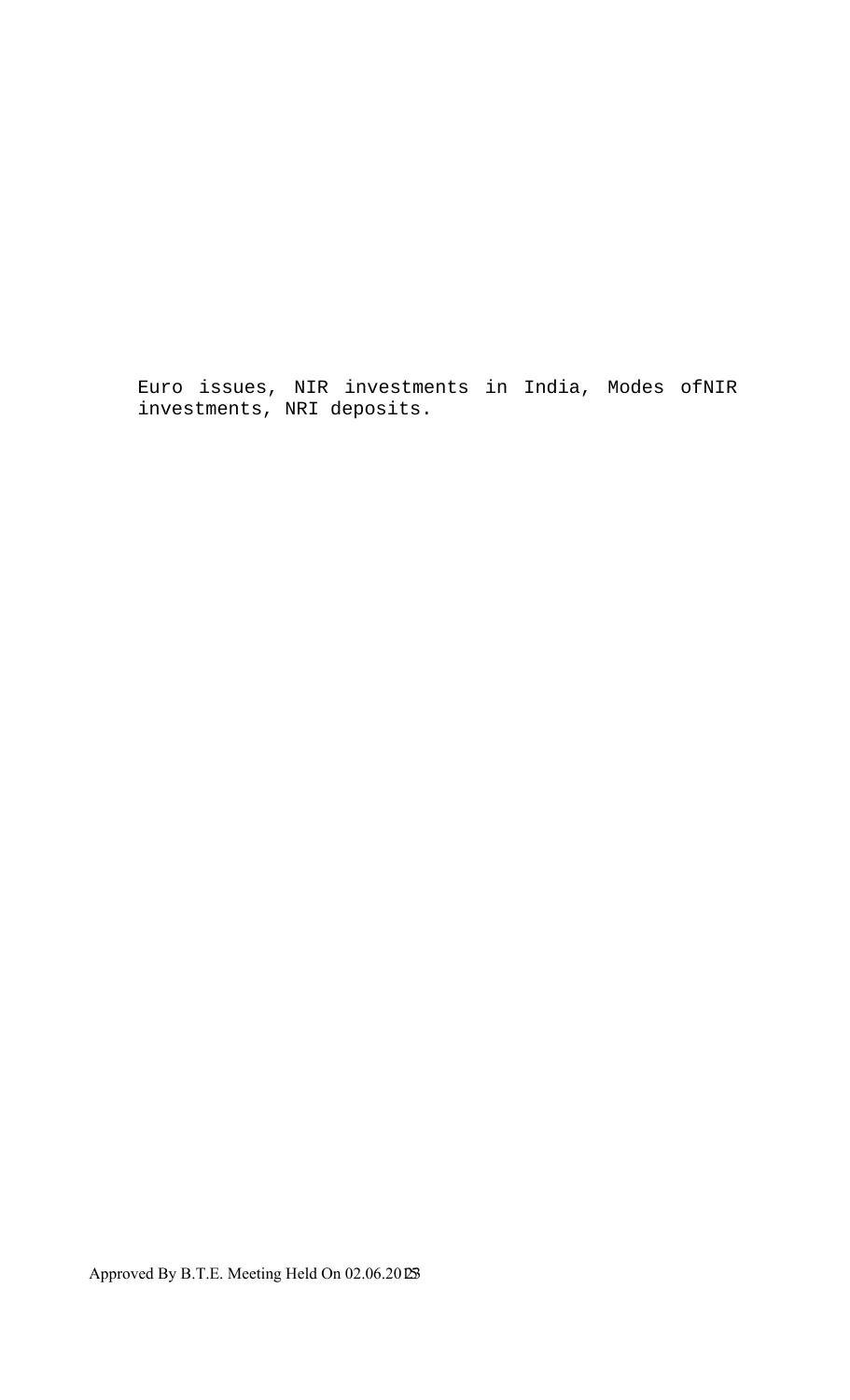Euro issues, NIR investments in India, Modes ofNIR investments, NRI deposits.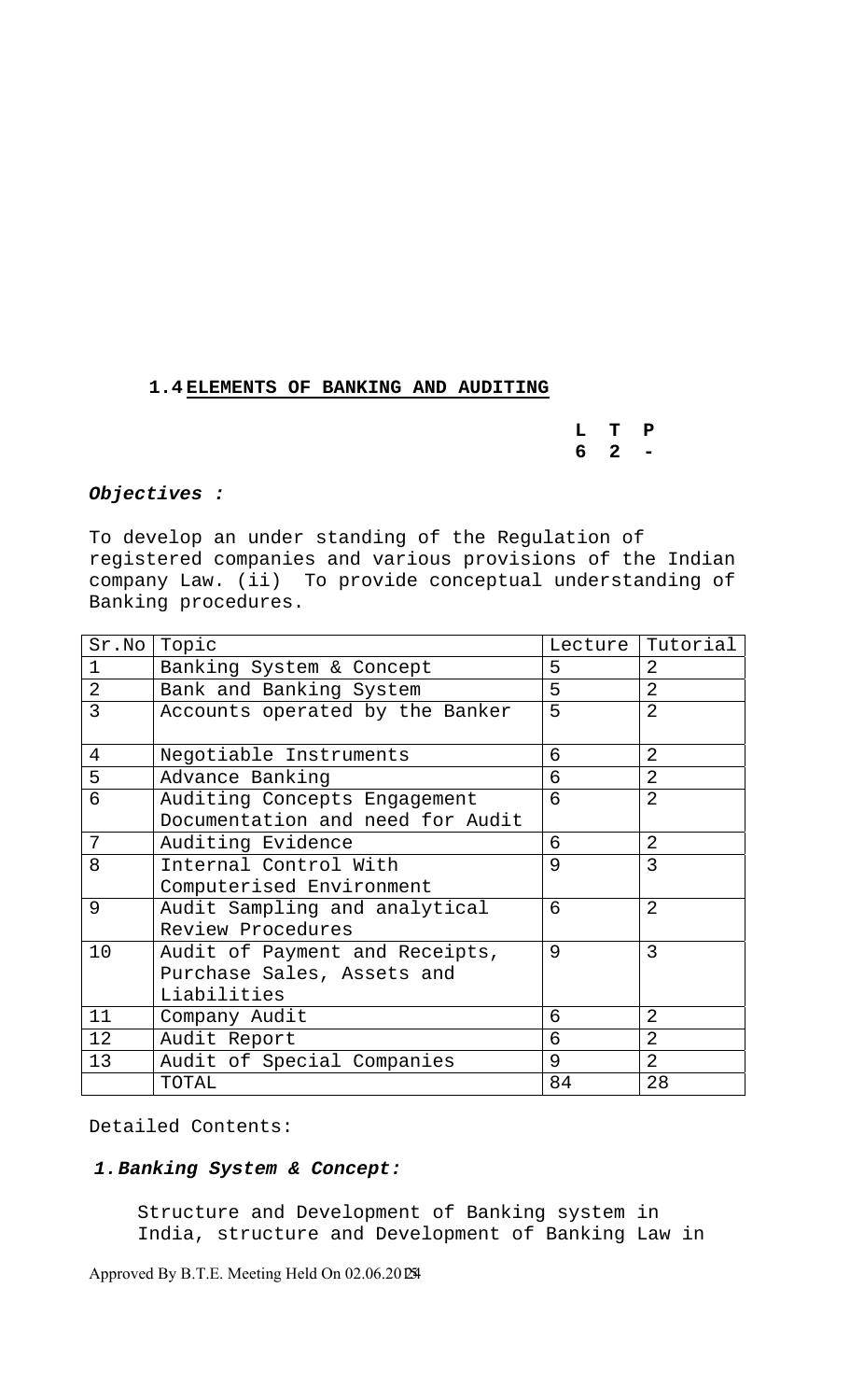## 1.4 ELEMENTS OF BANKING AND AUDITING

| L | T | P |
|---|---|---|
| 6 | 2 | - |

***Objectives :***

To develop an under standing of the Regulation of registered companies and various provisions of the Indian company Law. (ii) To provide conceptual understanding of Banking procedures.

| Sr.No | Topic | Lecture | Tutorial |
|---|---|---|---|
| 1 | Banking System & Concept | 5 | 2 |
| 2 | Bank and Banking System | 5 | 2 |
| 3 | Accounts operated by the Banker | 5 | 2 |
| 4 | Negotiable Instruments | 6 | 2 |
| 5 | Advance Banking | 6 | 2 |
| 6 | Auditing Concepts Engagement Documentation and need for Audit | 6 | 2 |
| 7 | Auditing Evidence | 6 | 2 |
| 8 | Internal Control With Computerised Environment | 9 | 3 |
| 9 | Audit Sampling and analytical Review Procedures | 6 | 2 |
| 10 | Audit of Payment and Receipts, Purchase Sales, Assets and Liabilities | 9 | 3 |
| 11 | Company Audit | 6 | 2 |
| 12 | Audit Report | 6 | 2 |
| 13 | Audit of Special Companies | 9 | 2 |
| | TOTAL | 84 | 28 |

Detailed Contents:

***1. Banking System & Concept:***

Structure and Development of Banking system in India, structure and Development of Banking Law in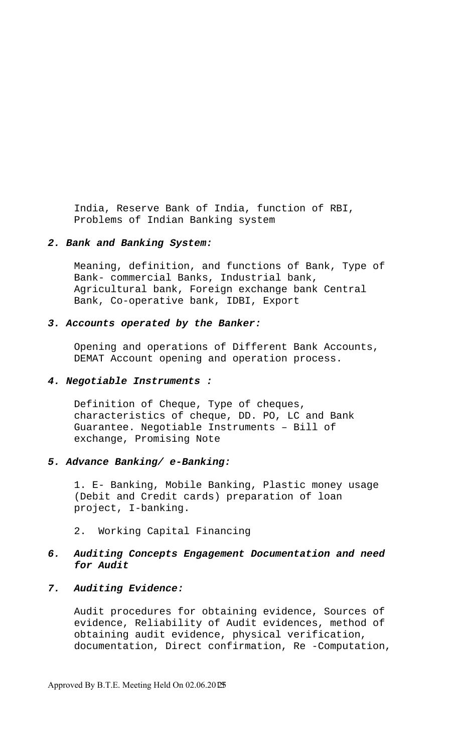India, Reserve Bank of India, function of RBI, Problems of Indian Banking system

***2. Bank and Banking System:***

Meaning, definition, and functions of Bank, Type of Bank- commercial Banks, Industrial bank, Agricultural bank, Foreign exchange bank Central Bank, Co-operative bank, IDBI, Export

***3. Accounts operated by the Banker:***

Opening and operations of Different Bank Accounts, DEMAT Account opening and operation process.

***4. Negotiable Instruments :***

Definition of Cheque, Type of cheques, characteristics of cheque, DD. PO, LC and Bank Guarantee. Negotiable Instruments – Bill of exchange, Promising Note

***5. Advance Banking/ e-Banking:***

1. E- Banking, Mobile Banking, Plastic money usage (Debit and Credit cards) preparation of loan project, I-banking.

2. Working Capital Financing

***6. Auditing Concepts Engagement Documentation and need for Audit***

***7. Auditing Evidence:***

Audit procedures for obtaining evidence, Sources of evidence, Reliability of Audit evidences, method of obtaining audit evidence, physical verification, documentation, Direct confirmation, Re -Computation,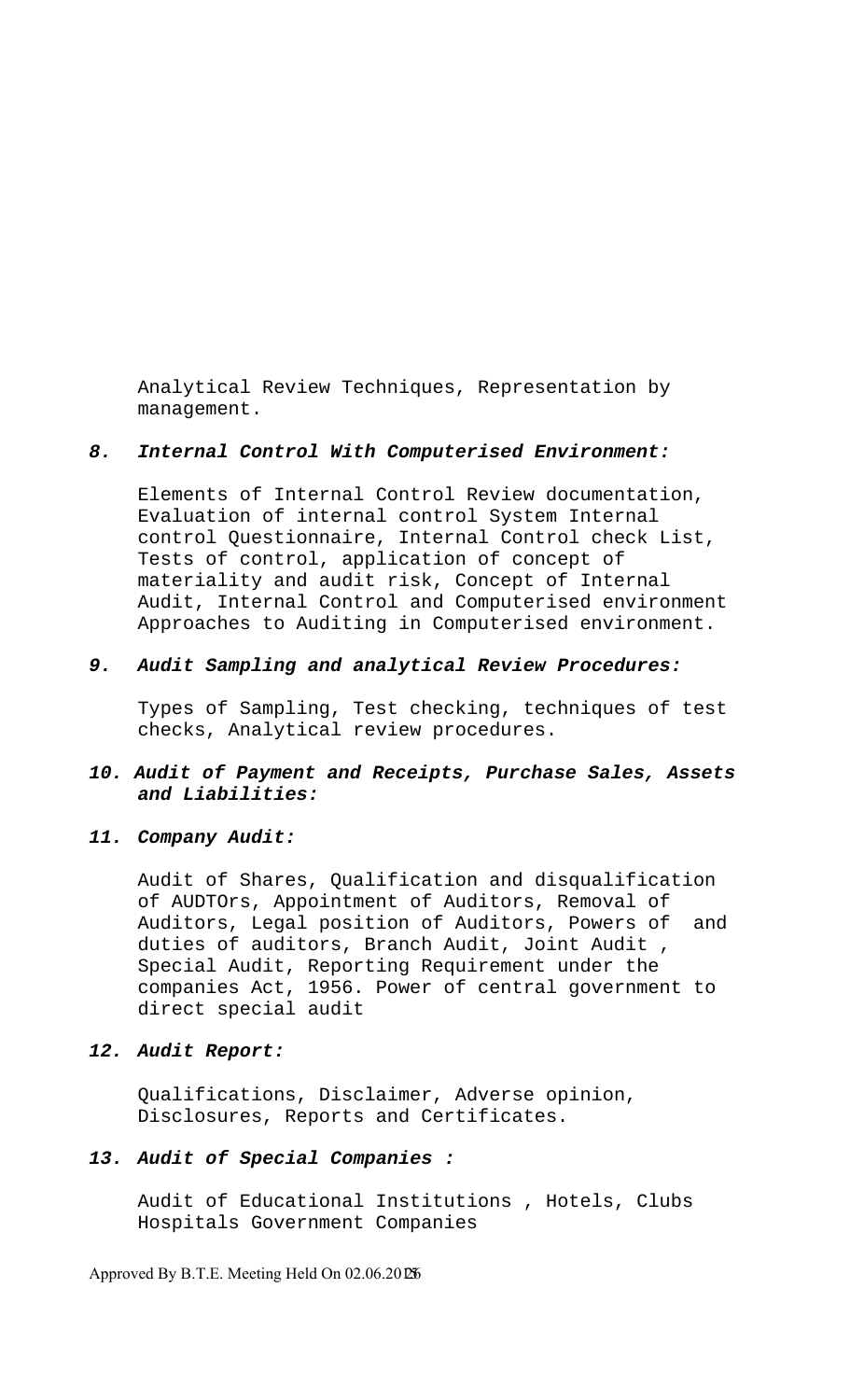Analytical Review Techniques, Representation by management.

***8. Internal Control With Computerised Environment:***

Elements of Internal Control Review documentation, Evaluation of internal control System Internal control Questionnaire, Internal Control check List, Tests of control, application of concept of materiality and audit risk, Concept of Internal Audit, Internal Control and Computerised environment Approaches to Auditing in Computerised environment.

***9. Audit Sampling and analytical Review Procedures:***

Types of Sampling, Test checking, techniques of test checks, Analytical review procedures.

***10. Audit of Payment and Receipts, Purchase Sales, Assets and Liabilities:***

***11. Company Audit:***

Audit of Shares, Qualification and disqualification of AUDTOrs, Appointment of Auditors, Removal of Auditors, Legal position of Auditors, Powers of and duties of auditors, Branch Audit, Joint Audit , Special Audit, Reporting Requirement under the companies Act, 1956. Power of central government to direct special audit

***12. Audit Report:***

Qualifications, Disclaimer, Adverse opinion, Disclosures, Reports and Certificates.

***13. Audit of Special Companies :***

Audit of Educational Institutions , Hotels, Clubs Hospitals Government Companies

Approved By B.T.E. Meeting Held On 02.06.2015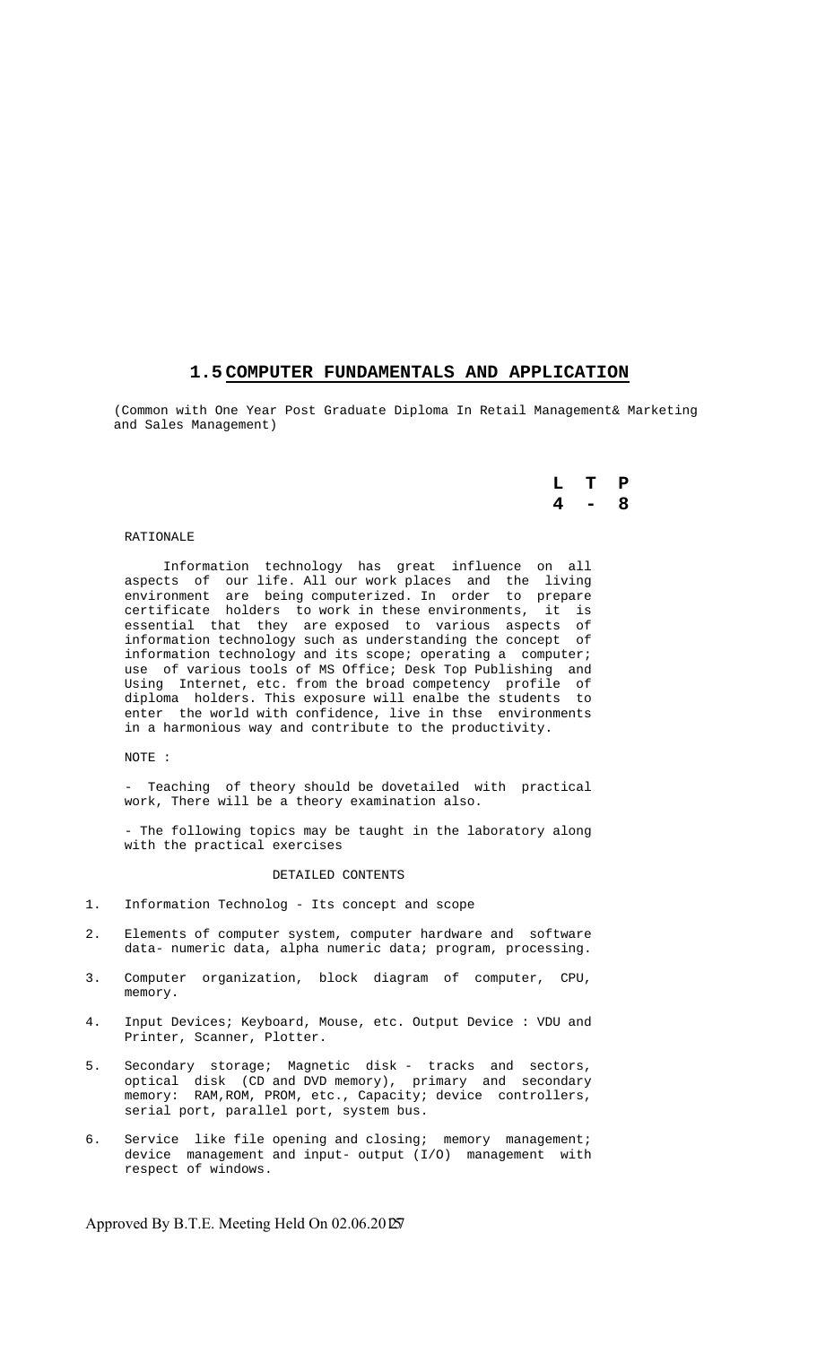# 1.5 COMPUTER FUNDAMENTALS AND APPLICATION

(Common with One Year Post Graduate Diploma In Retail Management& Marketing and Sales Management)

| L | T | P |
|---|---|---|
| 4 | - | 8 |

RATIONALE

Information technology has great influence on all aspects of our life. All our work places and the living environment are being computerized. In order to prepare certificate holders to work in these environments, it is essential that they are exposed to various aspects of information technology such as understanding the concept of information technology and its scope; operating a computer; use of various tools of MS Office; Desk Top Publishing and Using Internet, etc. from the broad competency profile of diploma holders. This exposure will enalbe the students to enter the world with confidence, live in thse environments in a harmonious way and contribute to the productivity.

NOTE :

- Teaching of theory should be dovetailed with practical work, There will be a theory examination also.

- The following topics may be taught in the laboratory along with the practical exercises

DETAILED CONTENTS

1. Information Technolog - Its concept and scope

2. Elements of computer system, computer hardware and software data- numeric data, alpha numeric data; program, processing.

3. Computer organization, block diagram of computer, CPU, memory.

4. Input Devices; Keyboard, Mouse, etc. Output Device : VDU and Printer, Scanner, Plotter.

5. Secondary storage; Magnetic disk - tracks and sectors, optical disk (CD and DVD memory), primary and secondary memory: RAM,ROM, PROM, etc., Capacity; device controllers, serial port, parallel port, system bus.

6. Service like file opening and closing; memory management; device management and input- output (I/O) management with respect of windows.

Approved By B.T.E. Meeting Held On 02.06.2012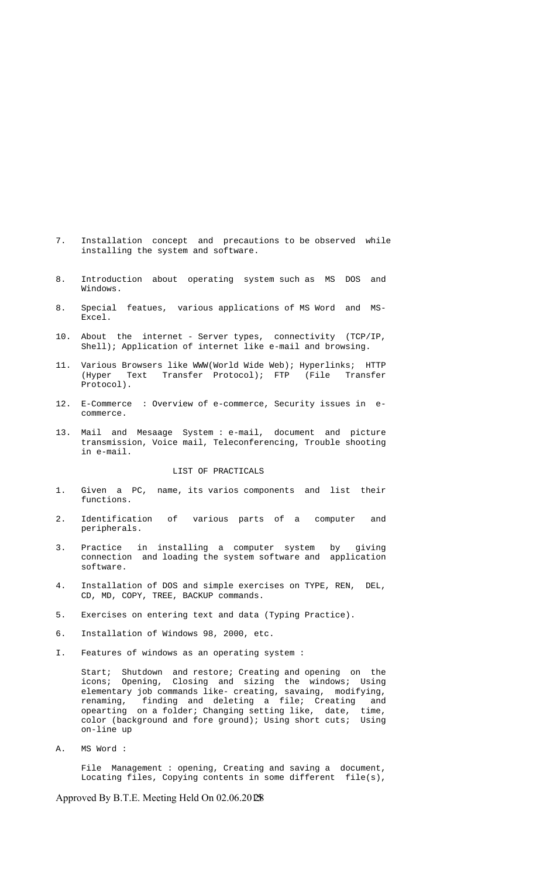7. Installation concept and precautions to be observed while installing the system and software.

8. Introduction about operating system such as MS DOS and Windows.

8. Special featues, various applications of MS Word and MS-Excel.

10. About the internet - Server types, connectivity (TCP/IP, Shell); Application of internet like e-mail and browsing.

11. Various Browsers like WWW(World Wide Web); Hyperlinks; HTTP (Hyper Text Transfer Protocol); FTP (File Transfer Protocol).

12. E-Commerce : Overview of e-commerce, Security issues in e-commerce.

13. Mail and Mesaage System : e-mail, document and picture transmission, Voice mail, Teleconferencing, Trouble shooting in e-mail.

## LIST OF PRACTICALS

1. Given a PC, name, its varios components and list their functions.

2. Identification of various parts of a computer and peripherals.

3. Practice in installing a computer system by giving connection and loading the system software and application software.

4. Installation of DOS and simple exercises on TYPE, REN, DEL, CD, MD, COPY, TREE, BACKUP commands.

5. Exercises on entering text and data (Typing Practice).

6. Installation of Windows 98, 2000, etc.

I. Features of windows as an operating system :

   Start; Shutdown and restore; Creating and opening on the icons; Opening, Closing and sizing the windows; Using elementary job commands like- creating, savaing, modifying, renaming, finding and deleting a file; Creating and opearting on a folder; Changing setting like, date, time, color (background and fore ground); Using short cuts; Using on-line up

A. MS Word :

   File Management : opening, Creating and saving a document, Locating files, Copying contents in some different file(s),

Approved By B.T.E. Meeting Held On 02.06.2018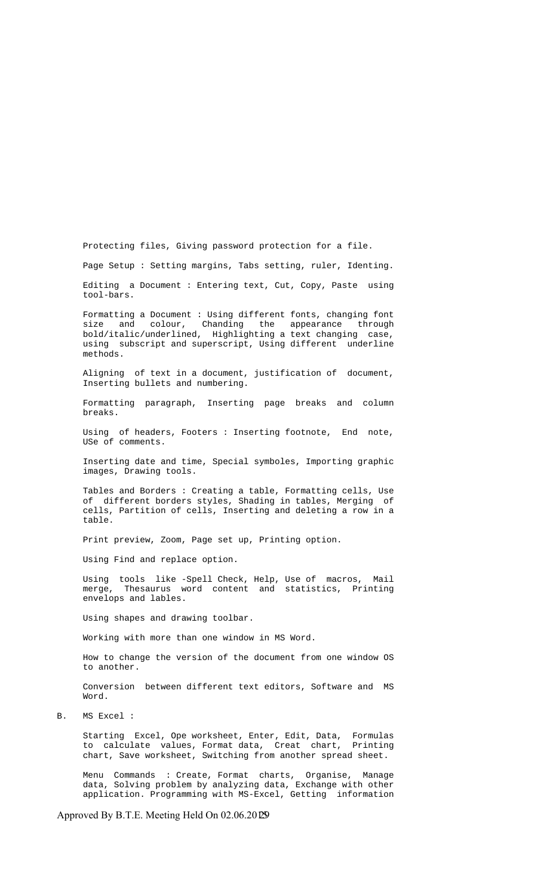Protecting files, Giving password protection for a file.

Page Setup : Setting margins, Tabs setting, ruler, Identing.

Editing a Document : Entering text, Cut, Copy, Paste using tool-bars.

Formatting a Document : Using different fonts, changing font size and colour, Chanding the appearance through bold/italic/underlined, Highlighting a text changing case, using subscript and superscript, Using different underline methods.

Aligning of text in a document, justification of document, Inserting bullets and numbering.

Formatting paragraph, Inserting page breaks and column breaks.

Using of headers, Footers : Inserting footnote, End note, USe of comments.

Inserting date and time, Special symboles, Importing graphic images, Drawing tools.

Tables and Borders : Creating a table, Formatting cells, Use of different borders styles, Shading in tables, Merging of cells, Partition of cells, Inserting and deleting a row in a table.

Print preview, Zoom, Page set up, Printing option.

Using Find and replace option.

Using tools like -Spell Check, Help, Use of macros, Mail merge, Thesaurus word content and statistics, Printing envelops and lables.

Using shapes and drawing toolbar.

Working with more than one window in MS Word.

How to change the version of the document from one window OS to another.

Conversion between different text editors, Software and MS Word.

B. MS Excel :

Starting Excel, Ope worksheet, Enter, Edit, Data, Formulas to calculate values, Format data, Creat chart, Printing chart, Save worksheet, Switching from another spread sheet.

Menu Commands : Create, Format charts, Organise, Manage data, Solving problem by analyzing data, Exchange with other application. Programming with MS-Excel, Getting information

Approved By B.T.E. Meeting Held On 02.06.2019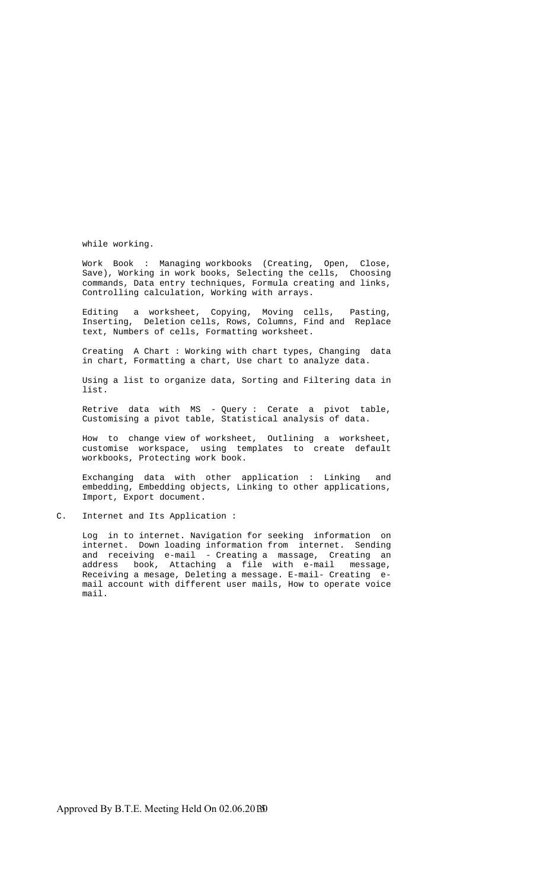while working.

Work Book : Managing workbooks (Creating, Open, Close, Save), Working in work books, Selecting the cells, Choosing commands, Data entry techniques, Formula creating and links, Controlling calculation, Working with arrays.

Editing a worksheet, Copying, Moving cells, Pasting, Inserting, Deletion cells, Rows, Columns, Find and Replace text, Numbers of cells, Formatting worksheet.

Creating A Chart : Working with chart types, Changing data in chart, Formatting a chart, Use chart to analyze data.

Using a list to organize data, Sorting and Filtering data in list.

Retrive data with MS - Query : Cerate a pivot table, Customising a pivot table, Statistical analysis of data.

How to change view of worksheet, Outlining a worksheet, customise workspace, using templates to create default workbooks, Protecting work book.

Exchanging data with other application : Linking and embedding, Embedding objects, Linking to other applications, Import, Export document.

C. Internet and Its Application :

Log in to internet. Navigation for seeking information on internet. Down loading information from internet. Sending and receiving e-mail - Creating a massage, Creating an address book, Attaching a file with e-mail message, Receiving a mesage, Deleting a message. E-mail- Creating e-mail account with different user mails, How to operate voice mail.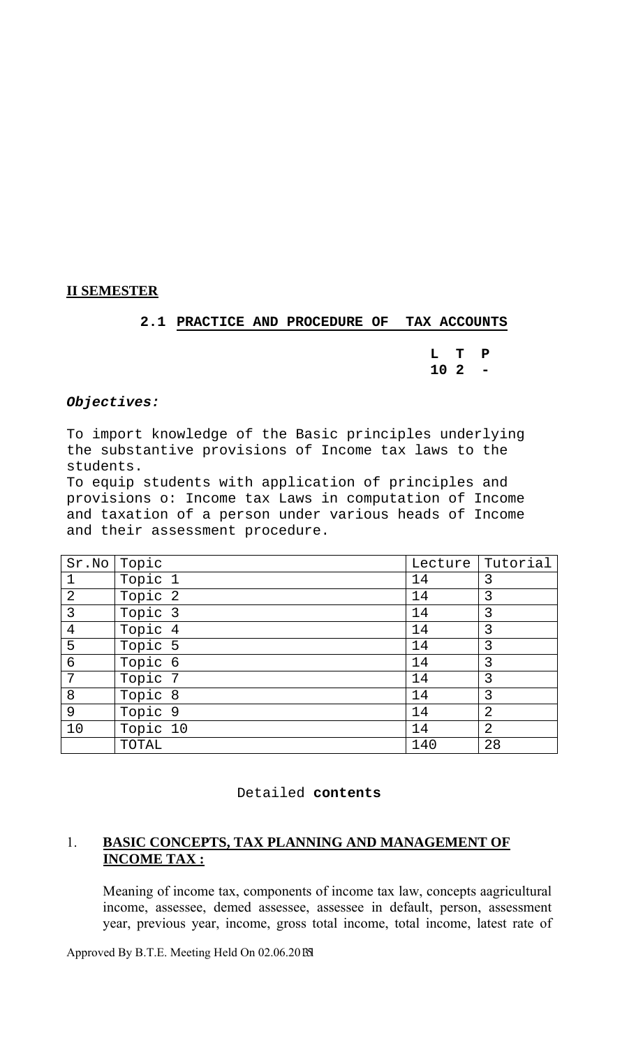**II SEMESTER**

## 2.1 PRACTICE AND PROCEDURE OF TAX ACCOUNTS

**L T P**
**10 2 -**

***Objectives:***

To import knowledge of the Basic principles underlying the substantive provisions of Income tax laws to the students.
To equip students with application of principles and provisions o: Income tax Laws in computation of Income and taxation of a person under various heads of Income and their assessment procedure.

| Sr.No | Topic | Lecture | Tutorial |
|---|---|---|---|
| 1 | Topic 1 | 14 | 3 |
| 2 | Topic 2 | 14 | 3 |
| 3 | Topic 3 | 14 | 3 |
| 4 | Topic 4 | 14 | 3 |
| 5 | Topic 5 | 14 | 3 |
| 6 | Topic 6 | 14 | 3 |
| 7 | Topic 7 | 14 | 3 |
| 8 | Topic 8 | 14 | 3 |
| 9 | Topic 9 | 14 | 2 |
| 10 | Topic 10 | 14 | 2 |
| | TOTAL | 140 | 28 |

Detailed **contents**

1. **BASIC CONCEPTS, TAX PLANNING AND MANAGEMENT OF INCOME TAX :**

   Meaning of income tax, components of income tax law, concepts aagricultural income, assessee, demed assessee, assessee in default, person, assessment year, previous year, income, gross total income, total income, latest rate of

Approved By B.T.E. Meeting Held On 02.06.2011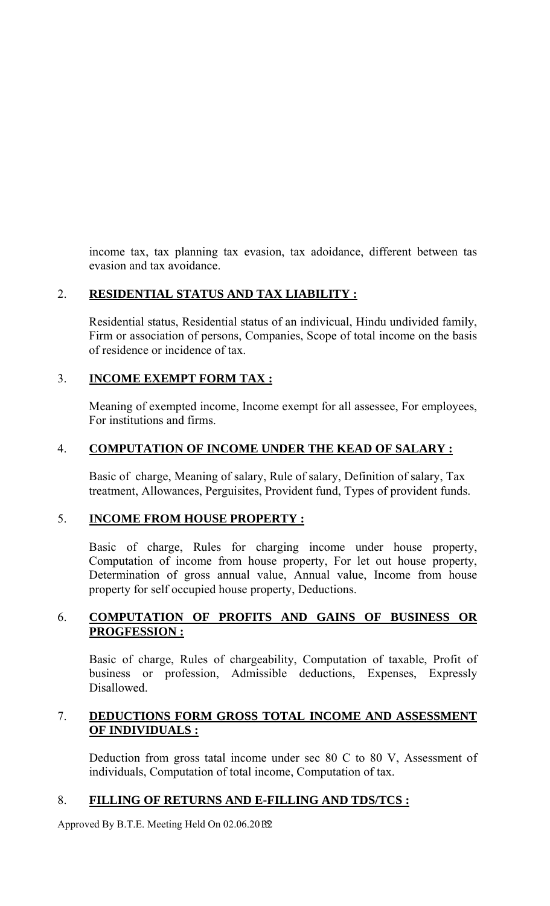income tax, tax planning tax evasion, tax adoidance, different between tas evasion and tax avoidance.

2. **RESIDENTIAL STATUS AND TAX LIABILITY :**

   Residential status, Residential status of an indivicual, Hindu undivided family, Firm or association of persons, Companies, Scope of total income on the basis of residence or incidence of tax.

3. **INCOME EXEMPT FORM TAX :**

   Meaning of exempted income, Income exempt for all assessee, For employees, For institutions and firms.

4. **COMPUTATION OF INCOME UNDER THE KEAD OF SALARY :**

   Basic of charge, Meaning of salary, Rule of salary, Definition of salary, Tax treatment, Allowances, Perguisites, Provident fund, Types of provident funds.

5. **INCOME FROM HOUSE PROPERTY :**

   Basic of charge, Rules for charging income under house property, Computation of income from house property, For let out house property, Determination of gross annual value, Annual value, Income from house property for self occupied house property, Deductions.

6. **COMPUTATION OF PROFITS AND GAINS OF BUSINESS OR PROGFESSION :**

   Basic of charge, Rules of chargeability, Computation of taxable, Profit of business or profession, Admissible deductions, Expenses, Expressly Disallowed.

7. **DEDUCTIONS FORM GROSS TOTAL INCOME AND ASSESSMENT OF INDIVIDUALS :**

   Deduction from gross tatal income under sec 80 C to 80 V, Assessment of individuals, Computation of total income, Computation of tax.

8. **FILLING OF RETURNS AND E-FILLING AND TDS/TCS :**

Approved By B.T.E. Meeting Held On 02.06.2012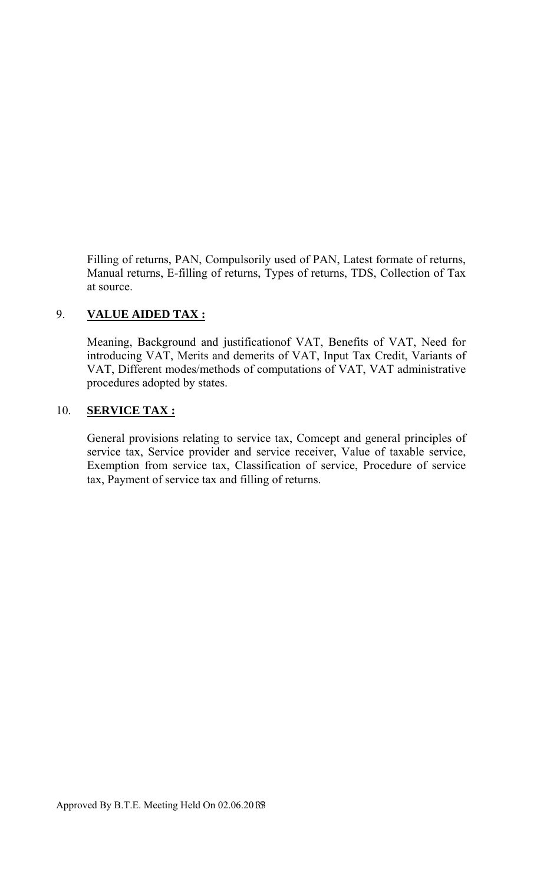Filling of returns, PAN, Compulsorily used of PAN, Latest formate of returns, Manual returns, E-filling of returns, Types of returns, TDS, Collection of Tax at source.

9. **VALUE AIDED TAX :**

Meaning, Background and justificationof VAT, Benefits of VAT, Need for introducing VAT, Merits and demerits of VAT, Input Tax Credit, Variants of VAT, Different modes/methods of computations of VAT, VAT administrative procedures adopted by states.

10. **SERVICE TAX :**

General provisions relating to service tax, Comcept and general principles of service tax, Service provider and service receiver, Value of taxable service, Exemption from service tax, Classification of service, Procedure of service tax, Payment of service tax and filling of returns.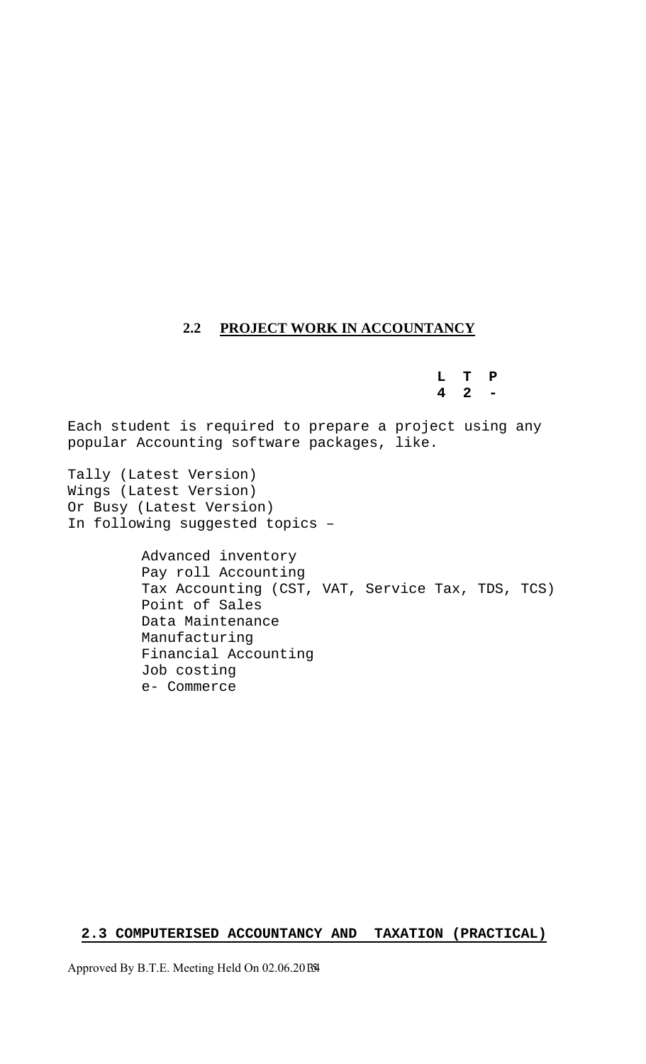## 2.2 PROJECT WORK IN ACCOUNTANCY

| L | T | P |
|---|---|---|
| 4 | 2 | - |

Each student is required to prepare a project using any popular Accounting software packages, like.

Tally (Latest Version)
Wings (Latest Version)
Or Busy (Latest Version)
In following suggested topics –

- Advanced inventory
- Pay roll Accounting
- Tax Accounting (CST, VAT, Service Tax, TDS, TCS)
- Point of Sales
- Data Maintenance
- Manufacturing
- Financial Accounting
- Job costing
- e- Commerce

## 2.3 COMPUTERISED ACCOUNTANCY AND TAXATION (PRACTICAL)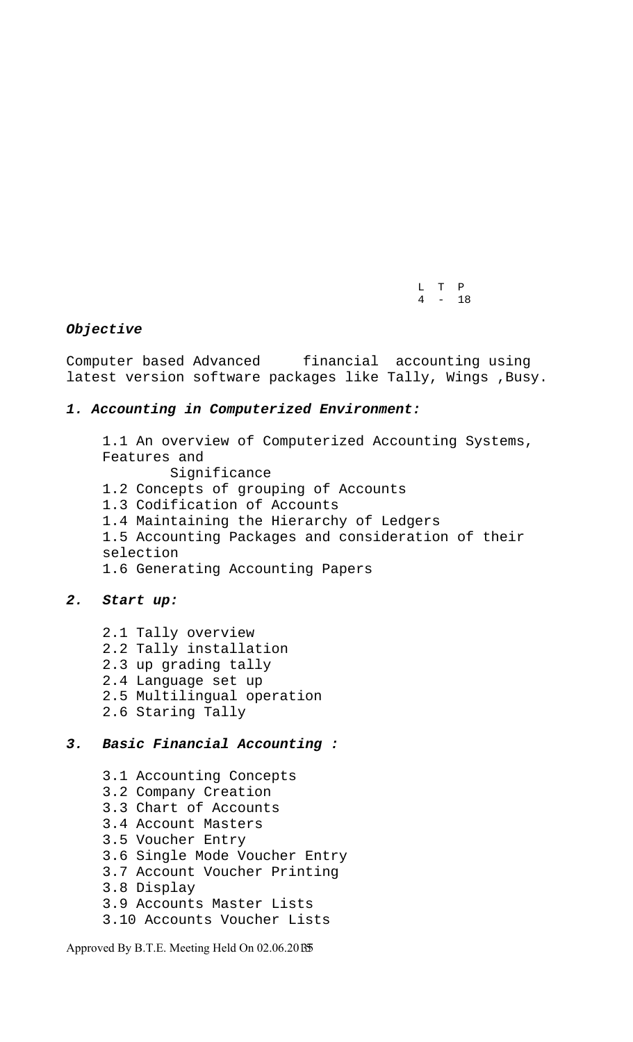| L | T | P |
| --- | --- | --- |
| 4 | - | 18 |

***Objective***

Computer based Advanced financial accounting using latest version software packages like Tally, Wings ,Busy.

### *1. Accounting in Computerized Environment:*

1.1 An overview of Computerized Accounting Systems, Features and Significance
1.2 Concepts of grouping of Accounts
1.3 Codification of Accounts
1.4 Maintaining the Hierarchy of Ledgers
1.5 Accounting Packages and consideration of their selection
1.6 Generating Accounting Papers

### *2. Start up:*

2.1 Tally overview
2.2 Tally installation
2.3 up grading tally
2.4 Language set up
2.5 Multilingual operation
2.6 Staring Tally

### *3. Basic Financial Accounting :*

3.1 Accounting Concepts
3.2 Company Creation
3.3 Chart of Accounts
3.4 Account Masters
3.5 Voucher Entry
3.6 Single Mode Voucher Entry
3.7 Account Voucher Printing
3.8 Display
3.9 Accounts Master Lists
3.10 Accounts Voucher Lists

Approved By B.T.E. Meeting Held On 02.06.2015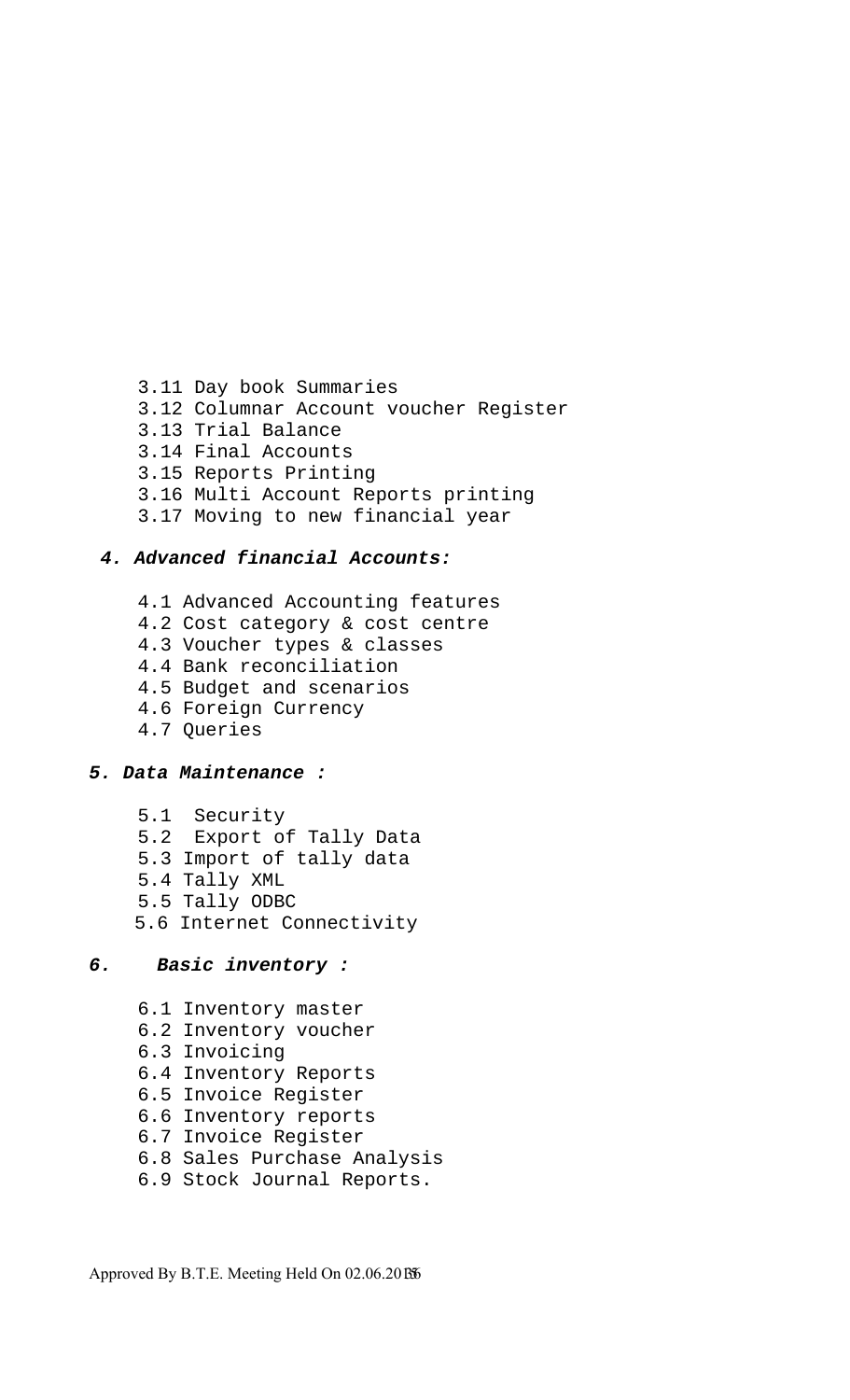3.11 Day book Summaries
3.12 Columnar Account voucher Register
3.13 Trial Balance
3.14 Final Accounts
3.15 Reports Printing
3.16 Multi Account Reports printing
3.17 Moving to new financial year

***4. Advanced financial Accounts:***

4.1 Advanced Accounting features
4.2 Cost category & cost centre
4.3 Voucher types & classes
4.4 Bank reconciliation
4.5 Budget and scenarios
4.6 Foreign Currency
4.7 Queries

***5. Data Maintenance :***

5.1 Security
5.2 Export of Tally Data
5.3 Import of tally data
5.4 Tally XML
5.5 Tally ODBC
5.6 Internet Connectivity

***6. Basic inventory :***

6.1 Inventory master
6.2 Inventory voucher
6.3 Invoicing
6.4 Inventory Reports
6.5 Invoice Register
6.6 Inventory reports
6.7 Invoice Register
6.8 Sales Purchase Analysis
6.9 Stock Journal Reports.

Approved By B.T.E. Meeting Held On 02.06.2015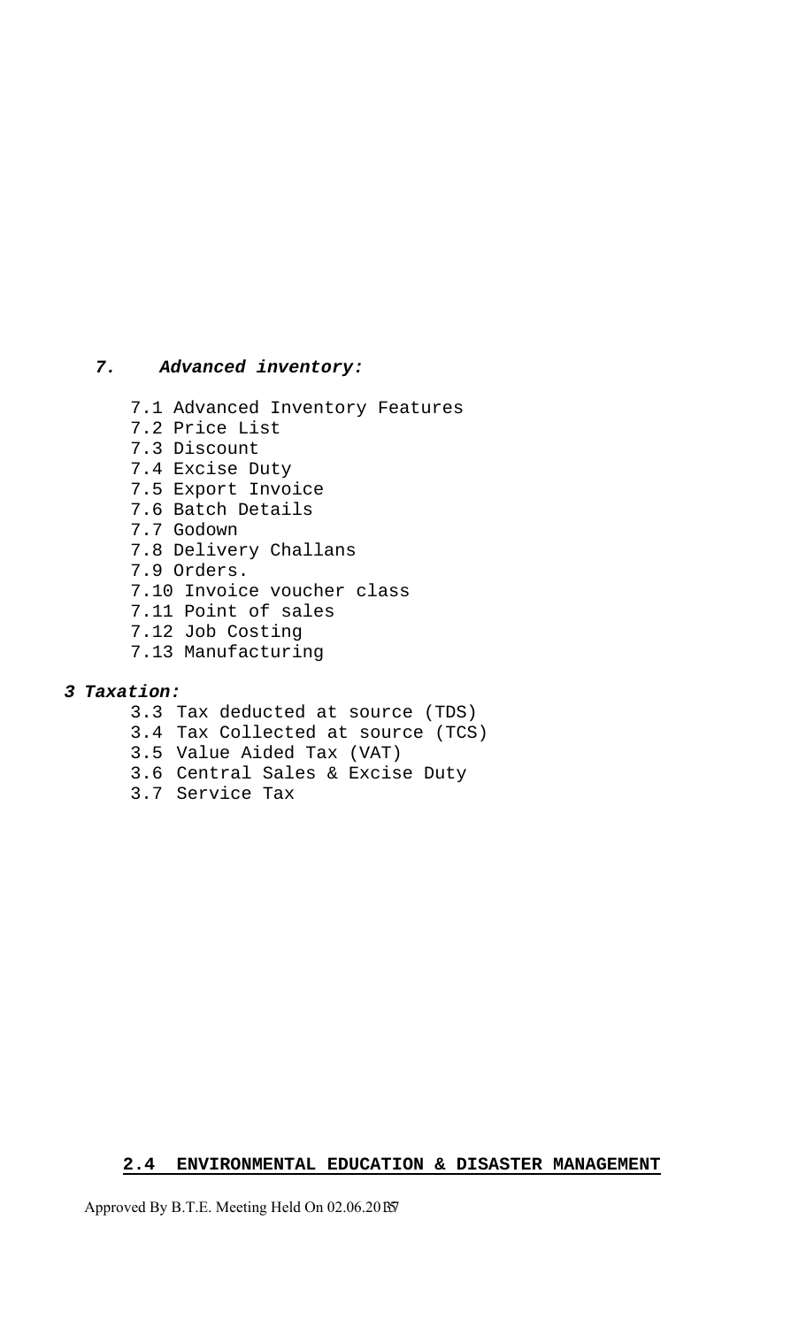### *7. Advanced inventory:*

- 7.1 Advanced Inventory Features
- 7.2 Price List
- 7.3 Discount
- 7.4 Excise Duty
- 7.5 Export Invoice
- 7.6 Batch Details
- 7.7 Godown
- 7.8 Delivery Challans
- 7.9 Orders.
- 7.10 Invoice voucher class
- 7.11 Point of sales
- 7.12 Job Costing
- 7.13 Manufacturing

### *3 Taxation:*

- 3.3 Tax deducted at source (TDS)
- 3.4 Tax Collected at source (TCS)
- 3.5 Value Aided Tax (VAT)
- 3.6 Central Sales & Excise Duty
- 3.7 Service Tax

## 2.4 ENVIRONMENTAL EDUCATION & DISASTER MANAGEMENT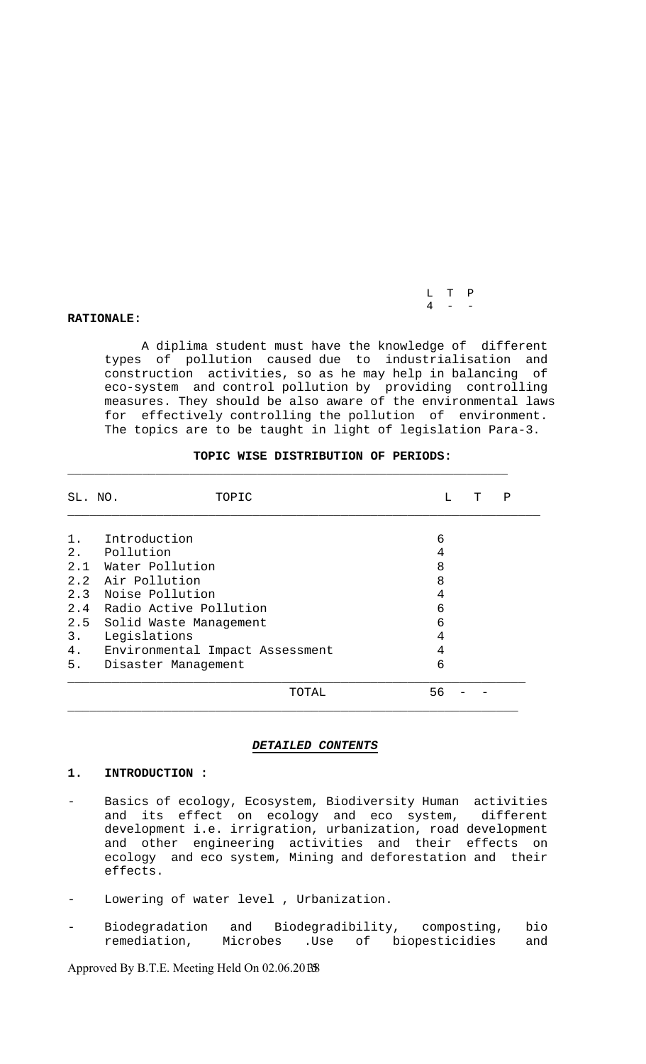| L | T | P |
|---|---|---|
| 4 | - | - |

**RATIONALE:**

A diplima student must have the knowledge of different types of pollution caused due to industrialisation and construction activities, so as he may help in balancing of eco-system and control pollution by providing controlling measures. They should be also aware of the environmental laws for effectively controlling the pollution of environment. The topics are to be taught in light of legislation Para-3.

**TOPIC WISE DISTRIBUTION OF PERIODS:**

| SL. NO. | TOPIC | L | T | P |
|---|---|---|---|---|
| 1. | Introduction | 6 | | |
| 2. | Pollution | 4 | | |
| 2.1 | Water Pollution | 8 | | |
| 2.2 | Air Pollution | 8 | | |
| 2.3 | Noise Pollution | 4 | | |
| 2.4 | Radio Active Pollution | 6 | | |
| 2.5 | Solid Waste Management | 6 | | |
| 3. | Legislations | 4 | | |
| 4. | Environmental Impact Assessment | 4 | | |
| 5. | Disaster Management | 6 | | |
| | TOTAL | 56 | - | - |

***DETAILED CONTENTS***

**1. INTRODUCTION :**

- Basics of ecology, Ecosystem, Biodiversity Human activities and its effect on ecology and eco system, different development i.e. irrigration, urbanization, road development and other engineering activities and their effects on ecology and eco system, Mining and deforestation and their effects.
- Lowering of water level , Urbanization.
- Biodegradation and Biodegradibility, composting, bio remediation, Microbes .Use of biopesticidies and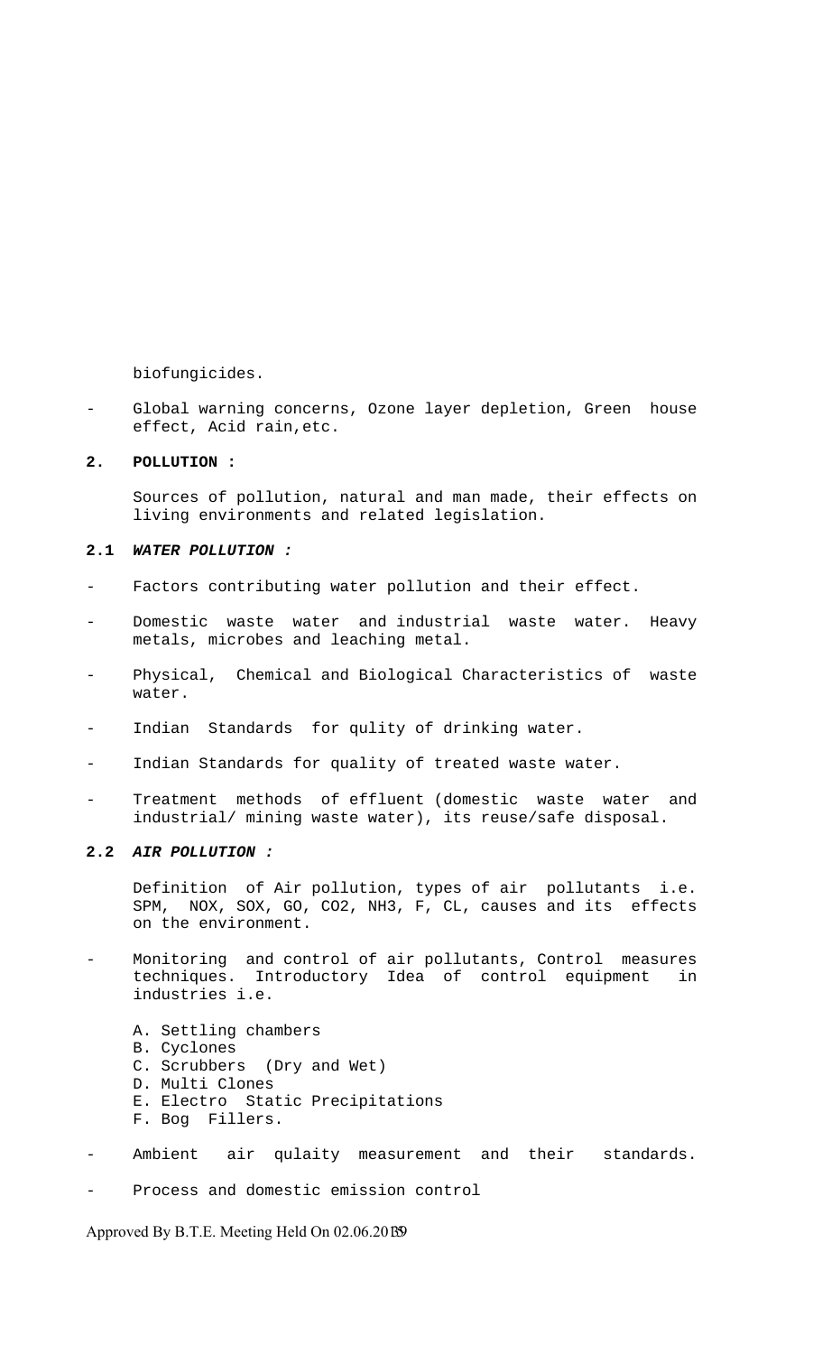biofungicides.

- Global warning concerns, Ozone layer depletion, Green house effect, Acid rain,etc.

**2. POLLUTION :**

Sources of pollution, natural and man made, their effects on living environments and related legislation.

**2.1** ***WATER POLLUTION :***

- Factors contributing water pollution and their effect.
- Domestic waste water and industrial waste water. Heavy metals, microbes and leaching metal.
- Physical, Chemical and Biological Characteristics of waste water.
- Indian Standards for qulity of drinking water.
- Indian Standards for quality of treated waste water.
- Treatment methods of effluent (domestic waste water and industrial/ mining waste water), its reuse/safe disposal.

**2.2** ***AIR POLLUTION :***

Definition of Air pollution, types of air pollutants i.e. SPM, NOX, SOX, GO, CO2, NH3, F, CL, causes and its effects on the environment.

- Monitoring and control of air pollutants, Control measures techniques. Introductory Idea of control equipment in industries i.e.

  A. Settling chambers
  B. Cyclones
  C. Scrubbers (Dry and Wet)
  D. Multi Clones
  E. Electro Static Precipitations
  F. Bog Fillers.

- Ambient air qulaity measurement and their standards.
- Process and domestic emission control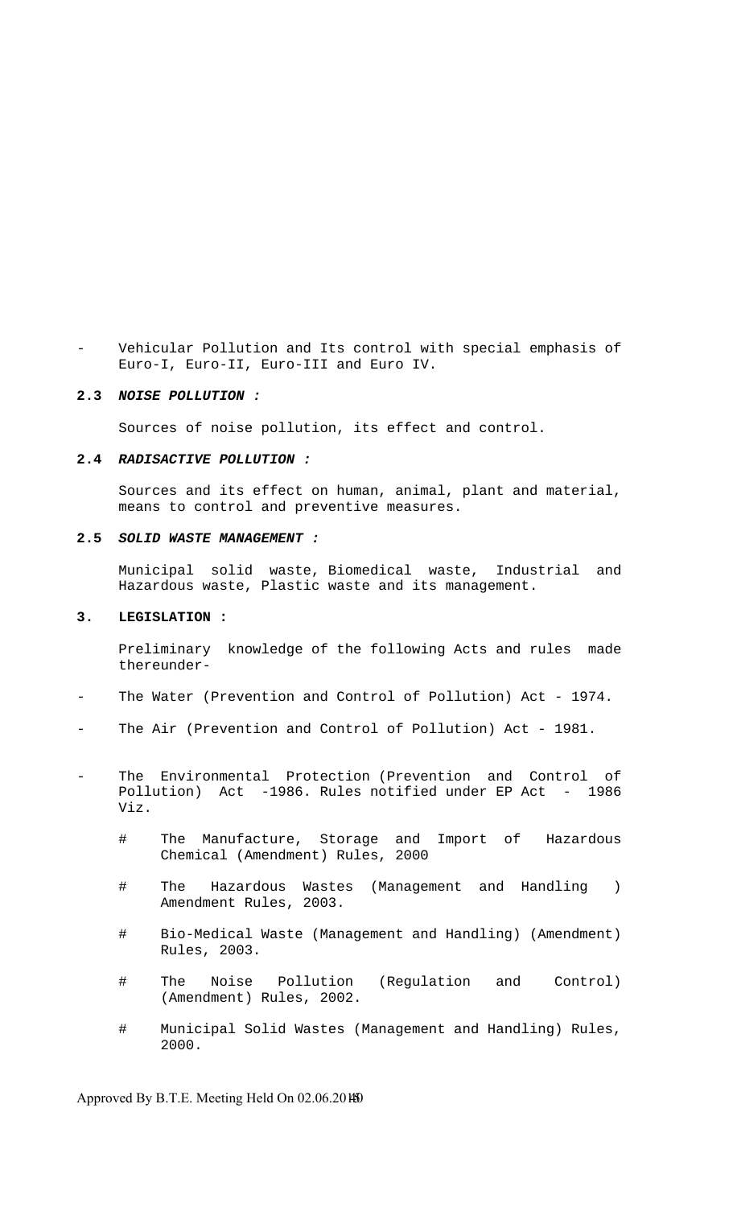- Vehicular Pollution and Its control with special emphasis of Euro-I, Euro-II, Euro-III and Euro IV.

**2.3 *NOISE POLLUTION :***

Sources of noise pollution, its effect and control.

**2.4 *RADISACTIVE POLLUTION :***

Sources and its effect on human, animal, plant and material, means to control and preventive measures.

**2.5 *SOLID WASTE MANAGEMENT :***

Municipal solid waste, Biomedical waste, Industrial and Hazardous waste, Plastic waste and its management.

**3. LEGISLATION :**

Preliminary knowledge of the following Acts and rules made thereunder-

- The Water (Prevention and Control of Pollution) Act - 1974.
- The Air (Prevention and Control of Pollution) Act - 1981.
- The Environmental Protection (Prevention and Control of Pollution) Act -1986. Rules notified under EP Act - 1986 Viz.
  - # The Manufacture, Storage and Import of Hazardous Chemical (Amendment) Rules, 2000
  - # The Hazardous Wastes (Management and Handling ) Amendment Rules, 2003.
  - # Bio-Medical Waste (Management and Handling) (Amendment) Rules, 2003.
  - # The Noise Pollution (Regulation and Control) (Amendment) Rules, 2002.
  - # Municipal Solid Wastes (Management and Handling) Rules, 2000.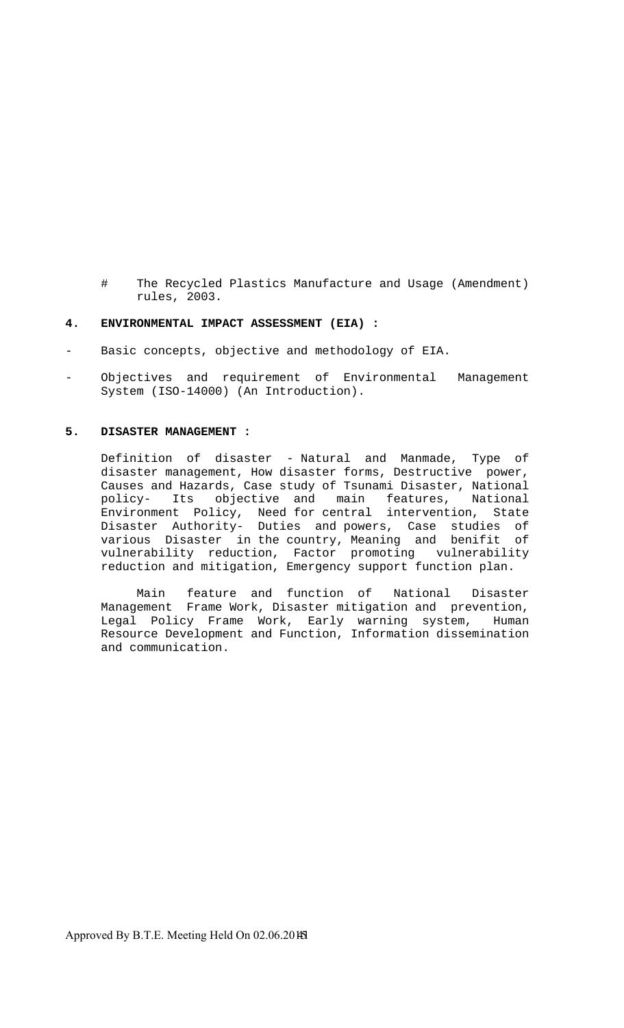# The Recycled Plastics Manufacture and Usage (Amendment) rules, 2003.

**4. ENVIRONMENTAL IMPACT ASSESSMENT (EIA) :**

- Basic concepts, objective and methodology of EIA.
- Objectives and requirement of Environmental Management System (ISO-14000) (An Introduction).

**5. DISASTER MANAGEMENT :**

Definition of disaster - Natural and Manmade, Type of disaster management, How disaster forms, Destructive power, Causes and Hazards, Case study of Tsunami Disaster, National policy- Its objective and main features, National Environment Policy, Need for central intervention, State Disaster Authority- Duties and powers, Case studies of various Disaster in the country, Meaning and benifit of vulnerability reduction, Factor promoting vulnerability reduction and mitigation, Emergency support function plan.

Main feature and function of National Disaster Management Frame Work, Disaster mitigation and prevention, Legal Policy Frame Work, Early warning system, Human Resource Development and Function, Information dissemination and communication.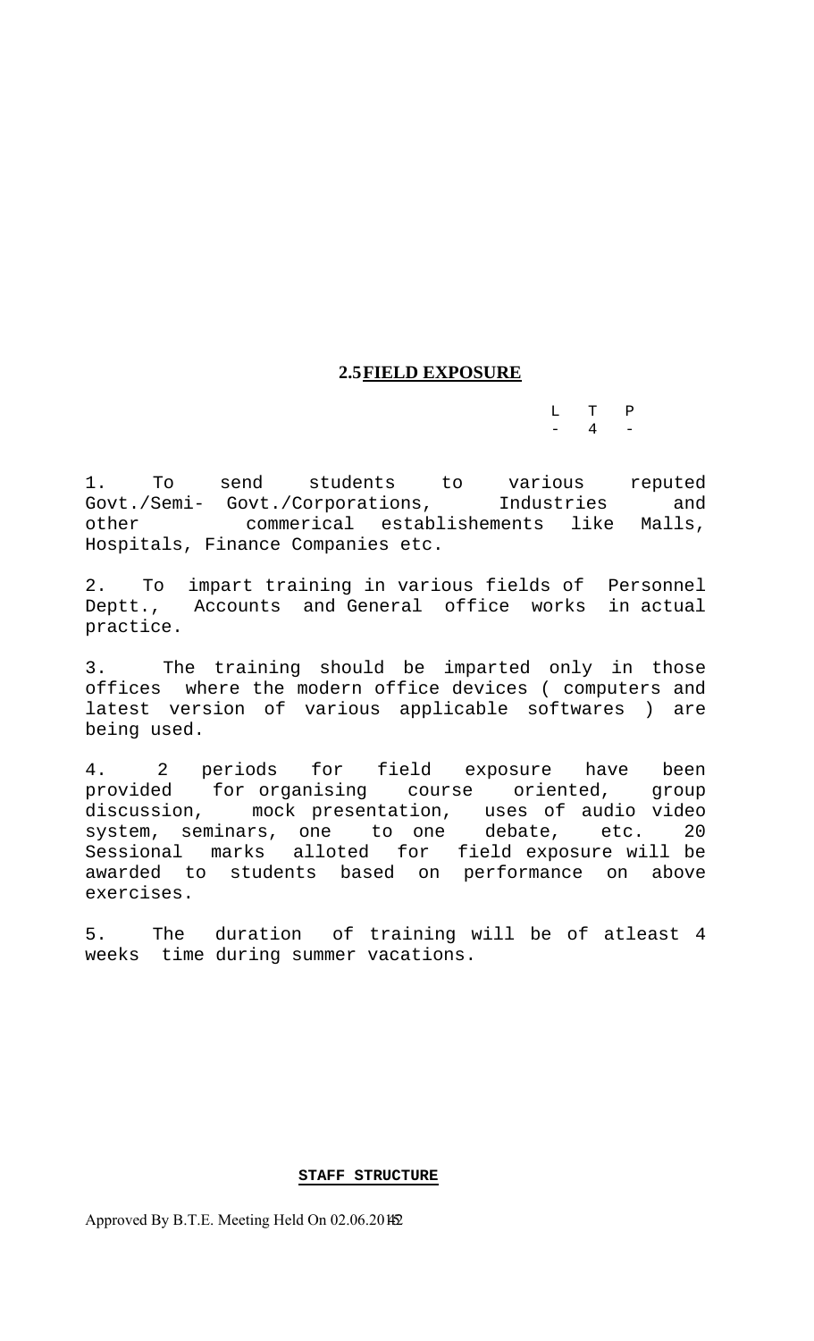## 2.5 FIELD EXPOSURE

| L | T | P |
|---|---|---|
| - | 4 | - |

1. To send students to various reputed Govt./Semi- Govt./Corporations, Industries and other commerical establishements like Malls, Hospitals, Finance Companies etc.

2. To impart training in various fields of Personnel Deptt., Accounts and General office works in actual practice.

3. The training should be imparted only in those offices where the modern office devices ( computers and latest version of various applicable softwares ) are being used.

4. 2 periods for field exposure have been provided for organising course oriented, group discussion, mock presentation, uses of audio video system, seminars, one to one debate, etc. 20 Sessional marks alloted for field exposure will be awarded to students based on performance on above exercises.

5. The duration of training will be of atleast 4 weeks time during summer vacations.

**STAFF STRUCTURE**

Approved By B.T.E. Meeting Held On 02.06.2012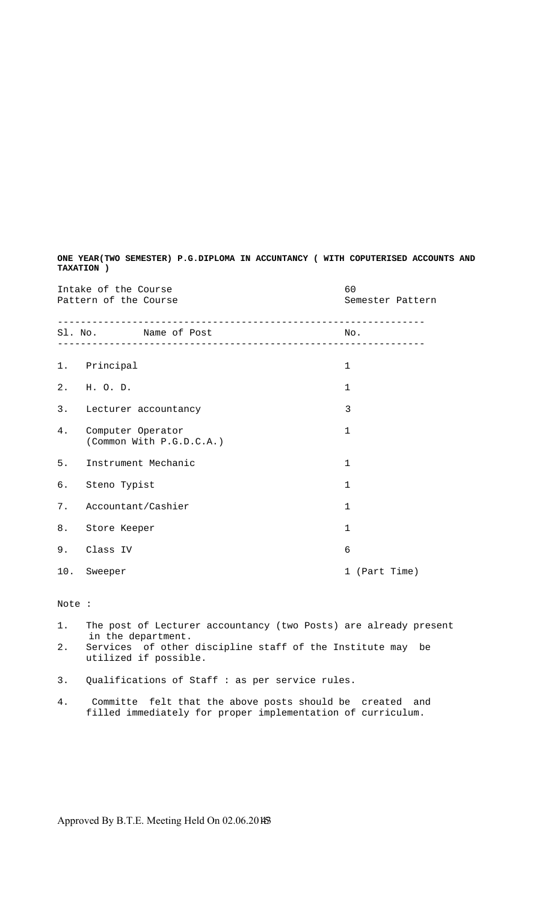**ONE YEAR(TWO SEMESTER) P.G.DIPLOMA IN ACCUNTANCY ( WITH COPUTERISED ACCOUNTS AND TAXATION )**

Intake of the Course: 60

Pattern of the Course: Semester Pattern

| Sl. No. | Name of Post | No. |
|---|---|---|
| 1. | Principal | 1 |
| 2. | H. O. D. | 1 |
| 3. | Lecturer accountancy | 3 |
| 4. | Computer Operator (Common With P.G.D.C.A.) | 1 |
| 5. | Instrument Mechanic | 1 |
| 6. | Steno Typist | 1 |
| 7. | Accountant/Cashier | 1 |
| 8. | Store Keeper | 1 |
| 9. | Class IV | 6 |
| 10. | Sweeper | 1 (Part Time) |

Note :

1. The post of Lecturer accountancy (two Posts) are already present in the department.
2. Services of other discipline staff of the Institute may be utilized if possible.
3. Qualifications of Staff : as per service rules.
4. Committe felt that the above posts should be created and filled immediately for proper implementation of curriculum.

Approved By B.T.E. Meeting Held On 02.06.2015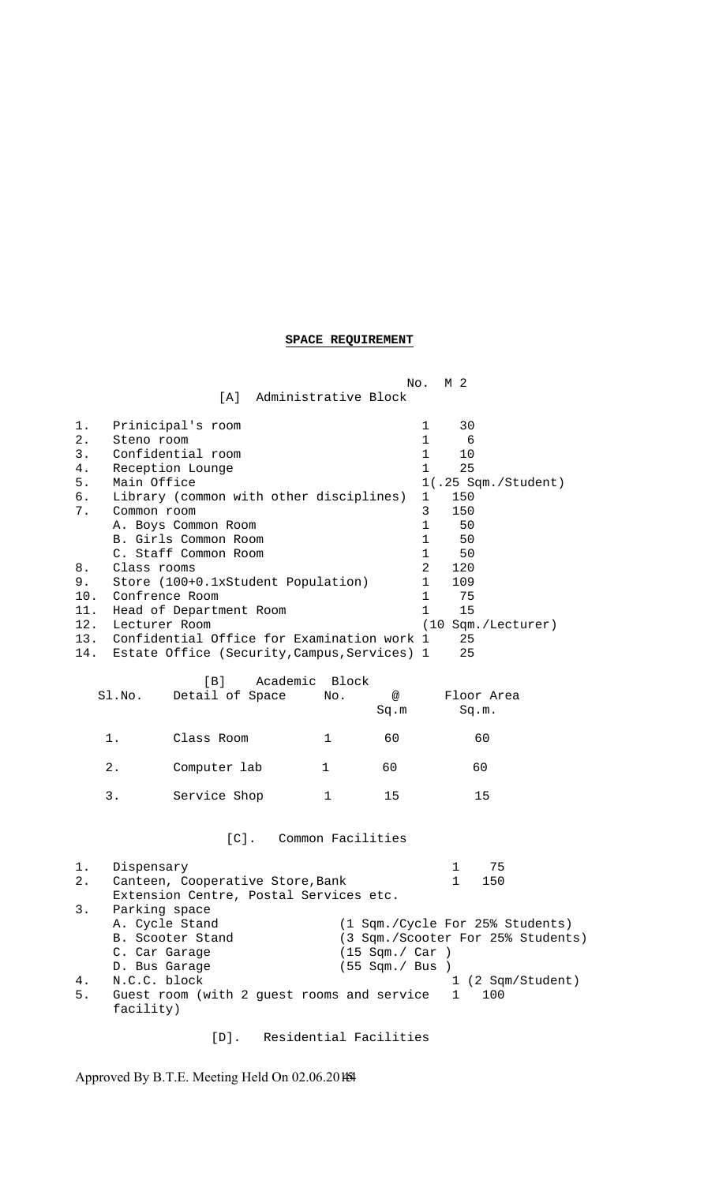**SPACE REQUIREMENT**

### [A] Administrative Block

| | | No. | M 2 |
|---|---|---|---|
| 1. | Prinicipal's room | 1 | 30 |
| 2. | Steno room | 1 | 6 |
| 3. | Confidential room | 1 | 10 |
| 4. | Reception Lounge | 1 | 25 |
| 5. | Main Office | 1 | (.25 Sqm./Student) |
| 6. | Library (common with other disciplines) | 1 | 150 |
| 7. | Common room | 3 | 150 |
| | A. Boys Common Room | 1 | 50 |
| | B. Girls Common Room | 1 | 50 |
| | C. Staff Common Room | 1 | 50 |
| 8. | Class rooms | 2 | 120 |
| 9. | Store (100+0.1xStudent Population) | 1 | 109 |
| 10. | Confrence Room | 1 | 75 |
| 11. | Head of Department Room | 1 | 15 |
| 12. | Lecturer Room | | (10 Sqm./Lecturer) |
| 13. | Confidential Office for Examination work | 1 | 25 |
| 14. | Estate Office (Security,Campus,Services) | 1 | 25 |

### [B] Academic Block

| Sl.No. | Detail of Space | No. | @ Sq.m | Floor Area Sq.m. |
|---|---|---|---|---|
| 1. | Class Room | 1 | 60 | 60 |
| 2. | Computer lab | 1 | 60 | 60 |
| 3. | Service Shop | 1 | 15 | 15 |

### [C]. Common Facilities

| | | | |
|---|---|---|---|
| 1. | Dispensary | 1 | 75 |
| 2. | Canteen, Cooperative Store,Bank Extension Centre, Postal Services etc. | 1 | 150 |
| 3. | Parking space | | |
| | A. Cycle Stand | | (1 Sqm./Cycle For 25% Students) |
| | B. Scooter Stand | | (3 Sqm./Scooter For 25% Students) |
| | C. Car Garage | | (15 Sqm./ Car ) |
| | D. Bus Garage | | (55 Sqm./ Bus ) |
| 4. | N.C.C. block | 1 | (2 Sqm/Student) |
| 5. | Guest room (with 2 guest rooms and service facility) | 1 | 100 |

### [D]. Residential Facilities

Approved By B.T.E. Meeting Held On 02.06.2014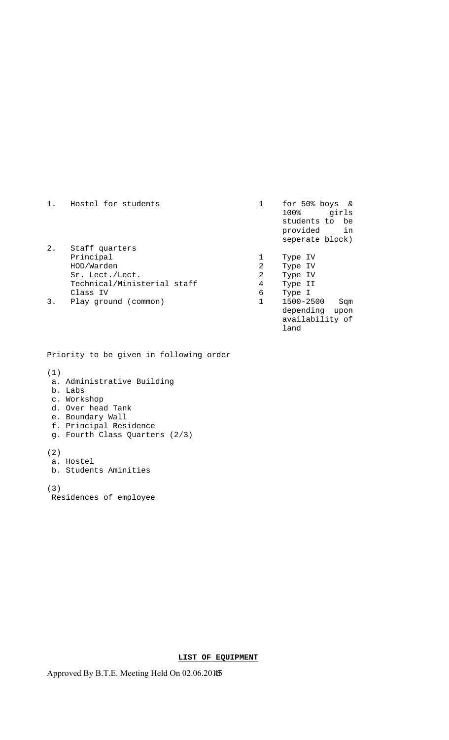| | | | |
|---|---|---|---|
| 1. | Hostel for students | 1 | for 50% boys & 100% girls students to be provided in seperate block) |
| 2. | Staff quarters | | |
| | Principal | 1 | Type IV |
| | HOD/Warden | 2 | Type IV |
| | Sr. Lect./Lect. | 2 | Type IV |
| | Technical/Ministerial staff | 4 | Type II |
| | Class IV | 6 | Type I |
| 3. | Play ground (common) | 1 | 1500-2500 Sqm depending upon availability of land |

Priority to be given in following order

(1)

a. Administrative Building
b. Labs
c. Workshop
d. Over head Tank
e. Boundary Wall
f. Principal Residence
g. Fourth Class Quarters (2/3)

(2)

a. Hostel
b. Students Aminities

(3)

Residences of employee

**LIST OF EQUIPMENT**

Approved By B.T.E. Meeting Held On 02.06.2015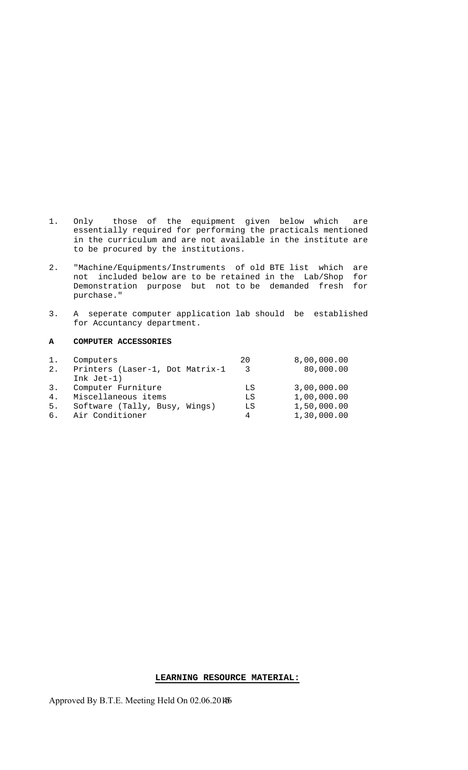1. Only those of the equipment given below which are essentially required for performing the practicals mentioned in the curriculum and are not available in the institute are to be procured by the institutions.

2. "Machine/Equipments/Instruments of old BTE list which are not included below are to be retained in the Lab/Shop for Demonstration purpose but not to be demanded fresh for purchase."

3. A seperate computer application lab should be established for Accuntancy department.

**A COMPUTER ACCESSORIES**

| | | | |
|---|---|---|---|
| 1. | Computers | 20 | 8,00,000.00 |
| 2. | Printers (Laser-1, Dot Matrix-1 Ink Jet-1) | 3 | 80,000.00 |
| 3. | Computer Furniture | LS | 3,00,000.00 |
| 4. | Miscellaneous items | LS | 1,00,000.00 |
| 5. | Software (Tally, Busy, Wings) | LS | 1,50,000.00 |
| 6. | Air Conditioner | 4 | 1,30,000.00 |

**LEARNING RESOURCE MATERIAL:**

Approved By B.T.E. Meeting Held On 02.06.2015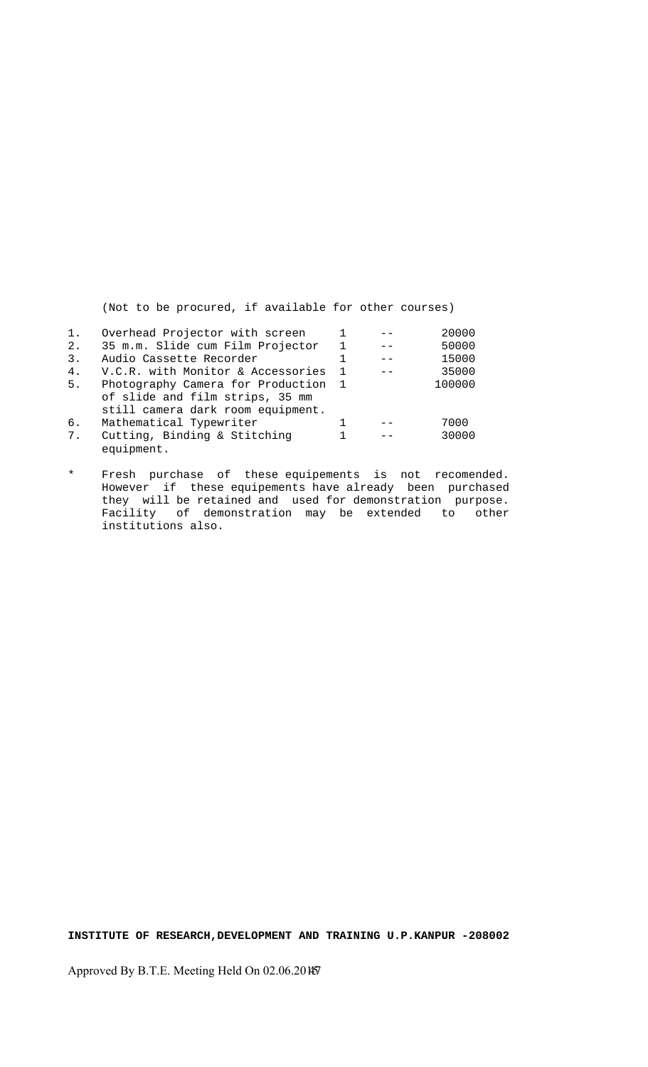(Not to be procured, if available for other courses)

| | | | | |
|---|---|---|---|---|
| 1. | Overhead Projector with screen | 1 | -- | 20000 |
| 2. | 35 m.m. Slide cum Film Projector | 1 | -- | 50000 |
| 3. | Audio Cassette Recorder | 1 | -- | 15000 |
| 4. | V.C.R. with Monitor & Accessories | 1 | -- | 35000 |
| 5. | Photography Camera for Production of slide and film strips, 35 mm still camera dark room equipment. | 1 | | 100000 |
| 6. | Mathematical Typewriter | 1 | -- | 7000 |
| 7. | Cutting, Binding & Stitching equipment. | 1 | -- | 30000 |

\* Fresh purchase of these equipements is not recomended. However if these equipements have already been purchased they will be retained and used for demonstration purpose. Facility of demonstration may be extended to other institutions also.

**INSTITUTE OF RESEARCH,DEVELOPMENT AND TRAINING U.P.KANPUR -208002**

Approved By B.T.E. Meeting Held On 02.06.2015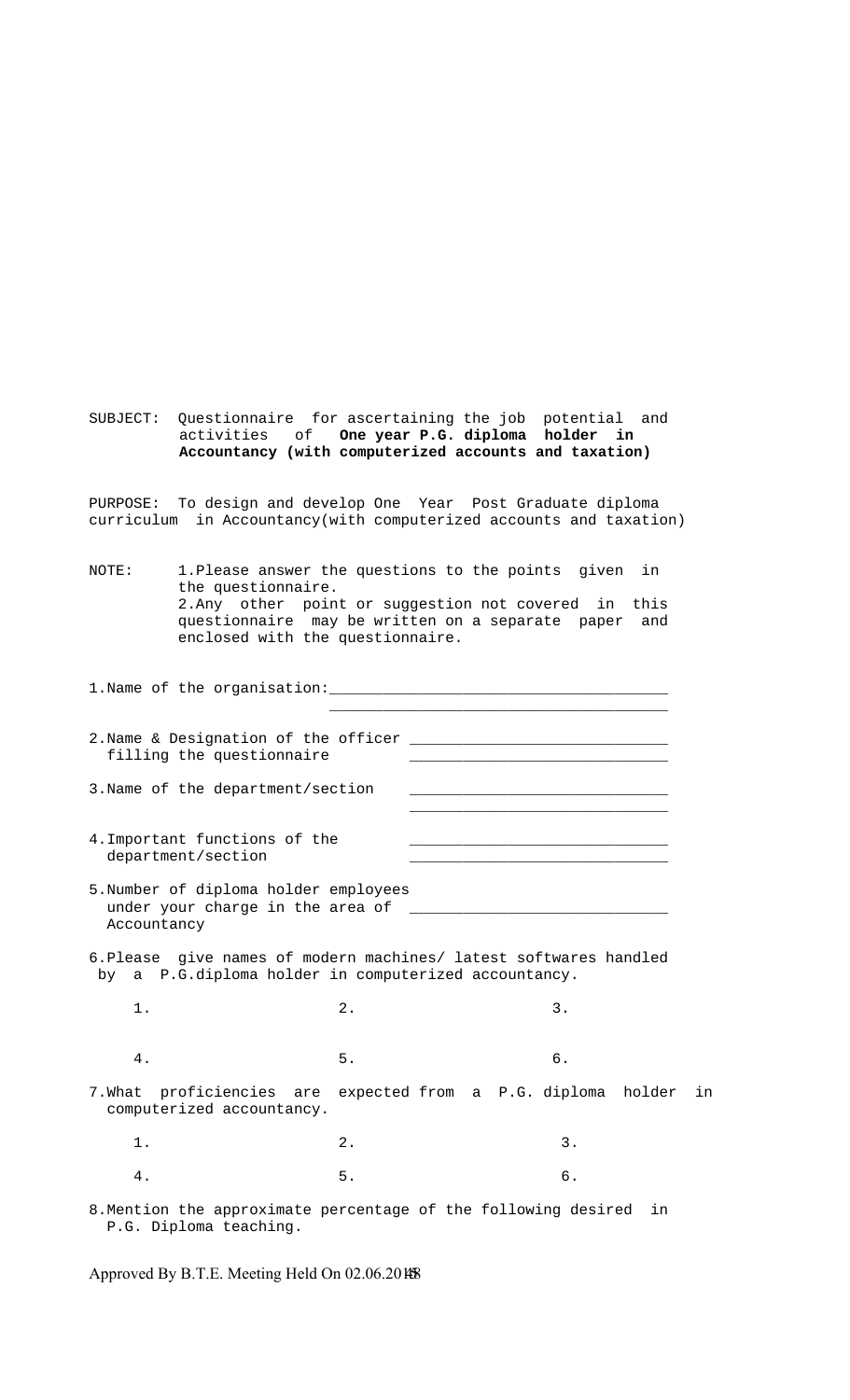SUBJECT: Questionnaire for ascertaining the job potential and activities of **One year P.G. diploma holder in Accountancy (with computerized accounts and taxation)**

PURPOSE: To design and develop One Year Post Graduate diploma curriculum in Accountancy(with computerized accounts and taxation)

NOTE: 1.Please answer the questions to the points given in the questionnaire.
2.Any other point or suggestion not covered in this questionnaire may be written on a separate paper and enclosed with the questionnaire.

1.Name of the organisation:____________________________________
____________________________________

2.Name & Designation of the officer ____________________________
filling the questionnaire ____________________________

3.Name of the department/section ____________________________
____________________________

4.Important functions of the ____________________________
department/section ____________________________

5.Number of diploma holder employees under your charge in the area of Accountancy ____________________________

6.Please give names of modern machines/ latest softwares handled by a P.G.diploma holder in computerized accountancy.

1. 2. 3.

4. 5. 6.

7.What proficiencies are expected from a P.G. diploma holder in computerized accountancy.

1. 2. 3.

4. 5. 6.

8.Mention the approximate percentage of the following desired in P.G. Diploma teaching.

Approved By B.T.E. Meeting Held On 02.06.2018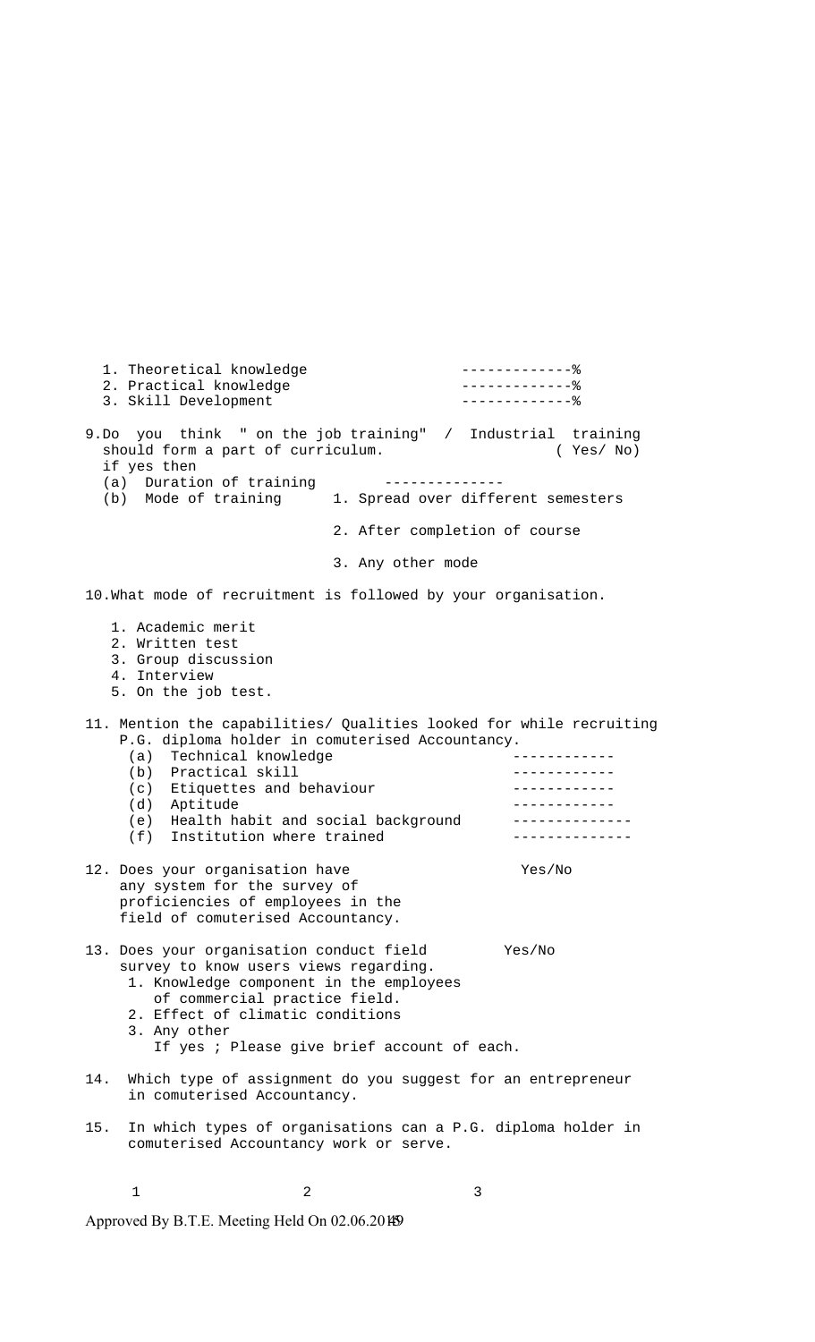1. Theoretical knowledge -------------%
2. Practical knowledge -------------%
3. Skill Development -------------%

9. Do you think " on the job training" / Industrial training should form a part of curriculum. ( Yes/ No)
   if yes then
   (a) Duration of training --------------
   (b) Mode of training
       1. Spread over different semesters
       2. After completion of course
       3. Any other mode

10. What mode of recruitment is followed by your organisation.
    1. Academic merit
    2. Written test
    3. Group discussion
    4. Interview
    5. On the job test.

11. Mention the capabilities/ Qualities looked for while recruiting P.G. diploma holder in comuterised Accountancy.
    (a) Technical knowledge ------------
    (b) Practical skill ------------
    (c) Etiquettes and behaviour ------------
    (d) Aptitude ------------
    (e) Health habit and social background --------------
    (f) Institution where trained --------------

12. Does your organisation have any system for the survey of proficiencies of employees in the field of comuterised Accountancy. Yes/No

13. Does your organisation conduct field survey to know users views regarding. Yes/No
    1. Knowledge component in the employees of commercial practice field.
    2. Effect of climatic conditions
    3. Any other
       If yes ; Please give brief account of each.

14. Which type of assignment do you suggest for an entrepreneur in comuterised Accountancy.

15. In which types of organisations can a P.G. diploma holder in comuterised Accountancy work or serve.

1 2 3

Approved By B.T.E. Meeting Held On 02.06.2014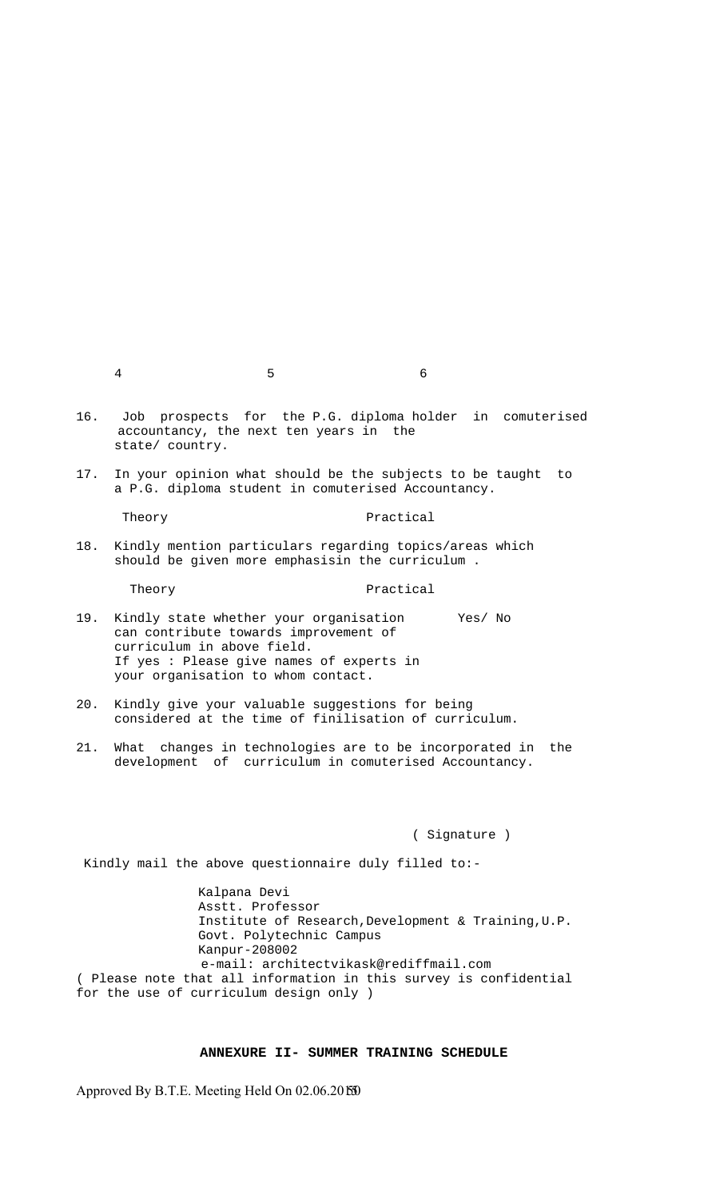4 5 6

16. Job prospects for the P.G. diploma holder in comuterised accountancy, the next ten years in the state/ country.

17. In your opinion what should be the subjects to be taught to a P.G. diploma student in comuterised Accountancy.

    Theory Practical

18. Kindly mention particulars regarding topics/areas which should be given more emphasisin the curriculum .

    Theory Practical

19. Kindly state whether your organisation can contribute towards improvement of curriculum in above field. Yes/ No
    If yes : Please give names of experts in your organisation to whom contact.

20. Kindly give your valuable suggestions for being considered at the time of finilisation of curriculum.

21. What changes in technologies are to be incorporated in the development of curriculum in comuterised Accountancy.

( Signature )

Kindly mail the above questionnaire duly filled to:-

Kalpana Devi
Asstt. Professor
Institute of Research,Development & Training,U.P.
Govt. Polytechnic Campus
Kanpur-208002
e-mail: architectvikask@rediffmail.com

( Please note that all information in this survey is confidential for the use of curriculum design only )

**ANNEXURE II- SUMMER TRAINING SCHEDULE**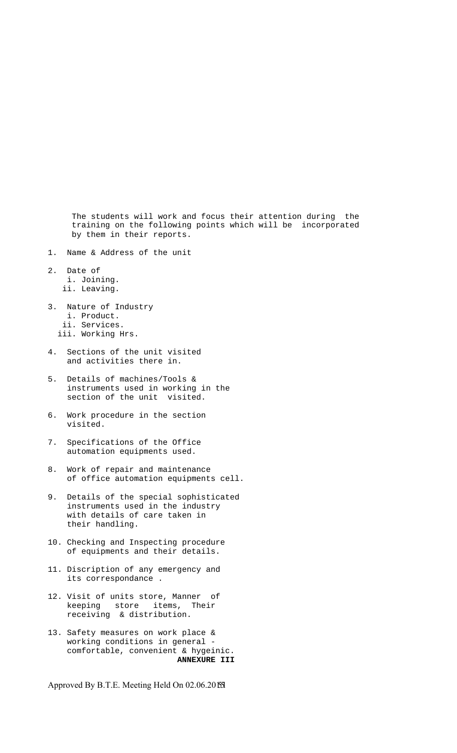The students will work and focus their attention during the training on the following points which will be incorporated by them in their reports.

1. Name & Address of the unit
2. Date of
   i. Joining.
   ii. Leaving.
3. Nature of Industry
   i. Product.
   ii. Services.
   iii. Working Hrs.
4. Sections of the unit visited and activities there in.
5. Details of machines/Tools & instruments used in working in the section of the unit visited.
6. Work procedure in the section visited.
7. Specifications of the Office automation equipments used.
8. Work of repair and maintenance of office automation equipments cell.
9. Details of the special sophisticated instruments used in the industry with details of care taken in their handling.
10. Checking and Inspecting procedure of equipments and their details.
11. Discription of any emergency and its correspondance .
12. Visit of units store, Manner of keeping store items, Their receiving & distribution.
13. Safety measures on work place & working conditions in general - comfortable, convenient & hygeinic.

**ANNEXURE III**

Approved By B.T.E. Meeting Held On 02.06.2015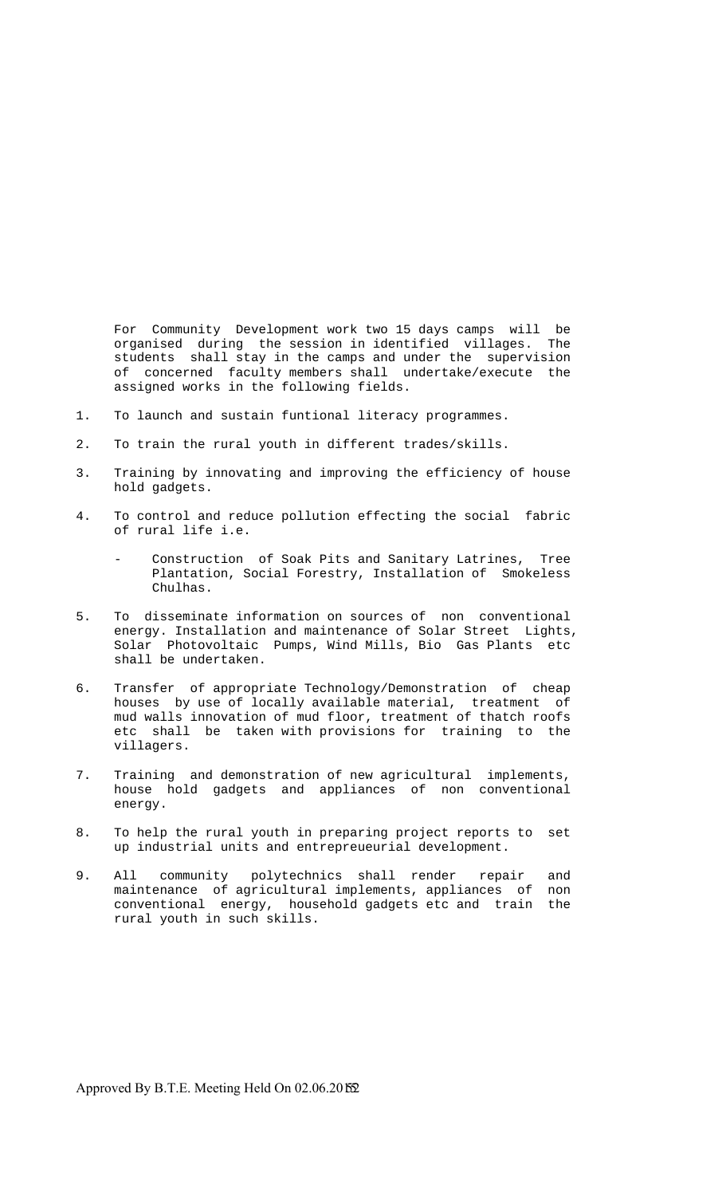For Community Development work two 15 days camps will be organised during the session in identified villages. The students shall stay in the camps and under the supervision of concerned faculty members shall undertake/execute the assigned works in the following fields.

1. To launch and sustain funtional literacy programmes.

2. To train the rural youth in different trades/skills.

3. Training by innovating and improving the efficiency of house hold gadgets.

4. To control and reduce pollution effecting the social fabric of rural life i.e.

   - Construction of Soak Pits and Sanitary Latrines, Tree Plantation, Social Forestry, Installation of Smokeless Chulhas.

5. To disseminate information on sources of non conventional energy. Installation and maintenance of Solar Street Lights, Solar Photovoltaic Pumps, Wind Mills, Bio Gas Plants etc shall be undertaken.

6. Transfer of appropriate Technology/Demonstration of cheap houses by use of locally available material, treatment of mud walls innovation of mud floor, treatment of thatch roofs etc shall be taken with provisions for training to the villagers.

7. Training and demonstration of new agricultural implements, house hold gadgets and appliances of non conventional energy.

8. To help the rural youth in preparing project reports to set up industrial units and entrepreueurial development.

9. All community polytechnics shall render repair and maintenance of agricultural implements, appliances of non conventional energy, household gadgets etc and train the rural youth in such skills.

Approved By B.T.E. Meeting Held On 02.06.2015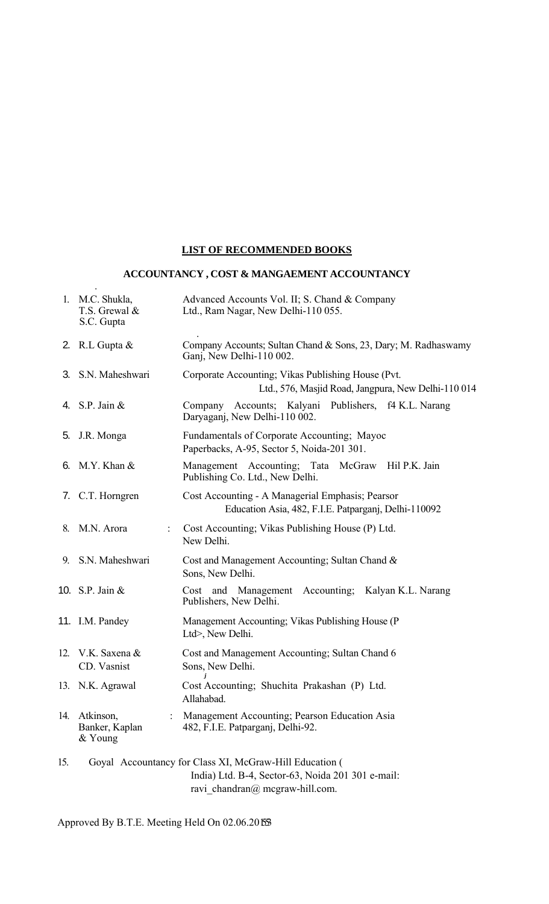**LIST OF RECOMMENDED BOOKS**

**ACCOUNTANCY , COST & MANGAEMENT ACCOUNTANCY**

| | Author | Title / Publisher |
|---|---|---|
| 1. | M.C. Shukla, T.S. Grewal & S.C. Gupta | Advanced Accounts Vol. II; S. Chand & Company Ltd., Ram Nagar, New Delhi-110 055. |
| 2. | R.L Gupta & | Company Accounts; Sultan Chand & Sons, 23, Dary; M. Radhaswamy Ganj, New Delhi-110 002. |
| 3. | S.N. Maheshwari | Corporate Accounting; Vikas Publishing House (Pvt. Ltd., 576, Masjid Road, Jangpura, New Delhi-110 014 |
| 4. | S.P. Jain & | Company Accounts; Kalyani Publishers, f4 K.L. Narang Daryaganj, New Delhi-110 002. |
| 5. | J.R. Monga | Fundamentals of Corporate Accounting; Mayoc Paperbacks, A-95, Sector 5, Noida-201 301. |
| 6. | M.Y. Khan & | Management Accounting; Tata McGraw Hil P.K. Jain Publishing Co. Ltd., New Delhi. |
| 7. | C.T. Horngren | Cost Accounting - A Managerial Emphasis; Pearsor Education Asia, 482, F.I.E. Patparganj, Delhi-110092 |
| 8. | M.N. Arora | Cost Accounting; Vikas Publishing House (P) Ltd. New Delhi. |
| 9. | S.N. Maheshwari | Cost and Management Accounting; Sultan Chand & Sons, New Delhi. |
| 10. | S.P. Jain & | Cost and Management Accounting; Kalyan K.L. Narang Publishers, New Delhi. |
| 11. | I.M. Pandey | Management Accounting; Vikas Publishing House (P Ltd>, New Delhi. |
| 12. | V.K. Saxena & CD. Vasnist | Cost and Management Accounting; Sultan Chand 6 Sons, New Delhi. |
| 13. | N.K. Agrawal | Cost Accounting; Shuchita Prakashan (P) Ltd. Allahabad. |
| 14. | Atkinson, Banker, Kaplan & Young | Management Accounting; Pearson Education Asia 482, F.I.E. Patparganj, Delhi-92. |
| 15. | Goyal | Accountancy for Class XI, McGraw-Hill Education ( India) Ltd. B-4, Sector-63, Noida 201 301 e-mail: ravi_chandran@ mcgraw-hill.com. |

Approved By B.T.E. Meeting Held On 02.06.2015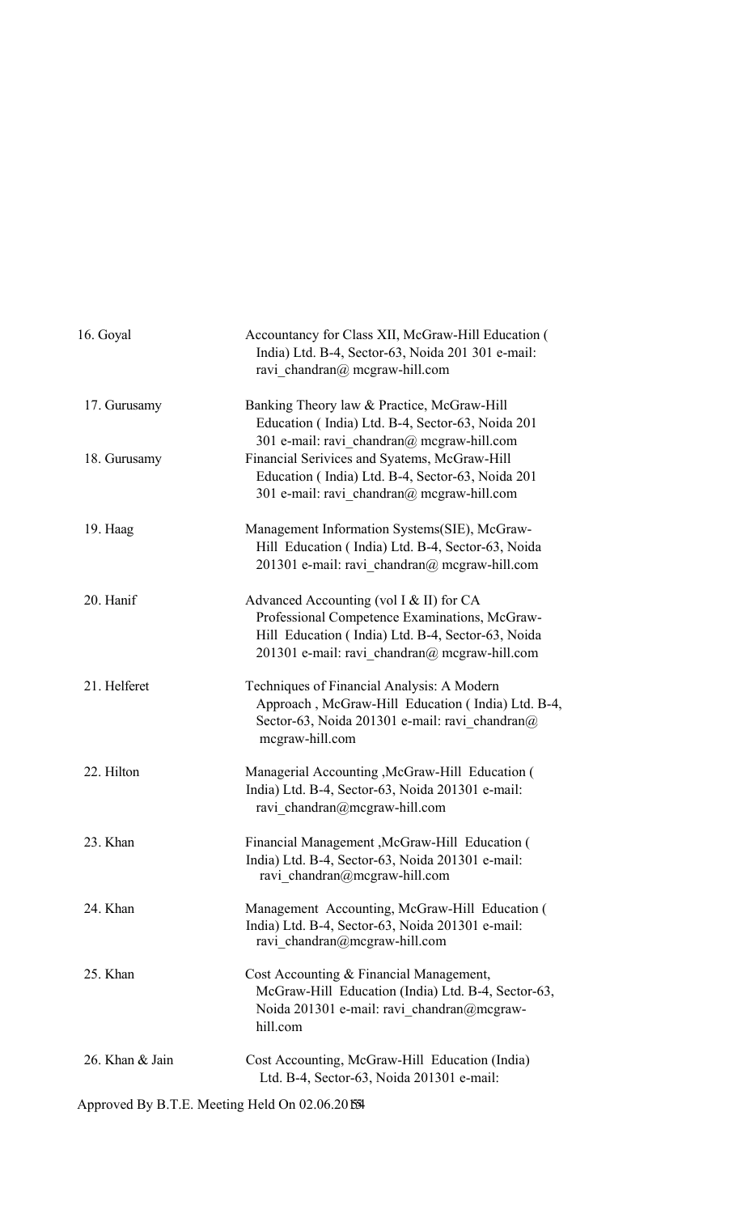| | |
|---|---|
| 16. Goyal | Accountancy for Class XII, McGraw-Hill Education ( India) Ltd. B-4, Sector-63, Noida 201 301 e-mail: ravi_chandran@ mcgraw-hill.com |
| 17. Gurusamy | Banking Theory law & Practice, McGraw-Hill Education ( India) Ltd. B-4, Sector-63, Noida 201 301 e-mail: ravi_chandran@ mcgraw-hill.com |
| 18. Gurusamy | Financial Serivices and Syatems, McGraw-Hill Education ( India) Ltd. B-4, Sector-63, Noida 201 301 e-mail: ravi_chandran@ mcgraw-hill.com |
| 19. Haag | Management Information Systems(SIE), McGraw-Hill Education ( India) Ltd. B-4, Sector-63, Noida 201301 e-mail: ravi_chandran@ mcgraw-hill.com |
| 20. Hanif | Advanced Accounting (vol I & II) for CA Professional Competence Examinations, McGraw-Hill Education ( India) Ltd. B-4, Sector-63, Noida 201301 e-mail: ravi_chandran@ mcgraw-hill.com |
| 21. Helferet | Techniques of Financial Analysis: A Modern Approach , McGraw-Hill Education ( India) Ltd. B-4, Sector-63, Noida 201301 e-mail: ravi_chandran@ mcgraw-hill.com |
| 22. Hilton | Managerial Accounting ,McGraw-Hill Education ( India) Ltd. B-4, Sector-63, Noida 201301 e-mail: ravi_chandran@mcgraw-hill.com |
| 23. Khan | Financial Management ,McGraw-Hill Education ( India) Ltd. B-4, Sector-63, Noida 201301 e-mail: ravi_chandran@mcgraw-hill.com |
| 24. Khan | Management Accounting, McGraw-Hill Education ( India) Ltd. B-4, Sector-63, Noida 201301 e-mail: ravi_chandran@mcgraw-hill.com |
| 25. Khan | Cost Accounting & Financial Management, McGraw-Hill Education (India) Ltd. B-4, Sector-63, Noida 201301 e-mail: ravi_chandran@mcgraw-hill.com |
| 26. Khan & Jain | Cost Accounting, McGraw-Hill Education (India) Ltd. B-4, Sector-63, Noida 201301 e-mail: |

Approved By B.T.E. Meeting Held On 02.06.2015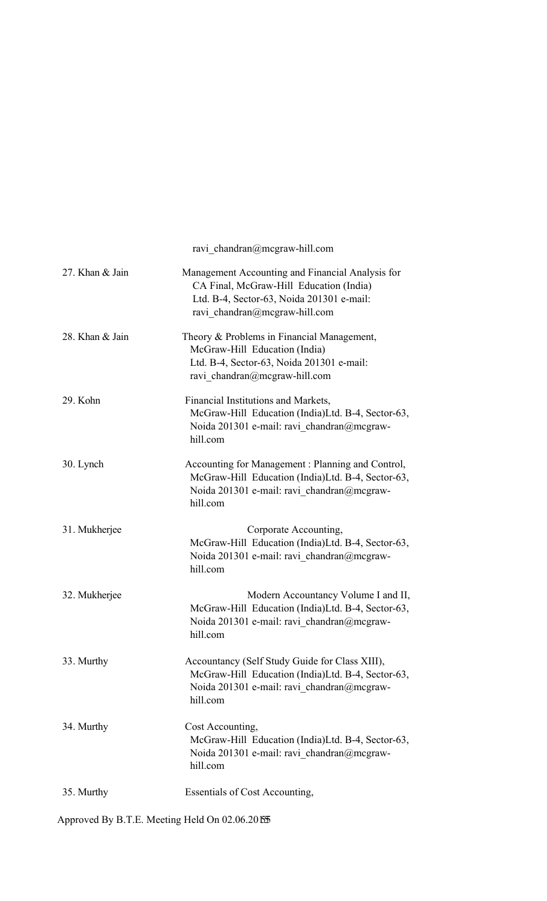ravi_chandran@mcgraw-hill.com

| | |
|---|---|
| 27. Khan & Jain | Management Accounting and Financial Analysis for CA Final, McGraw-Hill Education (India) Ltd. B-4, Sector-63, Noida 201301 e-mail: ravi_chandran@mcgraw-hill.com |
| 28. Khan & Jain | Theory & Problems in Financial Management, McGraw-Hill Education (India) Ltd. B-4, Sector-63, Noida 201301 e-mail: ravi_chandran@mcgraw-hill.com |
| 29. Kohn | Financial Institutions and Markets, McGraw-Hill Education (India)Ltd. B-4, Sector-63, Noida 201301 e-mail: ravi_chandran@mcgraw-hill.com |
| 30. Lynch | Accounting for Management : Planning and Control, McGraw-Hill Education (India)Ltd. B-4, Sector-63, Noida 201301 e-mail: ravi_chandran@mcgraw-hill.com |
| 31. Mukherjee | Corporate Accounting, McGraw-Hill Education (India)Ltd. B-4, Sector-63, Noida 201301 e-mail: ravi_chandran@mcgraw-hill.com |
| 32. Mukherjee | Modern Accountancy Volume I and II, McGraw-Hill Education (India)Ltd. B-4, Sector-63, Noida 201301 e-mail: ravi_chandran@mcgraw-hill.com |
| 33. Murthy | Accountancy (Self Study Guide for Class XIII), McGraw-Hill Education (India)Ltd. B-4, Sector-63, Noida 201301 e-mail: ravi_chandran@mcgraw-hill.com |
| 34. Murthy | Cost Accounting, McGraw-Hill Education (India)Ltd. B-4, Sector-63, Noida 201301 e-mail: ravi_chandran@mcgraw-hill.com |
| 35. Murthy | Essentials of Cost Accounting, |

Approved By B.T.E. Meeting Held On 02.06.2015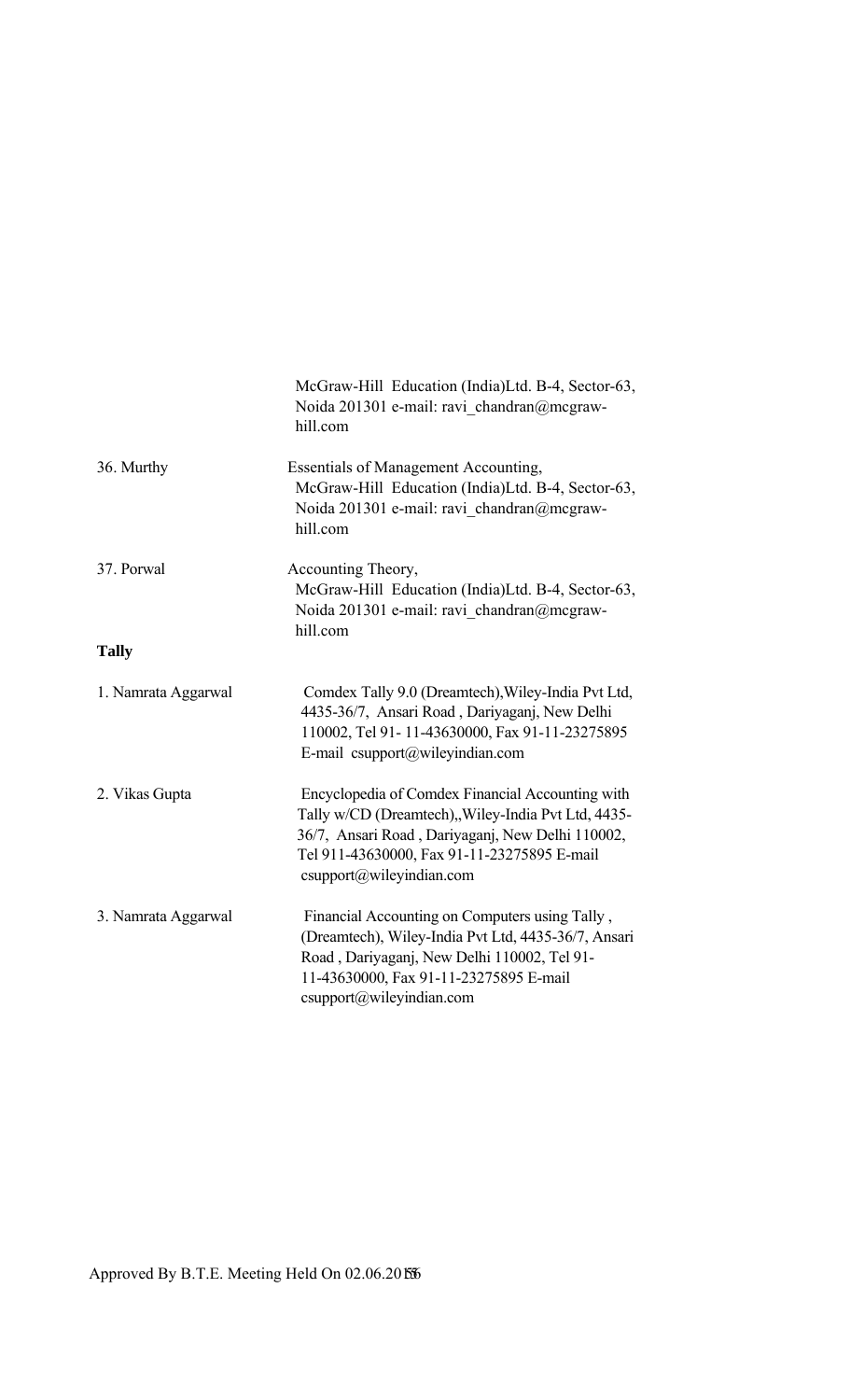| | |
|---|---|
| | McGraw-Hill Education (India)Ltd. B-4, Sector-63, Noida 201301 e-mail: ravi_chandran@mcgraw-hill.com |
| 36. Murthy | Essentials of Management Accounting, McGraw-Hill Education (India)Ltd. B-4, Sector-63, Noida 201301 e-mail: ravi_chandran@mcgraw-hill.com |
| 37. Porwal | Accounting Theory, McGraw-Hill Education (India)Ltd. B-4, Sector-63, Noida 201301 e-mail: ravi_chandran@mcgraw-hill.com |

**Tally**

| | |
|---|---|
| 1. Namrata Aggarwal | Comdex Tally 9.0 (Dreamtech),Wiley-India Pvt Ltd, 4435-36/7, Ansari Road , Dariyaganj, New Delhi 110002, Tel 91- 11-43630000, Fax 91-11-23275895 E-mail csupport@wileyindian.com |
| 2. Vikas Gupta | Encyclopedia of Comdex Financial Accounting with Tally w/CD (Dreamtech),,Wiley-India Pvt Ltd, 4435-36/7, Ansari Road , Dariyaganj, New Delhi 110002, Tel 911-43630000, Fax 91-11-23275895 E-mail csupport@wileyindian.com |
| 3. Namrata Aggarwal | Financial Accounting on Computers using Tally , (Dreamtech), Wiley-India Pvt Ltd, 4435-36/7, Ansari Road , Dariyaganj, New Delhi 110002, Tel 91-11-43630000, Fax 91-11-23275895 E-mail csupport@wileyindian.com |

Approved By B.T.E. Meeting Held On 02.06.2015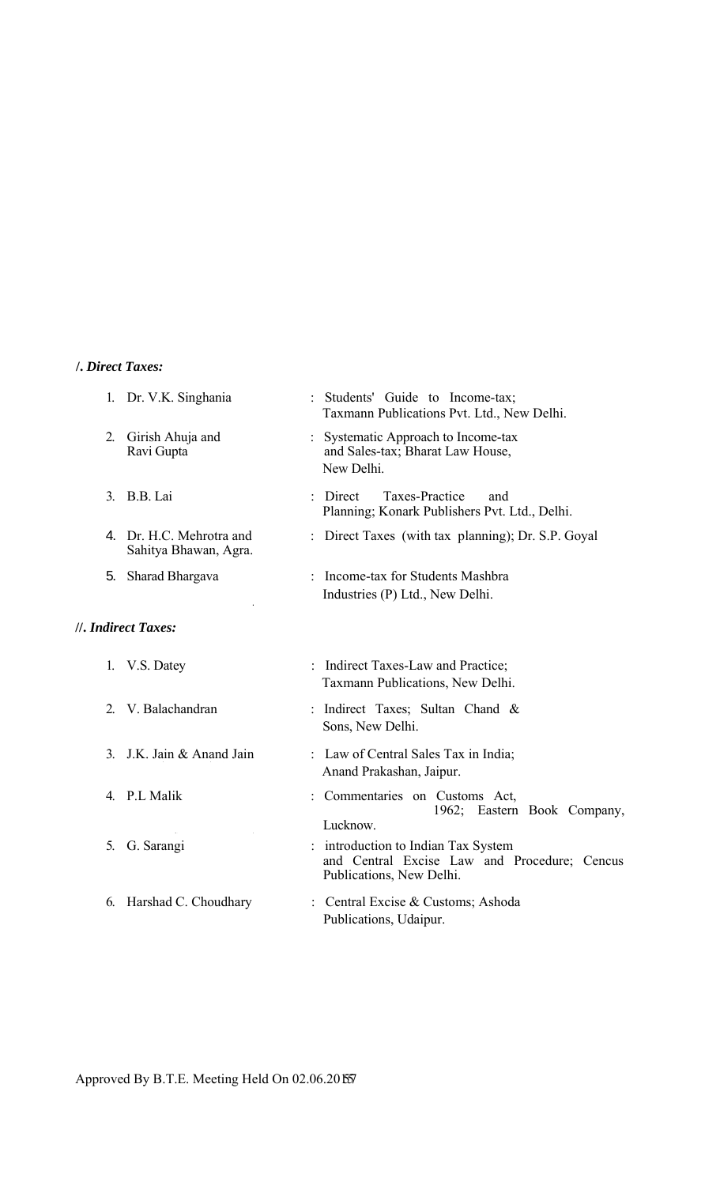***I. Direct Taxes:***

1. Dr. V.K. Singhania : Students' Guide to Income-tax; Taxmann Publications Pvt. Ltd., New Delhi.
2. Girish Ahuja and Ravi Gupta : Systematic Approach to Income-tax and Sales-tax; Bharat Law House, New Delhi.
3. B.B. Lai : Direct Taxes-Practice and Planning; Konark Publishers Pvt. Ltd., Delhi.
4. Dr. H.C. Mehrotra and Sahitya Bhawan, Agra. : Direct Taxes (with tax planning); Dr. S.P. Goyal
5. Sharad Bhargava : Income-tax for Students Mashbra Industries (P) Ltd., New Delhi.

***II. Indirect Taxes:***

1. V.S. Datey : Indirect Taxes-Law and Practice; Taxmann Publications, New Delhi.
2. V. Balachandran : Indirect Taxes; Sultan Chand & Sons, New Delhi.
3. J.K. Jain & Anand Jain : Law of Central Sales Tax in India; Anand Prakashan, Jaipur.
4. P.L Malik : Commentaries on Customs Act, 1962; Eastern Book Company, Lucknow.
5. G. Sarangi : introduction to Indian Tax System and Central Excise Law and Procedure; Cencus Publications, New Delhi.
6. Harshad C. Choudhary : Central Excise & Customs; Ashoda Publications, Udaipur.

Approved By B.T.E. Meeting Held On 02.06.2015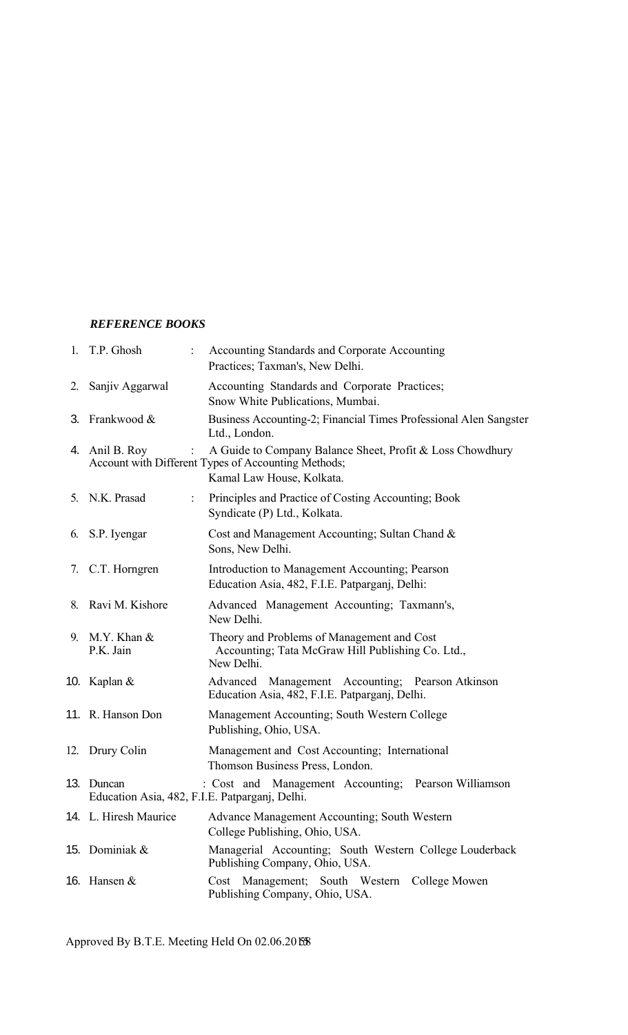***REFERENCE BOOKS***

| | | |
|---|---|---|
| 1. | T.P. Ghosh : | Accounting Standards and Corporate Accounting Practices; Taxman's, New Delhi. |
| 2. | Sanjiv Aggarwal | Accounting Standards and Corporate Practices; Snow White Publications, Mumbai. |
| 3. | Frankwood & | Business Accounting-2; Financial Times Professional Alen Sangster Ltd., London. |
| 4. | Anil B. Roy : | A Guide to Company Balance Sheet, Profit & Loss Chowdhury Account with Different Types of Accounting Methods; Kamal Law House, Kolkata. |
| 5. | N.K. Prasad : | Principles and Practice of Costing Accounting; Book Syndicate (P) Ltd., Kolkata. |
| 6. | S.P. Iyengar | Cost and Management Accounting; Sultan Chand & Sons, New Delhi. |
| 7. | C.T. Horngren | Introduction to Management Accounting; Pearson Education Asia, 482, F.I.E. Patparganj, Delhi: |
| 8. | Ravi M. Kishore | Advanced Management Accounting; Taxmann's, New Delhi. |
| 9. | M.Y. Khan & P.K. Jain | Theory and Problems of Management and Cost Accounting; Tata McGraw Hill Publishing Co. Ltd., New Delhi. |
| 10. | Kaplan & | Advanced Management Accounting; Pearson Atkinson Education Asia, 482, F.I.E. Patparganj, Delhi. |
| 11. | R. Hanson Don | Management Accounting; South Western College Publishing, Ohio, USA. |
| 12. | Drury Colin | Management and Cost Accounting; International Thomson Business Press, London. |
| 13. | Duncan : | Cost and Management Accounting; Pearson Williamson Education Asia, 482, F.I.E. Patparganj, Delhi. |
| 14. | L. Hiresh Maurice | Advance Management Accounting; South Western College Publishing, Ohio, USA. |
| 15. | Dominiak & | Managerial Accounting; South Western College Louderback Publishing Company, Ohio, USA. |
| 16. | Hansen & | Cost Management; South Western College Mowen Publishing Company, Ohio, USA. |

Approved By B.T.E. Meeting Held On 02.06.2015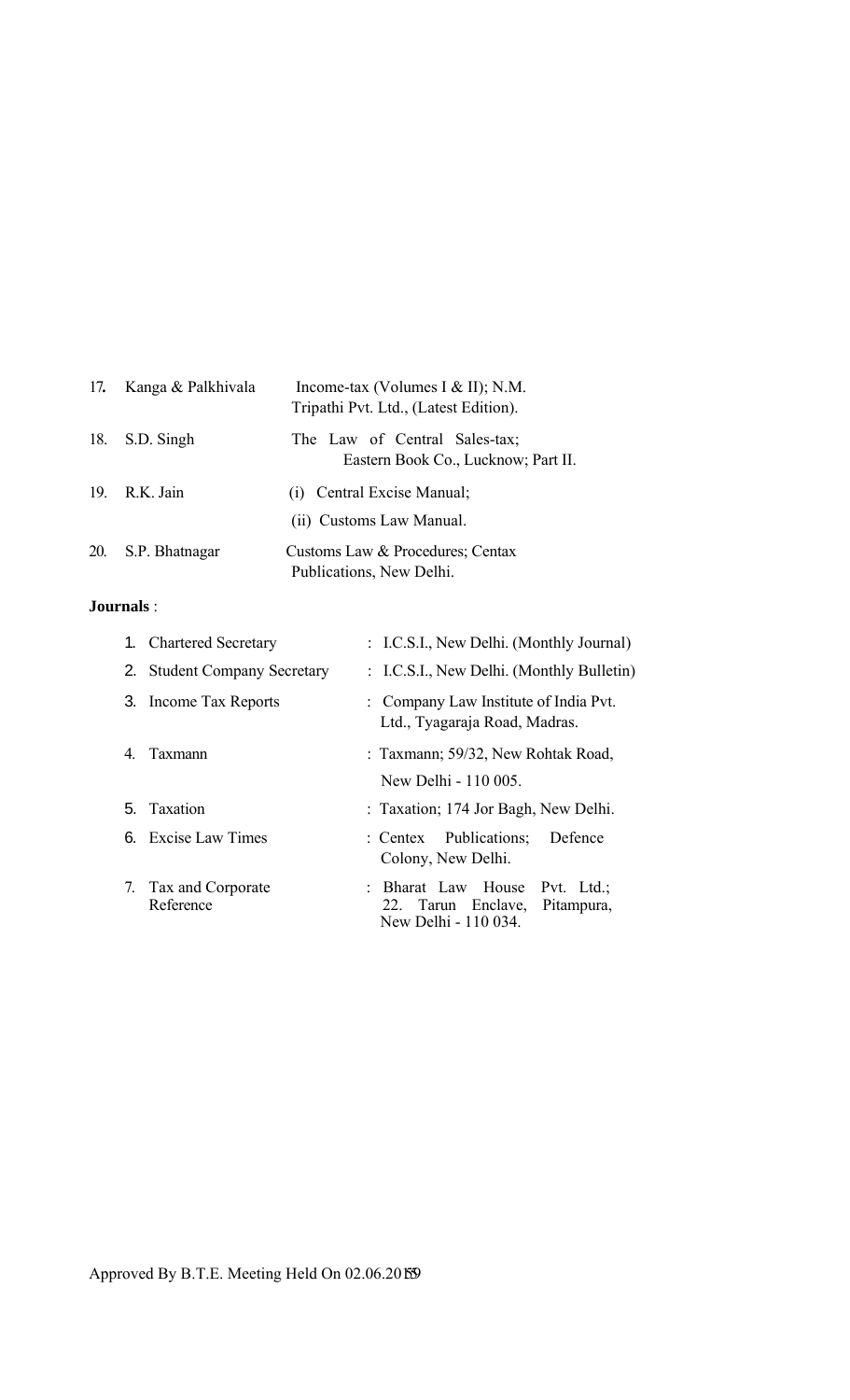| | | |
|---|---|---|
| 17. | Kanga & Palkhivala | Income-tax (Volumes I & II); N.M. Tripathi Pvt. Ltd., (Latest Edition). |
| 18. | S.D. Singh | The Law of Central Sales-tax; Eastern Book Co., Lucknow; Part II. |
| 19. | R.K. Jain | (i) Central Excise Manual; (ii) Customs Law Manual. |
| 20. | S.P. Bhatnagar | Customs Law & Procedures; Centax Publications, New Delhi. |

**Journals** :

| | | |
|---|---|---|
| 1. | Chartered Secretary | : I.C.S.I., New Delhi. (Monthly Journal) |
| 2. | Student Company Secretary | : I.C.S.I., New Delhi. (Monthly Bulletin) |
| 3. | Income Tax Reports | : Company Law Institute of India Pvt. Ltd., Tyagaraja Road, Madras. |
| 4. | Taxmann | : Taxmann; 59/32, New Rohtak Road, New Delhi - 110 005. |
| 5. | Taxation | : Taxation; 174 Jor Bagh, New Delhi. |
| 6. | Excise Law Times | : Centex Publications; Defence Colony, New Delhi. |
| 7. | Tax and Corporate Reference | : Bharat Law House Pvt. Ltd.; 22. Tarun Enclave, Pitampura, New Delhi - 110 034. |

Approved By B.T.E. Meeting Held On 02.06.2015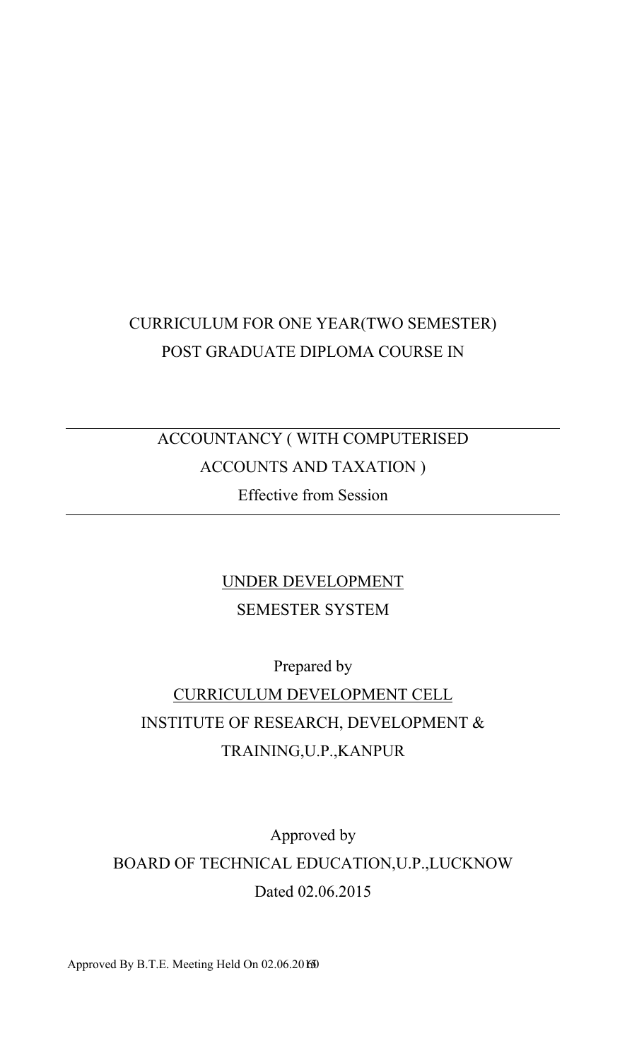CURRICULUM FOR ONE YEAR(TWO SEMESTER)

POST GRADUATE DIPLOMA COURSE IN

---

ACCOUNTANCY ( WITH COMPUTERISED ACCOUNTS AND TAXATION )

Effective from Session

---

UNDER DEVELOPMENT

SEMESTER SYSTEM

Prepared by

CURRICULUM DEVELOPMENT CELL

INSTITUTE OF RESEARCH, DEVELOPMENT & TRAINING,U.P.,KANPUR

Approved by

BOARD OF TECHNICAL EDUCATION,U.P.,LUCKNOW

Dated 02.06.2015